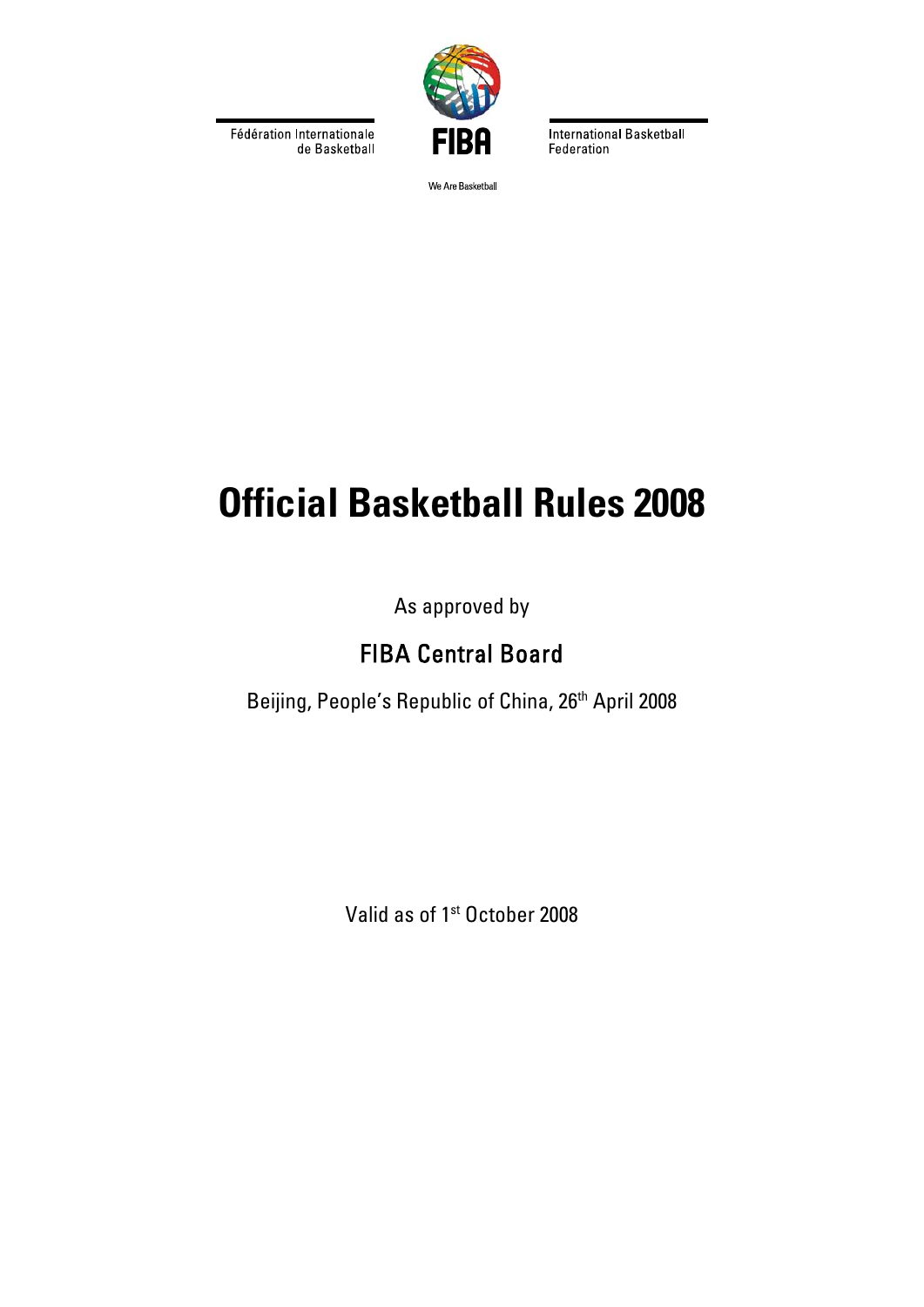Fédération Internationale de Basketball

FIBA

International Basketball Federation

We Are Basketball

# Official Basketball Rules 2008

As approved by

## FIBA Central Board

Beijing, People's Republic of China, 26th April 2008

Valid as of 1st October 2008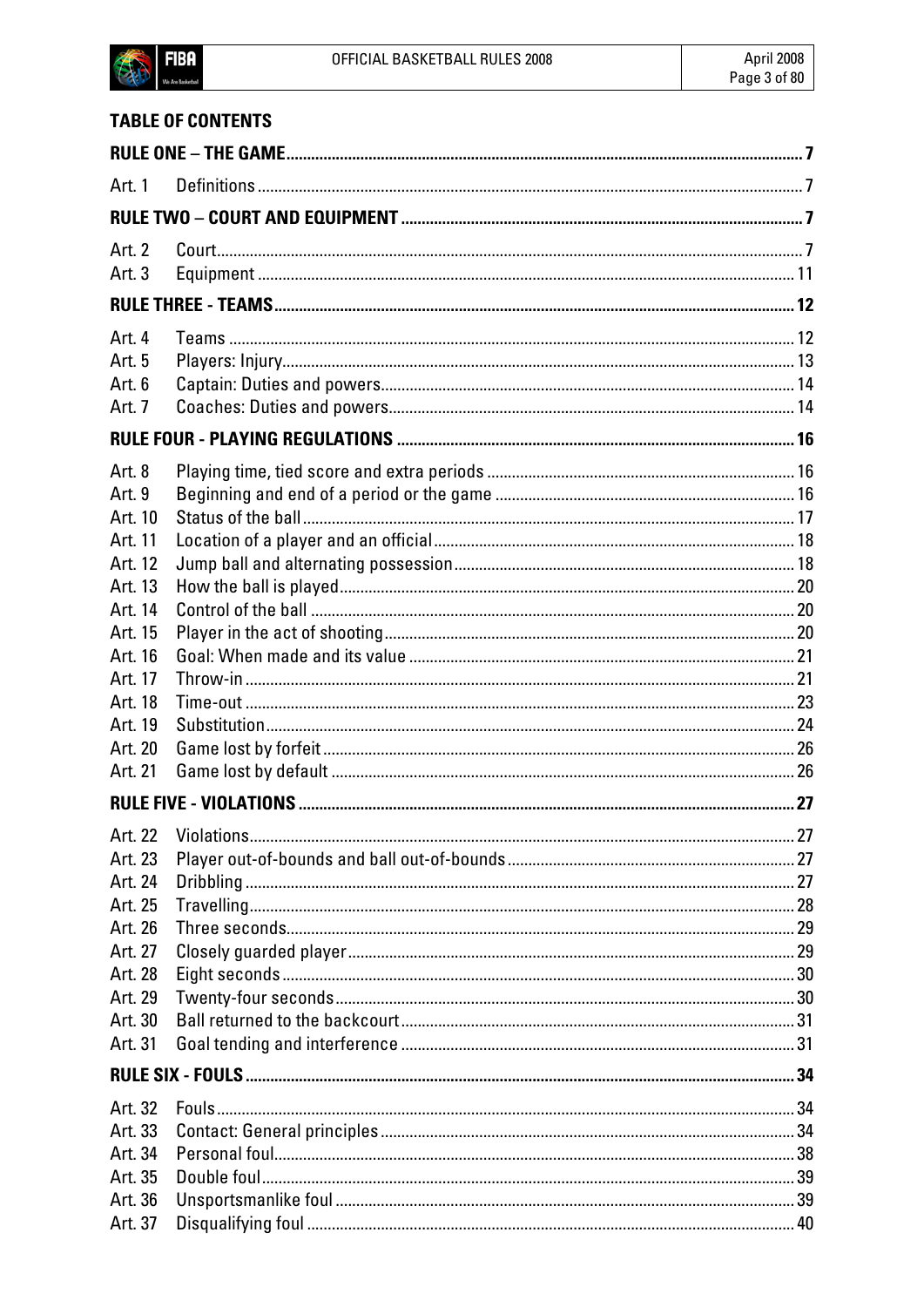## TABLE OF CONTENTS

**RULE ONE – THE GAME** ..... 7

| | | |
|---|---|---|
| Art. 1 | Definitions | 7 |

**RULE TWO – COURT AND EQUIPMENT** ..... 7

| | | |
|---|---|---|
| Art. 2 | Court | 7 |
| Art. 3 | Equipment | 11 |

**RULE THREE - TEAMS** ..... 12

| | | |
|---|---|---|
| Art. 4 | Teams | 12 |
| Art. 5 | Players: Injury | 13 |
| Art. 6 | Captain: Duties and powers | 14 |
| Art. 7 | Coaches: Duties and powers | 14 |

**RULE FOUR - PLAYING REGULATIONS** ..... 16

| | | |
|---|---|---|
| Art. 8 | Playing time, tied score and extra periods | 16 |
| Art. 9 | Beginning and end of a period or the game | 16 |
| Art. 10 | Status of the ball | 17 |
| Art. 11 | Location of a player and an official | 18 |
| Art. 12 | Jump ball and alternating possession | 18 |
| Art. 13 | How the ball is played | 20 |
| Art. 14 | Control of the ball | 20 |
| Art. 15 | Player in the act of shooting | 20 |
| Art. 16 | Goal: When made and its value | 21 |
| Art. 17 | Throw-in | 21 |
| Art. 18 | Time-out | 23 |
| Art. 19 | Substitution | 24 |
| Art. 20 | Game lost by forfeit | 26 |
| Art. 21 | Game lost by default | 26 |

**RULE FIVE - VIOLATIONS** ..... 27

| | | |
|---|---|---|
| Art. 22 | Violations | 27 |
| Art. 23 | Player out-of-bounds and ball out-of-bounds | 27 |
| Art. 24 | Dribbling | 27 |
| Art. 25 | Travelling | 28 |
| Art. 26 | Three seconds | 29 |
| Art. 27 | Closely guarded player | 29 |
| Art. 28 | Eight seconds | 30 |
| Art. 29 | Twenty-four seconds | 30 |
| Art. 30 | Ball returned to the backcourt | 31 |
| Art. 31 | Goal tending and interference | 31 |

**RULE SIX - FOULS** ..... 34

| | | |
|---|---|---|
| Art. 32 | Fouls | 34 |
| Art. 33 | Contact: General principles | 34 |
| Art. 34 | Personal foul | 38 |
| Art. 35 | Double foul | 39 |
| Art. 36 | Unsportsmanlike foul | 39 |
| Art. 37 | Disqualifying foul | 40 |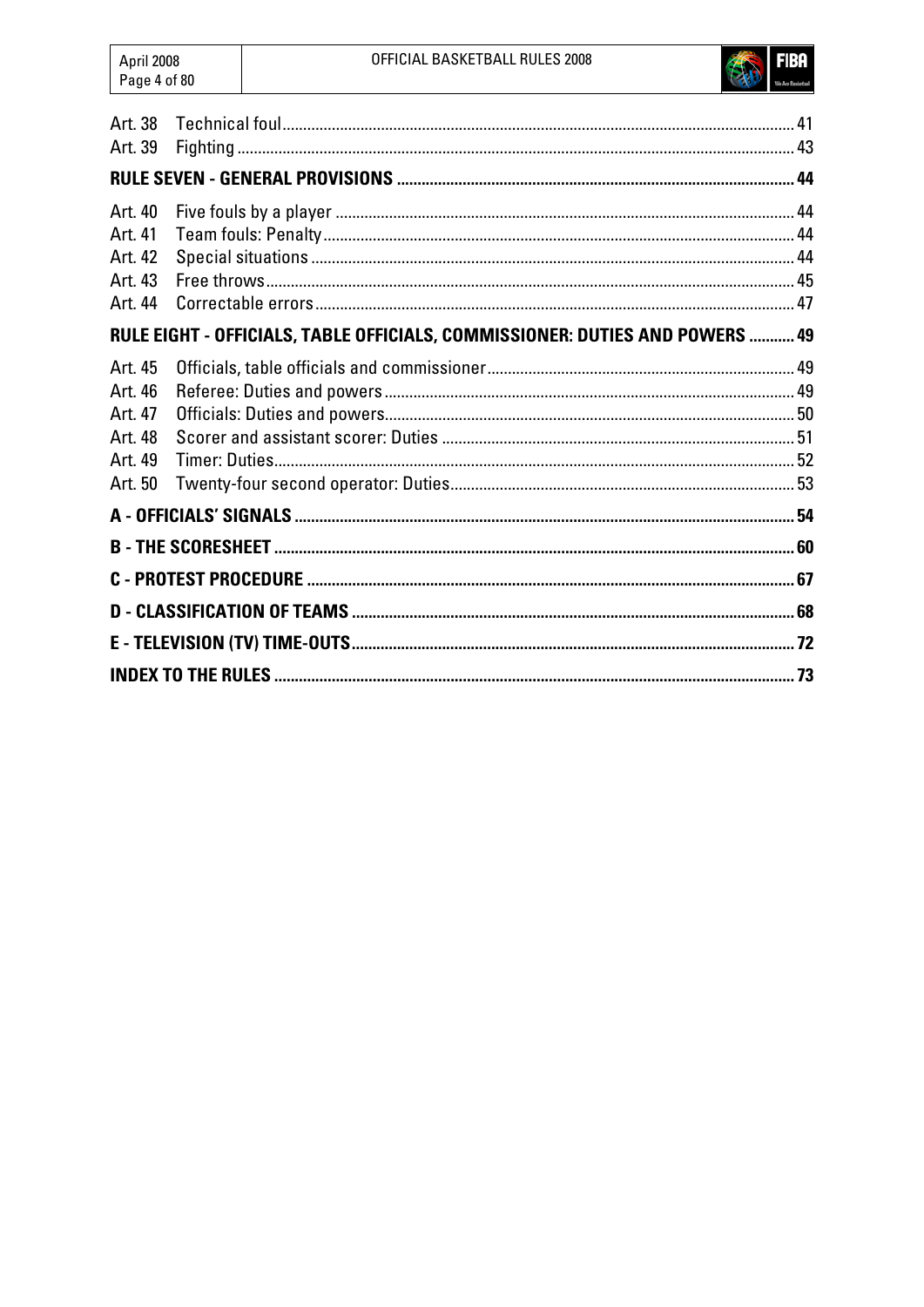| | | |
|---|---|---|
| Art. 38 | Technical foul | 41 |
| Art. 39 | Fighting | 43 |
| **RULE SEVEN - GENERAL PROVISIONS** | | **44** |
| Art. 40 | Five fouls by a player | 44 |
| Art. 41 | Team fouls: Penalty | 44 |
| Art. 42 | Special situations | 44 |
| Art. 43 | Free throws | 45 |
| Art. 44 | Correctable errors | 47 |
| **RULE EIGHT - OFFICIALS, TABLE OFFICIALS, COMMISSIONER: DUTIES AND POWERS** | | **49** |
| Art. 45 | Officials, table officials and commissioner | 49 |
| Art. 46 | Referee: Duties and powers | 49 |
| Art. 47 | Officials: Duties and powers | 50 |
| Art. 48 | Scorer and assistant scorer: Duties | 51 |
| Art. 49 | Timer: Duties | 52 |
| Art. 50 | Twenty-four second operator: Duties | 53 |
| **A - OFFICIALS' SIGNALS** | | **54** |
| **B - THE SCORESHEET** | | **60** |
| **C - PROTEST PROCEDURE** | | **67** |
| **D - CLASSIFICATION OF TEAMS** | | **68** |
| **E - TELEVISION (TV) TIME-OUTS** | | **72** |
| **INDEX TO THE RULES** | | **73** |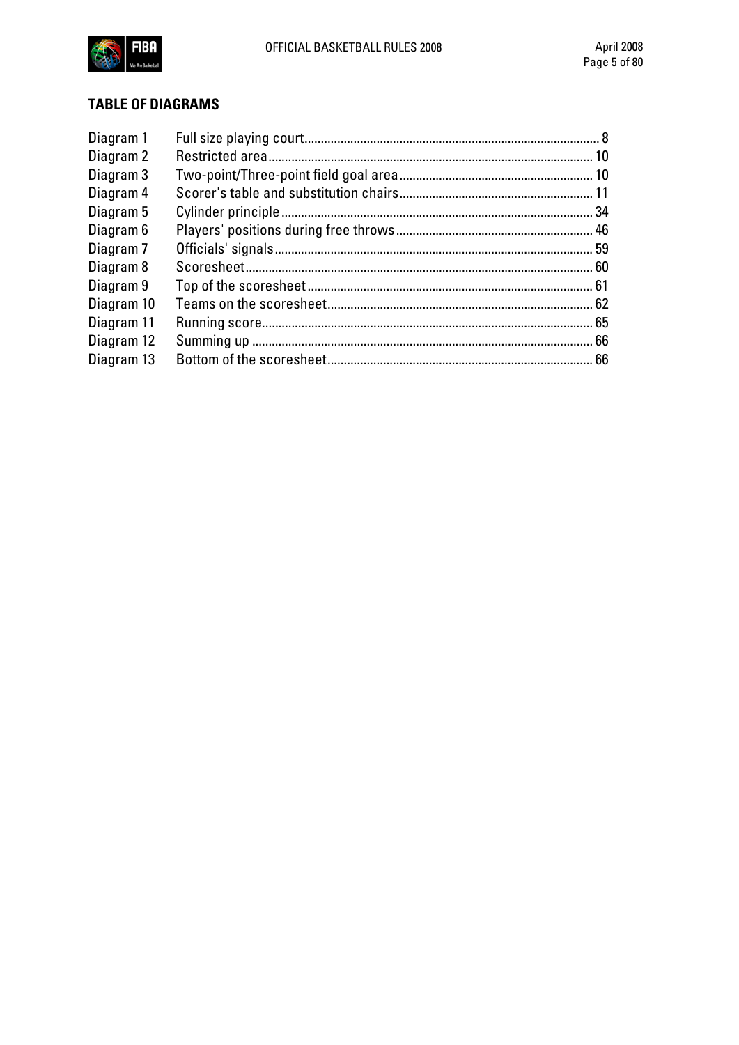## TABLE OF DIAGRAMS

| | | |
|---|---|---|
| Diagram 1 | Full size playing court | 8 |
| Diagram 2 | Restricted area | 10 |
| Diagram 3 | Two-point/Three-point field goal area | 10 |
| Diagram 4 | Scorer's table and substitution chairs | 11 |
| Diagram 5 | Cylinder principle | 34 |
| Diagram 6 | Players' positions during free throws | 46 |
| Diagram 7 | Officials' signals | 59 |
| Diagram 8 | Scoresheet | 60 |
| Diagram 9 | Top of the scoresheet | 61 |
| Diagram 10 | Teams on the scoresheet | 62 |
| Diagram 11 | Running score | 65 |
| Diagram 12 | Summing up | 66 |
| Diagram 13 | Bottom of the scoresheet | 66 |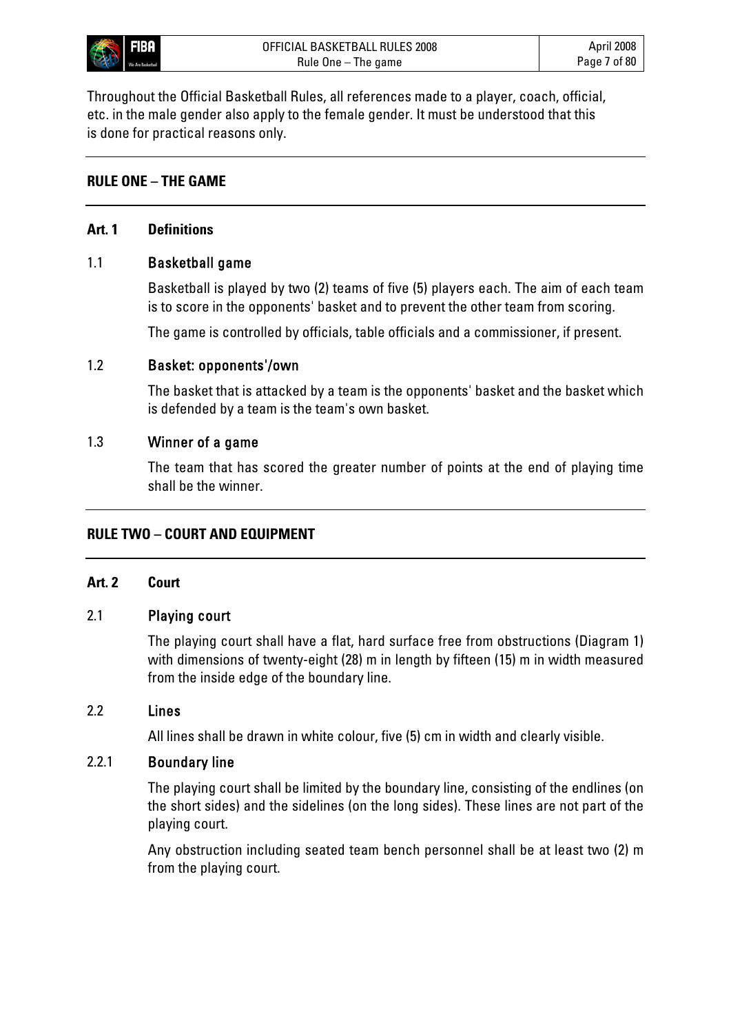Throughout the Official Basketball Rules, all references made to a player, coach, official, etc. in the male gender also apply to the female gender. It must be understood that this is done for practical reasons only.

## RULE ONE – THE GAME

### Art. 1 Definitions

#### 1.1 Basketball game

Basketball is played by two (2) teams of five (5) players each. The aim of each team is to score in the opponents' basket and to prevent the other team from scoring.

The game is controlled by officials, table officials and a commissioner, if present.

#### 1.2 Basket: opponents'/own

The basket that is attacked by a team is the opponents' basket and the basket which is defended by a team is the team's own basket.

#### 1.3 Winner of a game

The team that has scored the greater number of points at the end of playing time shall be the winner.

## RULE TWO – COURT AND EQUIPMENT

### Art. 2 Court

#### 2.1 Playing court

The playing court shall have a flat, hard surface free from obstructions (Diagram 1) with dimensions of twenty-eight (28) m in length by fifteen (15) m in width measured from the inside edge of the boundary line.

#### 2.2 Lines

All lines shall be drawn in white colour, five (5) cm in width and clearly visible.

#### 2.2.1 Boundary line

The playing court shall be limited by the boundary line, consisting of the endlines (on the short sides) and the sidelines (on the long sides). These lines are not part of the playing court.

Any obstruction including seated team bench personnel shall be at least two (2) m from the playing court.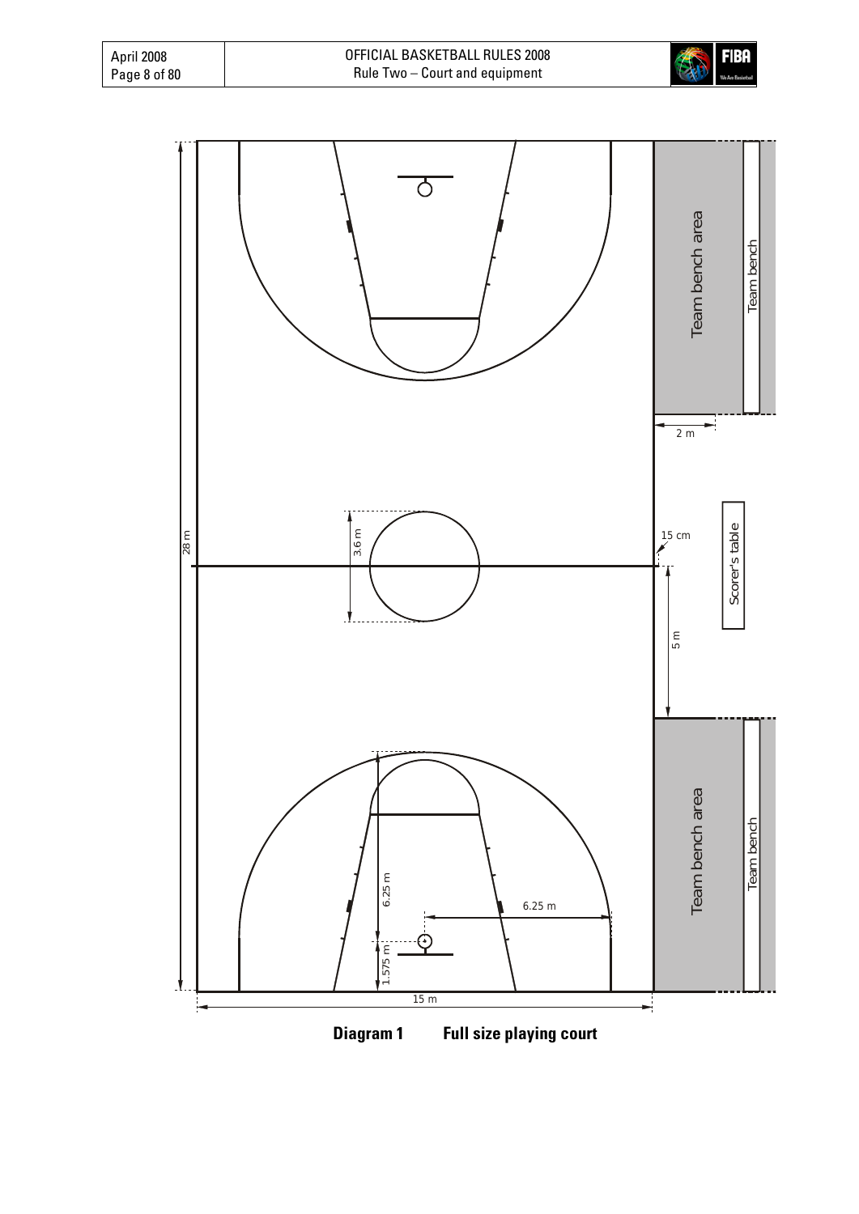**Diagram 1 Full size playing court**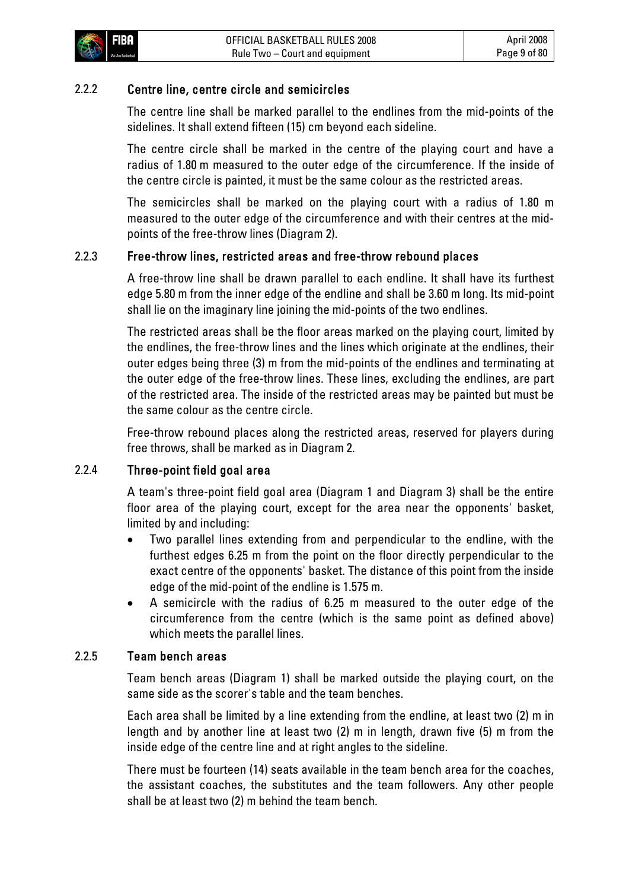### 2.2.2 Centre line, centre circle and semicircles

The centre line shall be marked parallel to the endlines from the mid-points of the sidelines. It shall extend fifteen (15) cm beyond each sideline.

The centre circle shall be marked in the centre of the playing court and have a radius of 1.80 m measured to the outer edge of the circumference. If the inside of the centre circle is painted, it must be the same colour as the restricted areas.

The semicircles shall be marked on the playing court with a radius of 1.80 m measured to the outer edge of the circumference and with their centres at the mid-points of the free-throw lines (Diagram 2).

### 2.2.3 Free-throw lines, restricted areas and free-throw rebound places

A free-throw line shall be drawn parallel to each endline. It shall have its furthest edge 5.80 m from the inner edge of the endline and shall be 3.60 m long. Its mid-point shall lie on the imaginary line joining the mid-points of the two endlines.

The restricted areas shall be the floor areas marked on the playing court, limited by the endlines, the free-throw lines and the lines which originate at the endlines, their outer edges being three (3) m from the mid-points of the endlines and terminating at the outer edge of the free-throw lines. These lines, excluding the endlines, are part of the restricted area. The inside of the restricted areas may be painted but must be the same colour as the centre circle.

Free-throw rebound places along the restricted areas, reserved for players during free throws, shall be marked as in Diagram 2.

### 2.2.4 Three-point field goal area

A team's three-point field goal area (Diagram 1 and Diagram 3) shall be the entire floor area of the playing court, except for the area near the opponents' basket, limited by and including:

- Two parallel lines extending from and perpendicular to the endline, with the furthest edges 6.25 m from the point on the floor directly perpendicular to the exact centre of the opponents' basket. The distance of this point from the inside edge of the mid-point of the endline is 1.575 m.
- A semicircle with the radius of 6.25 m measured to the outer edge of the circumference from the centre (which is the same point as defined above) which meets the parallel lines.

### 2.2.5 Team bench areas

Team bench areas (Diagram 1) shall be marked outside the playing court, on the same side as the scorer's table and the team benches.

Each area shall be limited by a line extending from the endline, at least two (2) m in length and by another line at least two (2) m in length, drawn five (5) m from the inside edge of the centre line and at right angles to the sideline.

There must be fourteen (14) seats available in the team bench area for the coaches, the assistant coaches, the substitutes and the team followers. Any other people shall be at least two (2) m behind the team bench.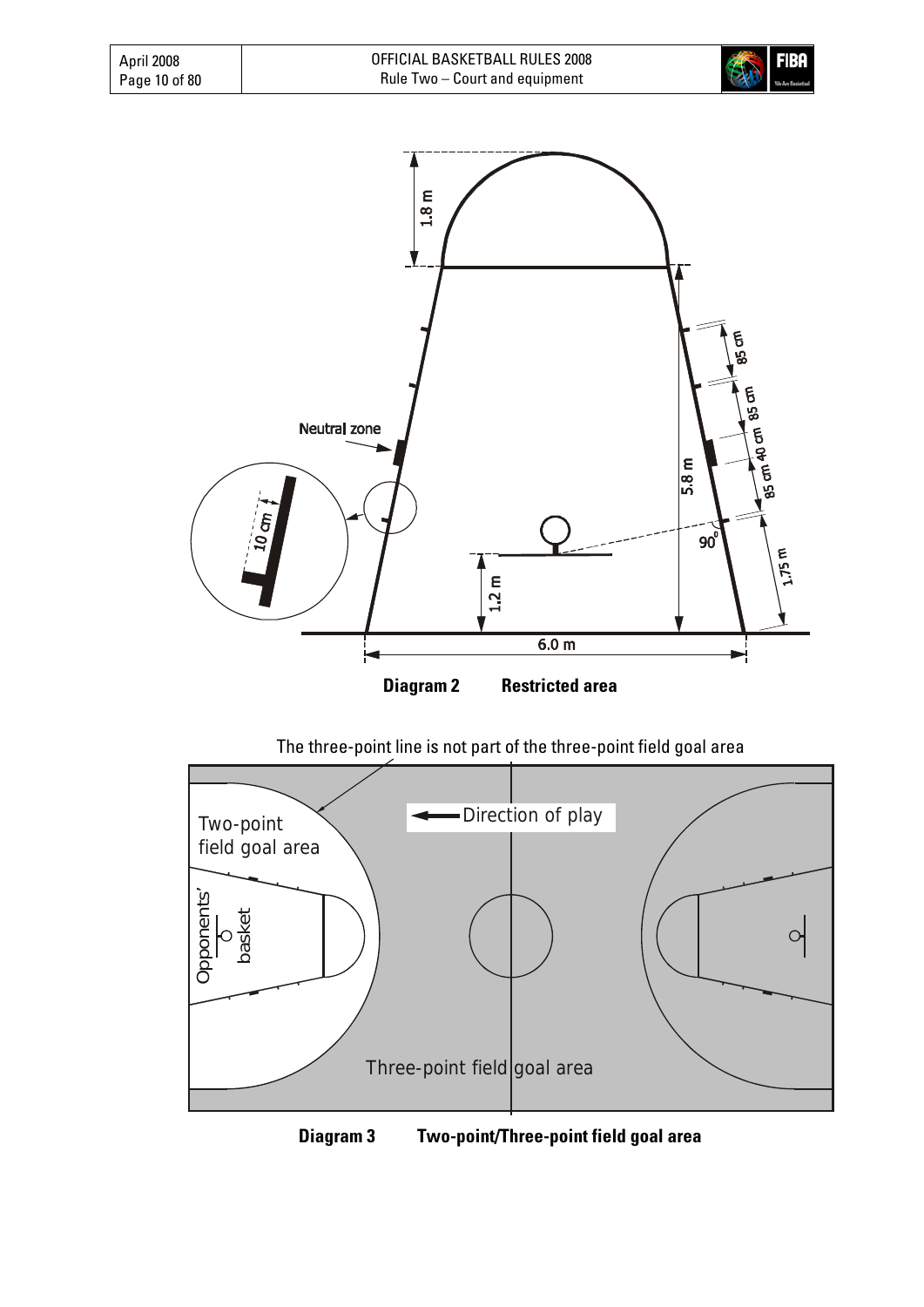**Diagram 2 Restricted area**

The three-point line is not part of the three-point field goal area

**Diagram 3 Two-point/Three-point field goal area**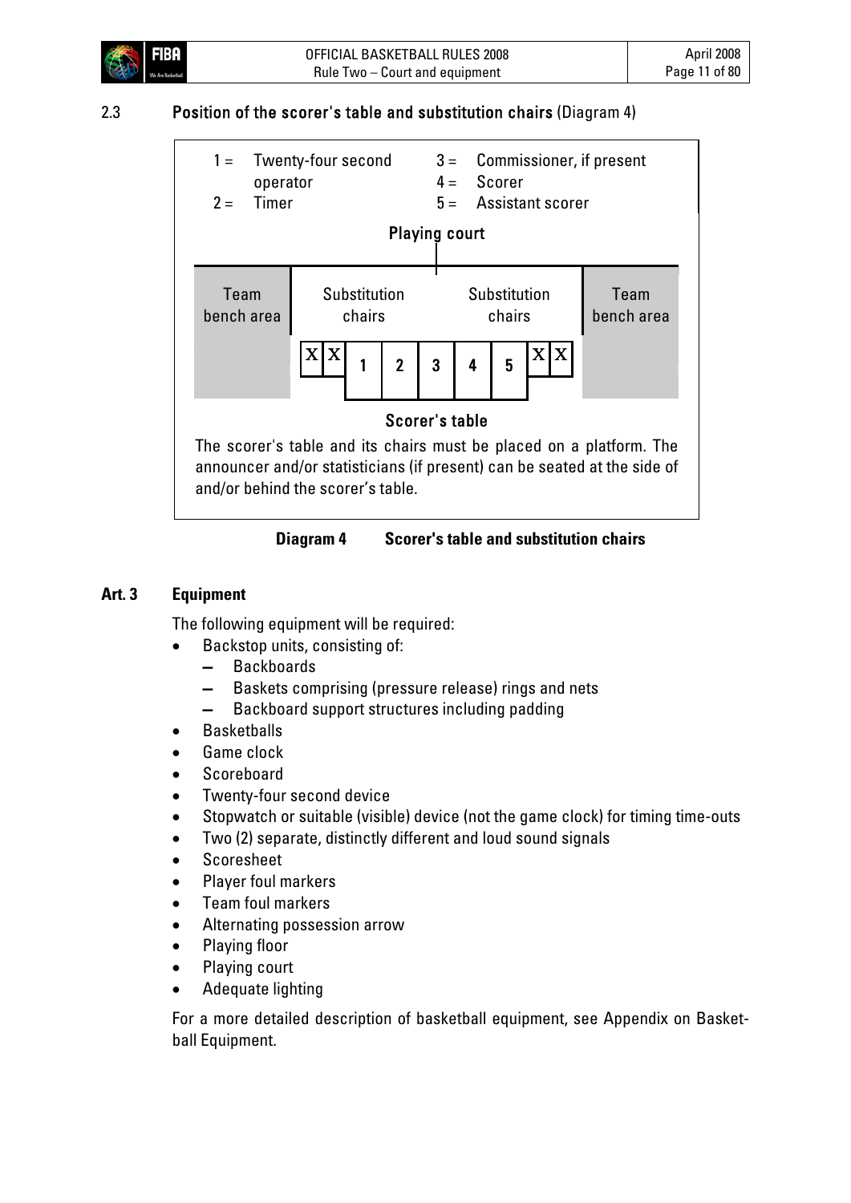## 2.3 Position of the scorer's table and substitution chairs (Diagram 4)

1 = Twenty-four second operator
2 = Timer
3 = Commissioner, if present
4 = Scorer
5 = Assistant scorer

Playing court

| Team bench area | Substitution chairs | | | | | | | Substitution chairs | | Team bench area |
|---|---|---|---|---|---|---|---|---|---|---|
| | X | X | 1 | 2 | 3 | 4 | 5 | X | X | |

Scorer's table

The scorer's table and its chairs must be placed on a platform. The announcer and/or statisticians (if present) can be seated at the side of and/or behind the scorer's table.

**Diagram 4 Scorer's table and substitution chairs**

## Art. 3 Equipment

The following equipment will be required:

- Backstop units, consisting of:
  - Backboards
  - Baskets comprising (pressure release) rings and nets
  - Backboard support structures including padding
- Basketballs
- Game clock
- Scoreboard
- Twenty-four second device
- Stopwatch or suitable (visible) device (not the game clock) for timing time-outs
- Two (2) separate, distinctly different and loud sound signals
- Scoresheet
- Player foul markers
- Team foul markers
- Alternating possession arrow
- Playing floor
- Playing court
- Adequate lighting

For a more detailed description of basketball equipment, see Appendix on Basketball Equipment.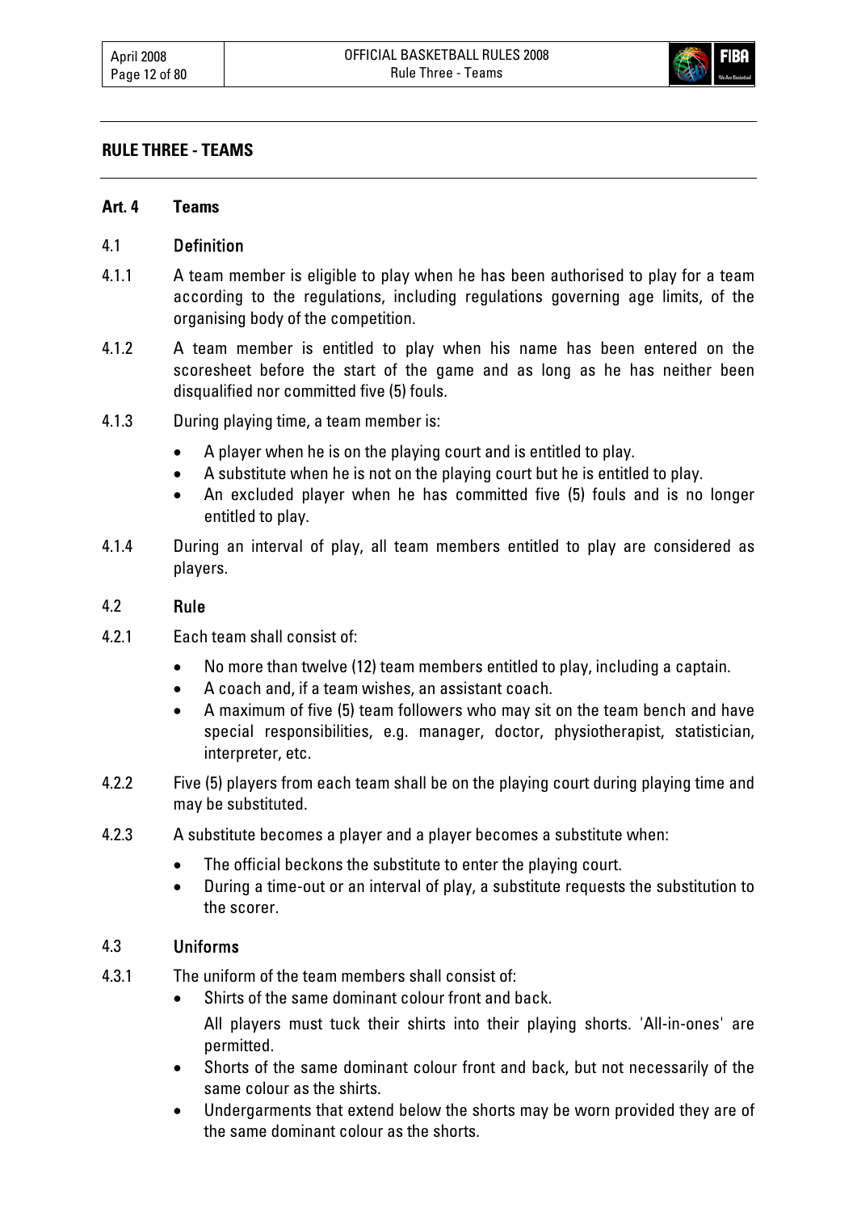## RULE THREE - TEAMS

### Art. 4 Teams

#### 4.1 Definition

4.1.1 A team member is eligible to play when he has been authorised to play for a team according to the regulations, including regulations governing age limits, of the organising body of the competition.

4.1.2 A team member is entitled to play when his name has been entered on the scoresheet before the start of the game and as long as he has neither been disqualified nor committed five (5) fouls.

4.1.3 During playing time, a team member is:

- A player when he is on the playing court and is entitled to play.
- A substitute when he is not on the playing court but he is entitled to play.
- An excluded player when he has committed five (5) fouls and is no longer entitled to play.

4.1.4 During an interval of play, all team members entitled to play are considered as players.

#### 4.2 Rule

4.2.1 Each team shall consist of:

- No more than twelve (12) team members entitled to play, including a captain.
- A coach and, if a team wishes, an assistant coach.
- A maximum of five (5) team followers who may sit on the team bench and have special responsibilities, e.g. manager, doctor, physiotherapist, statistician, interpreter, etc.

4.2.2 Five (5) players from each team shall be on the playing court during playing time and may be substituted.

4.2.3 A substitute becomes a player and a player becomes a substitute when:

- The official beckons the substitute to enter the playing court.
- During a time-out or an interval of play, a substitute requests the substitution to the scorer.

#### 4.3 Uniforms

4.3.1 The uniform of the team members shall consist of:

- Shirts of the same dominant colour front and back.

  All players must tuck their shirts into their playing shorts. 'All-in-ones' are permitted.
- Shorts of the same dominant colour front and back, but not necessarily of the same colour as the shirts.
- Undergarments that extend below the shorts may be worn provided they are of the same dominant colour as the shorts.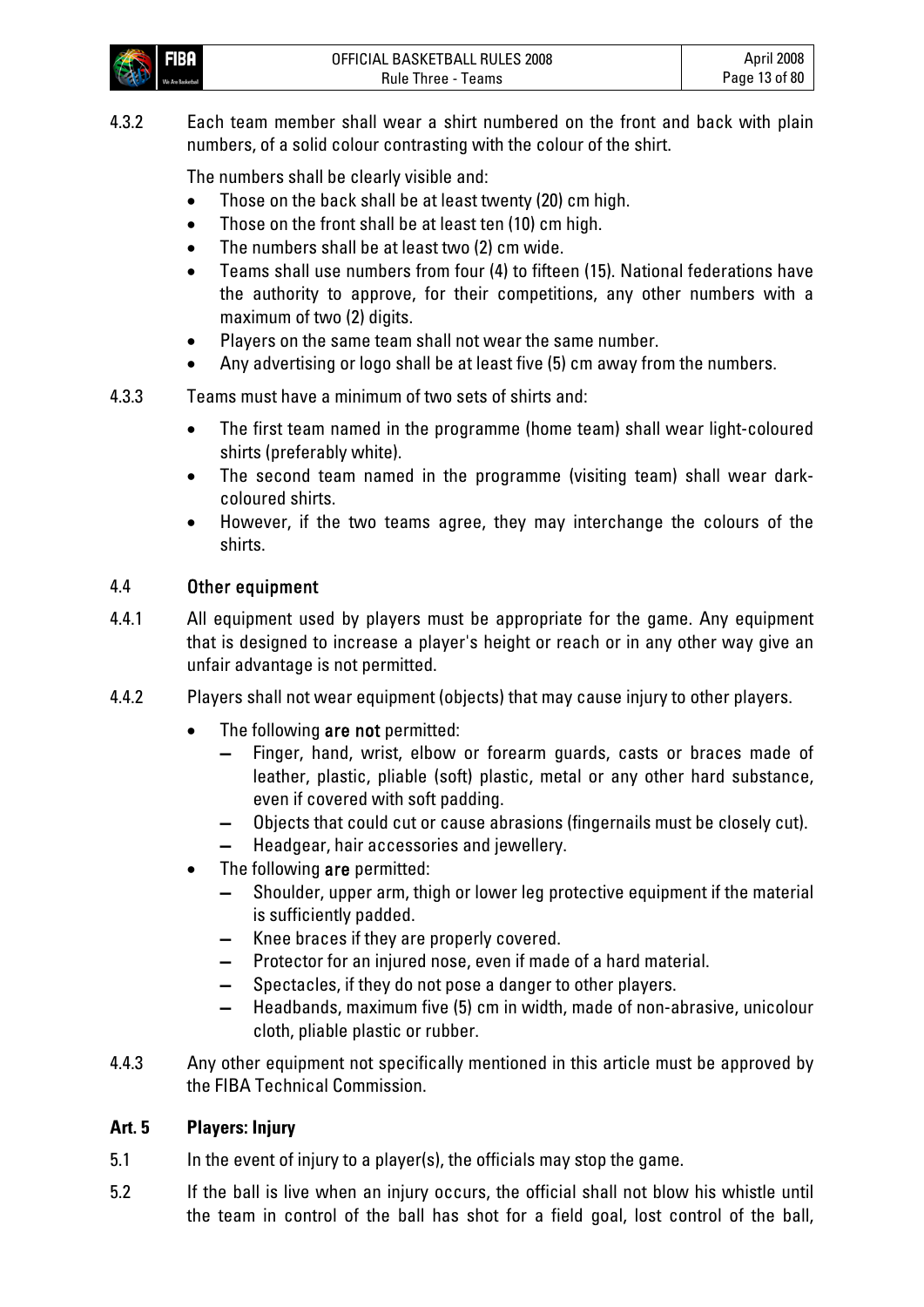4.3.2 Each team member shall wear a shirt numbered on the front and back with plain numbers, of a solid colour contrasting with the colour of the shirt.

The numbers shall be clearly visible and:

- Those on the back shall be at least twenty (20) cm high.
- Those on the front shall be at least ten (10) cm high.
- The numbers shall be at least two (2) cm wide.
- Teams shall use numbers from four (4) to fifteen (15). National federations have the authority to approve, for their competitions, any other numbers with a maximum of two (2) digits.
- Players on the same team shall not wear the same number.
- Any advertising or logo shall be at least five (5) cm away from the numbers.

4.3.3 Teams must have a minimum of two sets of shirts and:

- The first team named in the programme (home team) shall wear light-coloured shirts (preferably white).
- The second team named in the programme (visiting team) shall wear dark-coloured shirts.
- However, if the two teams agree, they may interchange the colours of the shirts.

### 4.4 Other equipment

4.4.1 All equipment used by players must be appropriate for the game. Any equipment that is designed to increase a player's height or reach or in any other way give an unfair advantage is not permitted.

4.4.2 Players shall not wear equipment (objects) that may cause injury to other players.

- The following **are not** permitted:
  - Finger, hand, wrist, elbow or forearm guards, casts or braces made of leather, plastic, pliable (soft) plastic, metal or any other hard substance, even if covered with soft padding.
  - Objects that could cut or cause abrasions (fingernails must be closely cut).
  - Headgear, hair accessories and jewellery.
- The following **are** permitted:
  - Shoulder, upper arm, thigh or lower leg protective equipment if the material is sufficiently padded.
  - Knee braces if they are properly covered.
  - Protector for an injured nose, even if made of a hard material.
  - Spectacles, if they do not pose a danger to other players.
  - Headbands, maximum five (5) cm in width, made of non-abrasive, unicolour cloth, pliable plastic or rubber.

4.4.3 Any other equipment not specifically mentioned in this article must be approved by the FIBA Technical Commission.

## Art. 5 Players: Injury

5.1 In the event of injury to a player(s), the officials may stop the game.

5.2 If the ball is live when an injury occurs, the official shall not blow his whistle until the team in control of the ball has shot for a field goal, lost control of the ball,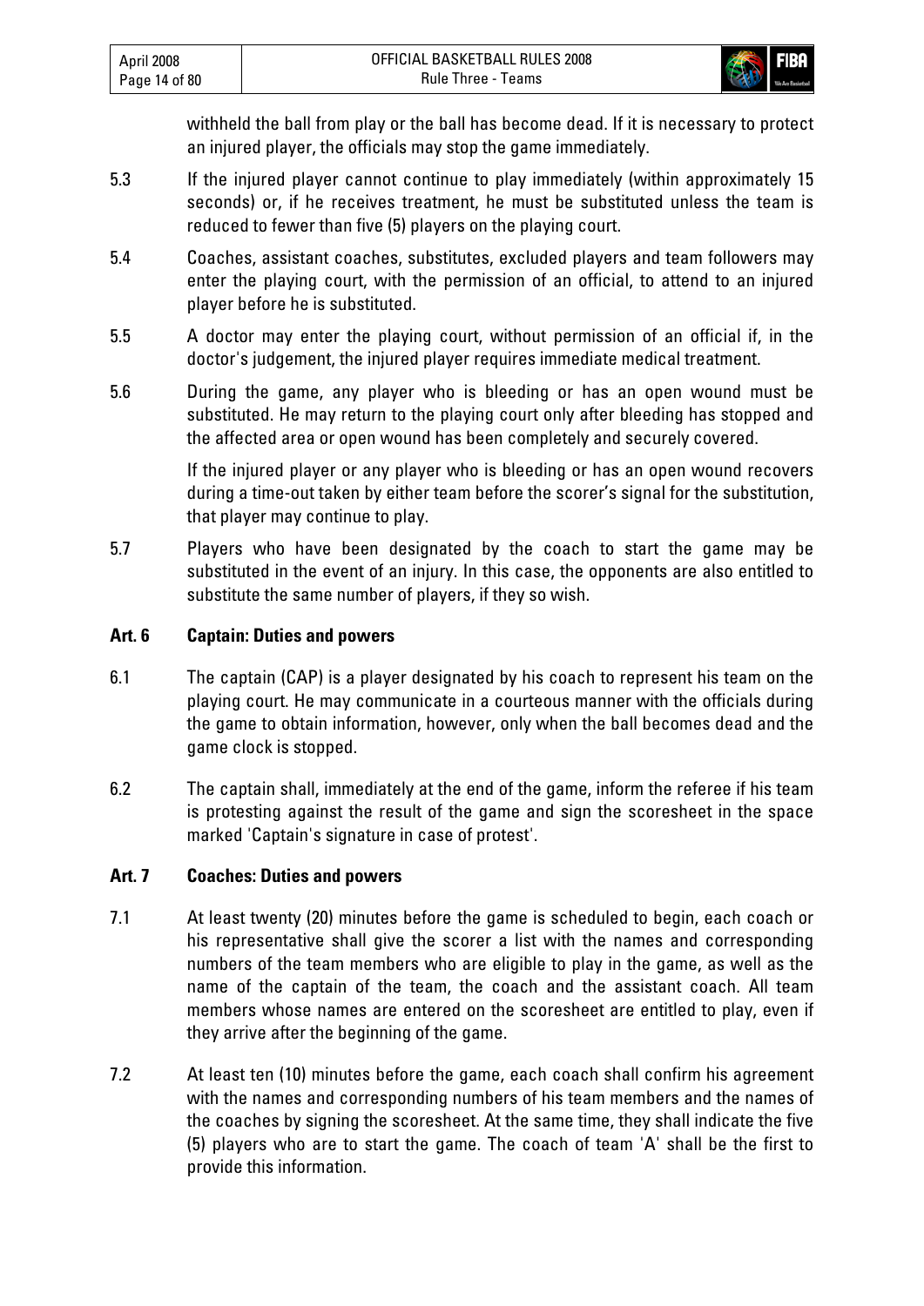withheld the ball from play or the ball has become dead. If it is necessary to protect an injured player, the officials may stop the game immediately.

5.3 If the injured player cannot continue to play immediately (within approximately 15 seconds) or, if he receives treatment, he must be substituted unless the team is reduced to fewer than five (5) players on the playing court.

5.4 Coaches, assistant coaches, substitutes, excluded players and team followers may enter the playing court, with the permission of an official, to attend to an injured player before he is substituted.

5.5 A doctor may enter the playing court, without permission of an official if, in the doctor's judgement, the injured player requires immediate medical treatment.

5.6 During the game, any player who is bleeding or has an open wound must be substituted. He may return to the playing court only after bleeding has stopped and the affected area or open wound has been completely and securely covered.

If the injured player or any player who is bleeding or has an open wound recovers during a time-out taken by either team before the scorer's signal for the substitution, that player may continue to play.

5.7 Players who have been designated by the coach to start the game may be substituted in the event of an injury. In this case, the opponents are also entitled to substitute the same number of players, if they so wish.

### Art. 6 Captain: Duties and powers

6.1 The captain (CAP) is a player designated by his coach to represent his team on the playing court. He may communicate in a courteous manner with the officials during the game to obtain information, however, only when the ball becomes dead and the game clock is stopped.

6.2 The captain shall, immediately at the end of the game, inform the referee if his team is protesting against the result of the game and sign the scoresheet in the space marked 'Captain's signature in case of protest'.

### Art. 7 Coaches: Duties and powers

7.1 At least twenty (20) minutes before the game is scheduled to begin, each coach or his representative shall give the scorer a list with the names and corresponding numbers of the team members who are eligible to play in the game, as well as the name of the captain of the team, the coach and the assistant coach. All team members whose names are entered on the scoresheet are entitled to play, even if they arrive after the beginning of the game.

7.2 At least ten (10) minutes before the game, each coach shall confirm his agreement with the names and corresponding numbers of his team members and the names of the coaches by signing the scoresheet. At the same time, they shall indicate the five (5) players who are to start the game. The coach of team 'A' shall be the first to provide this information.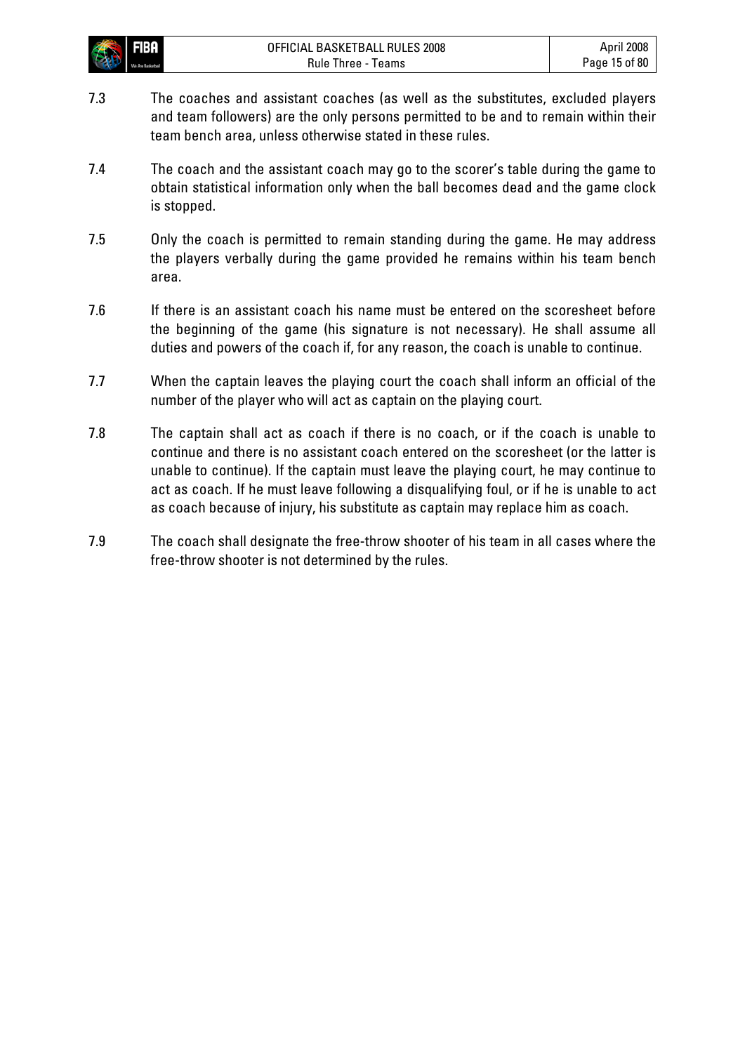7.3 The coaches and assistant coaches (as well as the substitutes, excluded players and team followers) are the only persons permitted to be and to remain within their team bench area, unless otherwise stated in these rules.

7.4 The coach and the assistant coach may go to the scorer's table during the game to obtain statistical information only when the ball becomes dead and the game clock is stopped.

7.5 Only the coach is permitted to remain standing during the game. He may address the players verbally during the game provided he remains within his team bench area.

7.6 If there is an assistant coach his name must be entered on the scoresheet before the beginning of the game (his signature is not necessary). He shall assume all duties and powers of the coach if, for any reason, the coach is unable to continue.

7.7 When the captain leaves the playing court the coach shall inform an official of the number of the player who will act as captain on the playing court.

7.8 The captain shall act as coach if there is no coach, or if the coach is unable to continue and there is no assistant coach entered on the scoresheet (or the latter is unable to continue). If the captain must leave the playing court, he may continue to act as coach. If he must leave following a disqualifying foul, or if he is unable to act as coach because of injury, his substitute as captain may replace him as coach.

7.9 The coach shall designate the free-throw shooter of his team in all cases where the free-throw shooter is not determined by the rules.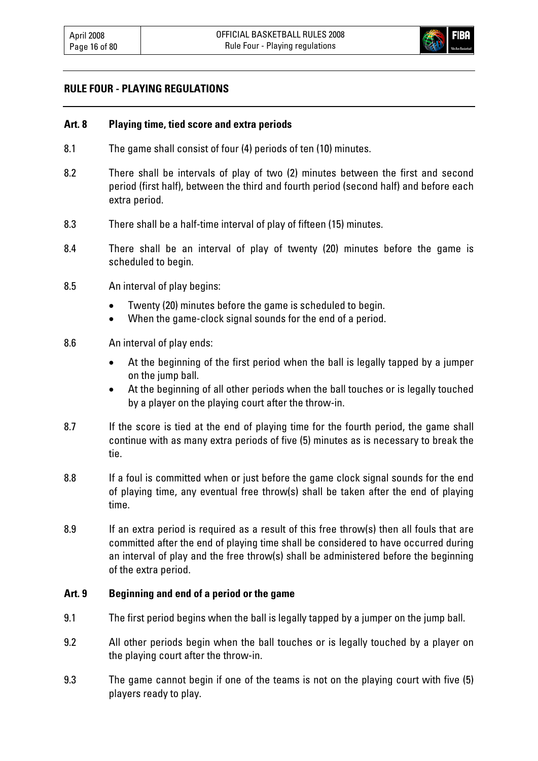## RULE FOUR - PLAYING REGULATIONS

### Art. 8 Playing time, tied score and extra periods

8.1 The game shall consist of four (4) periods of ten (10) minutes.

8.2 There shall be intervals of play of two (2) minutes between the first and second period (first half), between the third and fourth period (second half) and before each extra period.

8.3 There shall be a half-time interval of play of fifteen (15) minutes.

8.4 There shall be an interval of play of twenty (20) minutes before the game is scheduled to begin.

8.5 An interval of play begins:

- Twenty (20) minutes before the game is scheduled to begin.
- When the game-clock signal sounds for the end of a period.

8.6 An interval of play ends:

- At the beginning of the first period when the ball is legally tapped by a jumper on the jump ball.
- At the beginning of all other periods when the ball touches or is legally touched by a player on the playing court after the throw-in.

8.7 If the score is tied at the end of playing time for the fourth period, the game shall continue with as many extra periods of five (5) minutes as is necessary to break the tie.

8.8 If a foul is committed when or just before the game clock signal sounds for the end of playing time, any eventual free throw(s) shall be taken after the end of playing time.

8.9 If an extra period is required as a result of this free throw(s) then all fouls that are committed after the end of playing time shall be considered to have occurred during an interval of play and the free throw(s) shall be administered before the beginning of the extra period.

### Art. 9 Beginning and end of a period or the game

9.1 The first period begins when the ball is legally tapped by a jumper on the jump ball.

9.2 All other periods begin when the ball touches or is legally touched by a player on the playing court after the throw-in.

9.3 The game cannot begin if one of the teams is not on the playing court with five (5) players ready to play.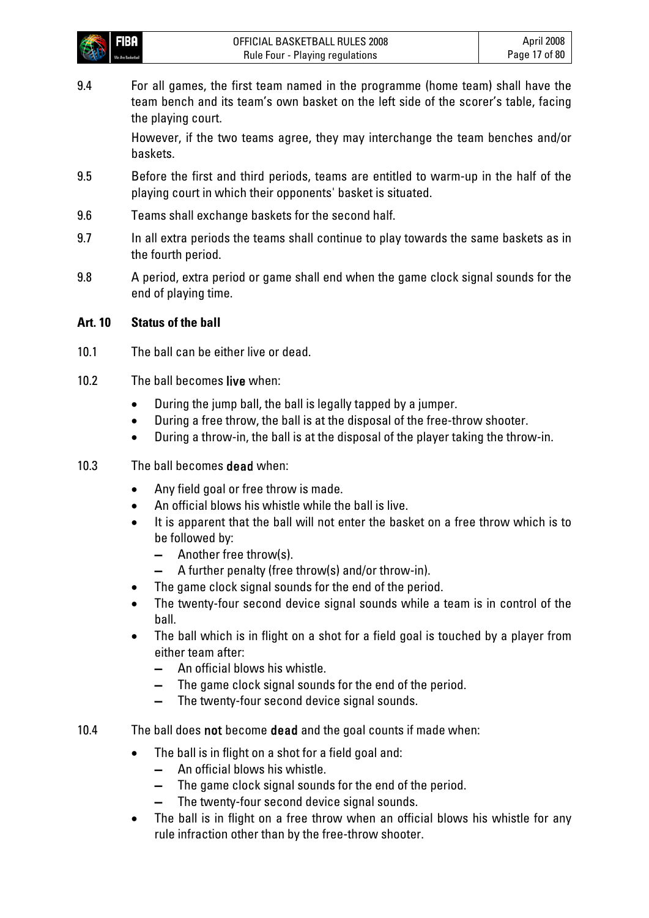9.4 For all games, the first team named in the programme (home team) shall have the team bench and its team's own basket on the left side of the scorer's table, facing the playing court.

However, if the two teams agree, they may interchange the team benches and/or baskets.

9.5 Before the first and third periods, teams are entitled to warm-up in the half of the playing court in which their opponents' basket is situated.

9.6 Teams shall exchange baskets for the second half.

9.7 In all extra periods the teams shall continue to play towards the same baskets as in the fourth period.

9.8 A period, extra period or game shall end when the game clock signal sounds for the end of playing time.

## Art. 10 Status of the ball

10.1 The ball can be either live or dead.

10.2 The ball becomes **live** when:

- During the jump ball, the ball is legally tapped by a jumper.
- During a free throw, the ball is at the disposal of the free-throw shooter.
- During a throw-in, the ball is at the disposal of the player taking the throw-in.

10.3 The ball becomes **dead** when:

- Any field goal or free throw is made.
- An official blows his whistle while the ball is live.
- It is apparent that the ball will not enter the basket on a free throw which is to be followed by:
  - Another free throw(s).
  - A further penalty (free throw(s) and/or throw-in).
- The game clock signal sounds for the end of the period.
- The twenty-four second device signal sounds while a team is in control of the ball.
- The ball which is in flight on a shot for a field goal is touched by a player from either team after:
  - An official blows his whistle.
  - The game clock signal sounds for the end of the period.
  - The twenty-four second device signal sounds.

10.4 The ball does **not** become **dead** and the goal counts if made when:

- The ball is in flight on a shot for a field goal and:
  - An official blows his whistle.
  - The game clock signal sounds for the end of the period.
  - The twenty-four second device signal sounds.
- The ball is in flight on a free throw when an official blows his whistle for any rule infraction other than by the free-throw shooter.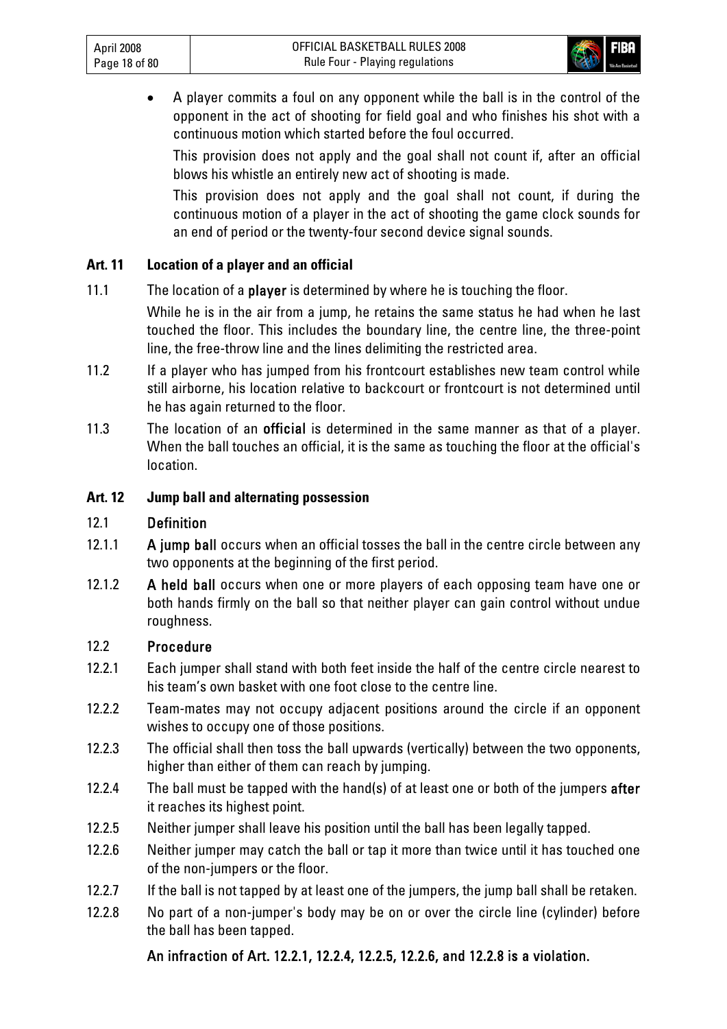- A player commits a foul on any opponent while the ball is in the control of the opponent in the act of shooting for field goal and who finishes his shot with a continuous motion which started before the foul occurred.

  This provision does not apply and the goal shall not count if, after an official blows his whistle an entirely new act of shooting is made.

  This provision does not apply and the goal shall not count, if during the continuous motion of a player in the act of shooting the game clock sounds for an end of period or the twenty-four second device signal sounds.

## Art. 11 Location of a player and an official

11.1 The location of a **player** is determined by where he is touching the floor.

While he is in the air from a jump, he retains the same status he had when he last touched the floor. This includes the boundary line, the centre line, the three-point line, the free-throw line and the lines delimiting the restricted area.

11.2 If a player who has jumped from his frontcourt establishes new team control while still airborne, his location relative to backcourt or frontcourt is not determined until he has again returned to the floor.

11.3 The location of an **official** is determined in the same manner as that of a player. When the ball touches an official, it is the same as touching the floor at the official's location.

## Art. 12 Jump ball and alternating possession

### 12.1 Definition

12.1.1 **A jump ball** occurs when an official tosses the ball in the centre circle between any two opponents at the beginning of the first period.

12.1.2 **A held ball** occurs when one or more players of each opposing team have one or both hands firmly on the ball so that neither player can gain control without undue roughness.

### 12.2 Procedure

12.2.1 Each jumper shall stand with both feet inside the half of the centre circle nearest to his team's own basket with one foot close to the centre line.

12.2.2 Team-mates may not occupy adjacent positions around the circle if an opponent wishes to occupy one of those positions.

12.2.3 The official shall then toss the ball upwards (vertically) between the two opponents, higher than either of them can reach by jumping.

12.2.4 The ball must be tapped with the hand(s) of at least one or both of the jumpers **after** it reaches its highest point.

12.2.5 Neither jumper shall leave his position until the ball has been legally tapped.

12.2.6 Neither jumper may catch the ball or tap it more than twice until it has touched one of the non-jumpers or the floor.

12.2.7 If the ball is not tapped by at least one of the jumpers, the jump ball shall be retaken.

12.2.8 No part of a non-jumper's body may be on or over the circle line (cylinder) before the ball has been tapped.

**An infraction of Art. 12.2.1, 12.2.4, 12.2.5, 12.2.6, and 12.2.8 is a violation.**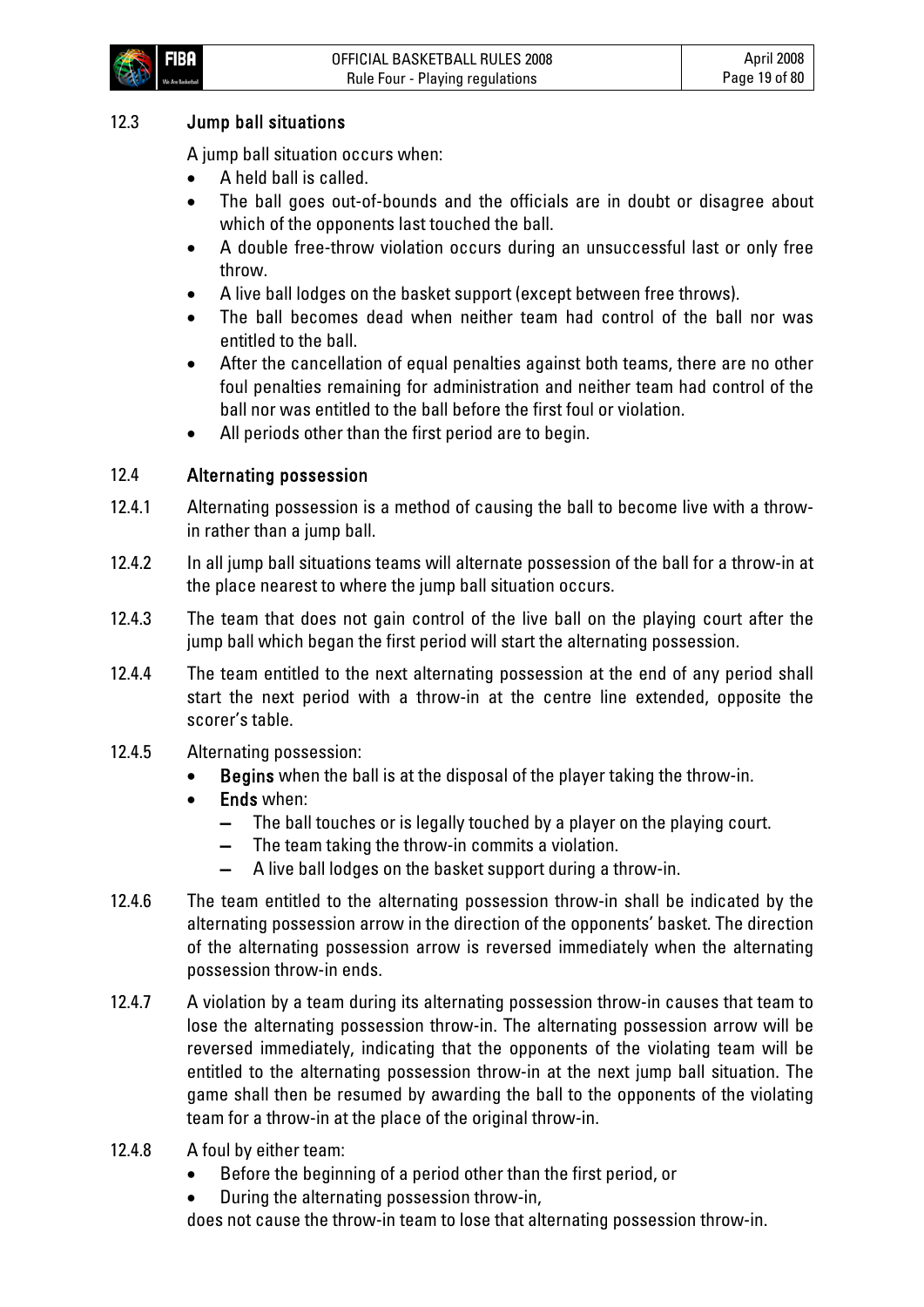### 12.3 Jump ball situations

A jump ball situation occurs when:

- A held ball is called.
- The ball goes out-of-bounds and the officials are in doubt or disagree about which of the opponents last touched the ball.
- A double free-throw violation occurs during an unsuccessful last or only free throw.
- A live ball lodges on the basket support (except between free throws).
- The ball becomes dead when neither team had control of the ball nor was entitled to the ball.
- After the cancellation of equal penalties against both teams, there are no other foul penalties remaining for administration and neither team had control of the ball nor was entitled to the ball before the first foul or violation.
- All periods other than the first period are to begin.

### 12.4 Alternating possession

12.4.1 Alternating possession is a method of causing the ball to become live with a throw-in rather than a jump ball.

12.4.2 In all jump ball situations teams will alternate possession of the ball for a throw-in at the place nearest to where the jump ball situation occurs.

12.4.3 The team that does not gain control of the live ball on the playing court after the jump ball which began the first period will start the alternating possession.

12.4.4 The team entitled to the next alternating possession at the end of any period shall start the next period with a throw-in at the centre line extended, opposite the scorer's table.

12.4.5 Alternating possession:

- **Begins** when the ball is at the disposal of the player taking the throw-in.
- **Ends** when:
  - The ball touches or is legally touched by a player on the playing court.
  - The team taking the throw-in commits a violation.
  - A live ball lodges on the basket support during a throw-in.

12.4.6 The team entitled to the alternating possession throw-in shall be indicated by the alternating possession arrow in the direction of the opponents' basket. The direction of the alternating possession arrow is reversed immediately when the alternating possession throw-in ends.

12.4.7 A violation by a team during its alternating possession throw-in causes that team to lose the alternating possession throw-in. The alternating possession arrow will be reversed immediately, indicating that the opponents of the violating team will be entitled to the alternating possession throw-in at the next jump ball situation. The game shall then be resumed by awarding the ball to the opponents of the violating team for a throw-in at the place of the original throw-in.

12.4.8 A foul by either team:

- Before the beginning of a period other than the first period, or
- During the alternating possession throw-in,

does not cause the throw-in team to lose that alternating possession throw-in.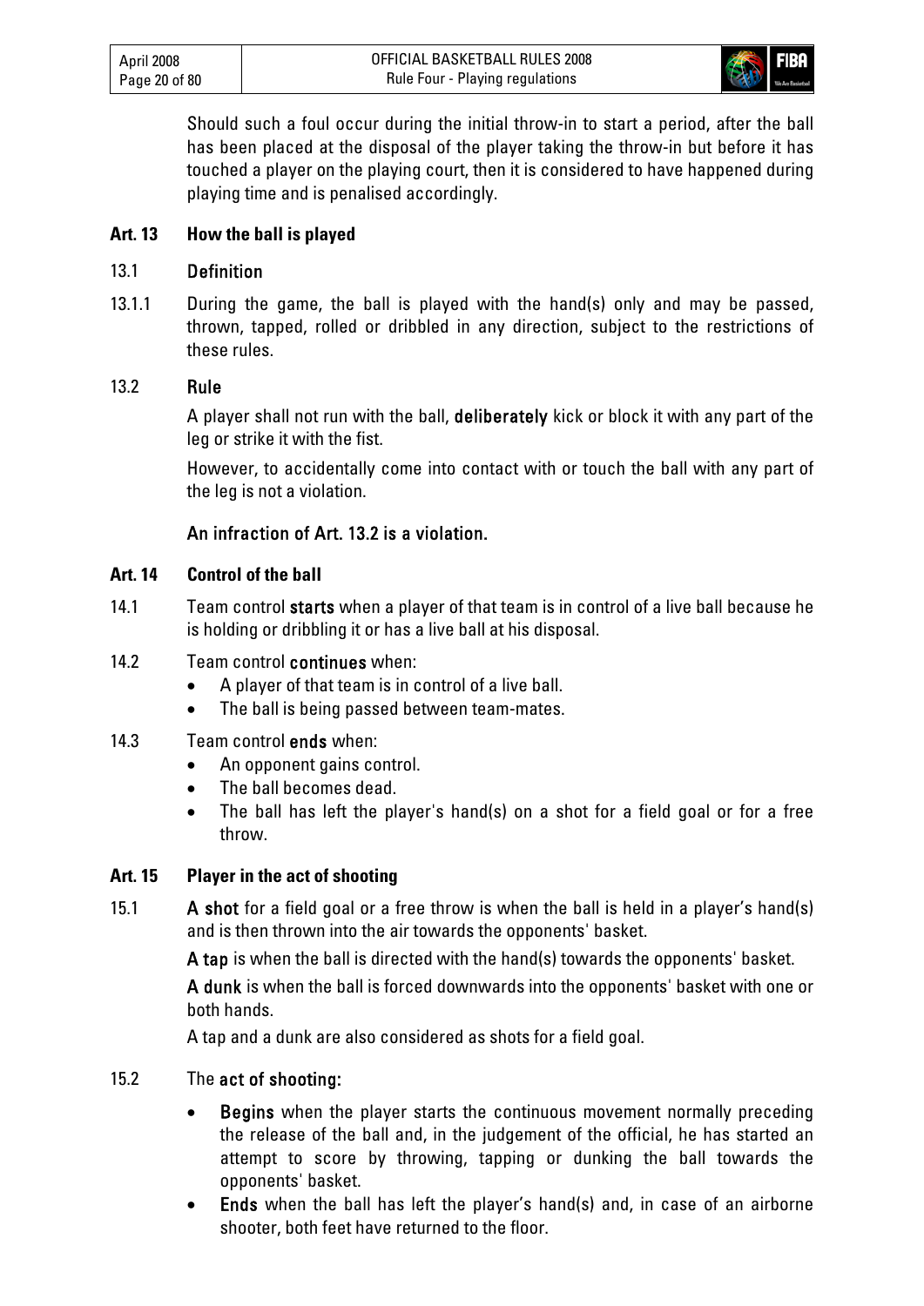Should such a foul occur during the initial throw-in to start a period, after the ball has been placed at the disposal of the player taking the throw-in but before it has touched a player on the playing court, then it is considered to have happened during playing time and is penalised accordingly.

## Art. 13 How the ball is played

### 13.1 Definition

13.1.1 During the game, the ball is played with the hand(s) only and may be passed, thrown, tapped, rolled or dribbled in any direction, subject to the restrictions of these rules.

### 13.2 Rule

A player shall not run with the ball, **deliberately** kick or block it with any part of the leg or strike it with the fist.

However, to accidentally come into contact with or touch the ball with any part of the leg is not a violation.

**An infraction of Art. 13.2 is a violation.**

## Art. 14 Control of the ball

14.1 Team control **starts** when a player of that team is in control of a live ball because he is holding or dribbling it or has a live ball at his disposal.

14.2 Team control **continues** when:

- A player of that team is in control of a live ball.
- The ball is being passed between team-mates.

14.3 Team control **ends** when:

- An opponent gains control.
- The ball becomes dead.
- The ball has left the player's hand(s) on a shot for a field goal or for a free throw.

## Art. 15 Player in the act of shooting

15.1 **A shot** for a field goal or a free throw is when the ball is held in a player's hand(s) and is then thrown into the air towards the opponents' basket.

**A tap** is when the ball is directed with the hand(s) towards the opponents' basket.

**A dunk** is when the ball is forced downwards into the opponents' basket with one or both hands.

A tap and a dunk are also considered as shots for a field goal.

15.2 The **act of shooting:**

- **Begins** when the player starts the continuous movement normally preceding the release of the ball and, in the judgement of the official, he has started an attempt to score by throwing, tapping or dunking the ball towards the opponents' basket.
- **Ends** when the ball has left the player's hand(s) and, in case of an airborne shooter, both feet have returned to the floor.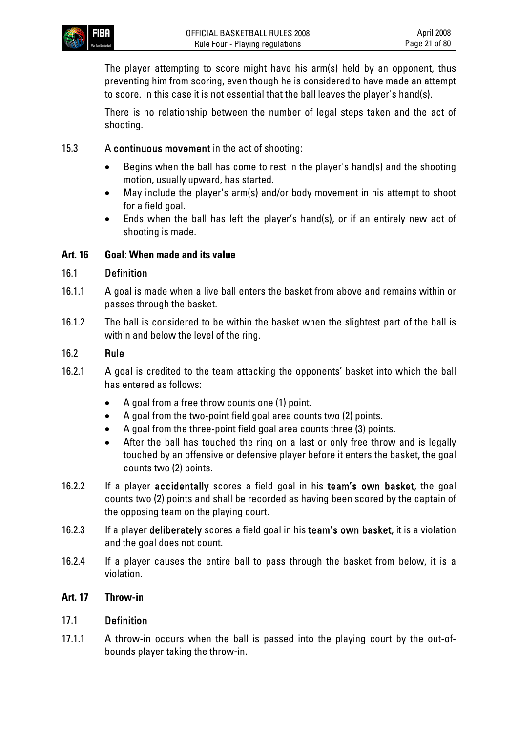The player attempting to score might have his arm(s) held by an opponent, thus preventing him from scoring, even though he is considered to have made an attempt to score. In this case it is not essential that the ball leaves the player's hand(s).

There is no relationship between the number of legal steps taken and the act of shooting.

15.3 A **continuous movement** in the act of shooting:

- Begins when the ball has come to rest in the player's hand(s) and the shooting motion, usually upward, has started.
- May include the player's arm(s) and/or body movement in his attempt to shoot for a field goal.
- Ends when the ball has left the player's hand(s), or if an entirely new act of shooting is made.

## Art. 16 Goal: When made and its value

### 16.1 Definition

16.1.1 A goal is made when a live ball enters the basket from above and remains within or passes through the basket.

16.1.2 The ball is considered to be within the basket when the slightest part of the ball is within and below the level of the ring.

### 16.2 Rule

16.2.1 A goal is credited to the team attacking the opponents' basket into which the ball has entered as follows:

- A goal from a free throw counts one (1) point.
- A goal from the two-point field goal area counts two (2) points.
- A goal from the three-point field goal area counts three (3) points.
- After the ball has touched the ring on a last or only free throw and is legally touched by an offensive or defensive player before it enters the basket, the goal counts two (2) points.

16.2.2 If a player **accidentally** scores a field goal in his **team's own basket**, the goal counts two (2) points and shall be recorded as having been scored by the captain of the opposing team on the playing court.

16.2.3 If a player **deliberately** scores a field goal in his **team's own basket**, it is a violation and the goal does not count.

16.2.4 If a player causes the entire ball to pass through the basket from below, it is a violation.

## Art. 17 Throw-in

### 17.1 Definition

17.1.1 A throw-in occurs when the ball is passed into the playing court by the out-of-bounds player taking the throw-in.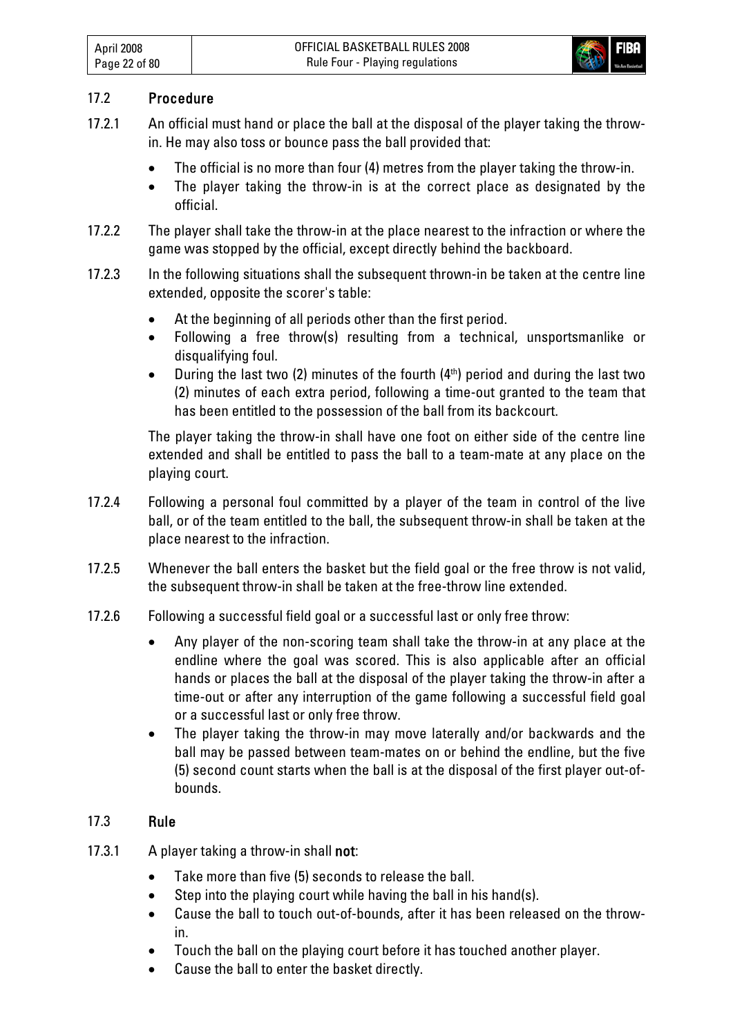## 17.2 Procedure

17.2.1 An official must hand or place the ball at the disposal of the player taking the throw-in. He may also toss or bounce pass the ball provided that:

- The official is no more than four (4) metres from the player taking the throw-in.
- The player taking the throw-in is at the correct place as designated by the official.

17.2.2 The player shall take the throw-in at the place nearest to the infraction or where the game was stopped by the official, except directly behind the backboard.

17.2.3 In the following situations shall the subsequent thrown-in be taken at the centre line extended, opposite the scorer's table:

- At the beginning of all periods other than the first period.
- Following a free throw(s) resulting from a technical, unsportsmanlike or disqualifying foul.
- During the last two (2) minutes of the fourth (4th) period and during the last two (2) minutes of each extra period, following a time-out granted to the team that has been entitled to the possession of the ball from its backcourt.

The player taking the throw-in shall have one foot on either side of the centre line extended and shall be entitled to pass the ball to a team-mate at any place on the playing court.

17.2.4 Following a personal foul committed by a player of the team in control of the live ball, or of the team entitled to the ball, the subsequent throw-in shall be taken at the place nearest to the infraction.

17.2.5 Whenever the ball enters the basket but the field goal or the free throw is not valid, the subsequent throw-in shall be taken at the free-throw line extended.

17.2.6 Following a successful field goal or a successful last or only free throw:

- Any player of the non-scoring team shall take the throw-in at any place at the endline where the goal was scored. This is also applicable after an official hands or places the ball at the disposal of the player taking the throw-in after a time-out or after any interruption of the game following a successful field goal or a successful last or only free throw.
- The player taking the throw-in may move laterally and/or backwards and the ball may be passed between team-mates on or behind the endline, but the five (5) second count starts when the ball is at the disposal of the first player out-of-bounds.

## 17.3 Rule

17.3.1 A player taking a throw-in shall **not**:

- Take more than five (5) seconds to release the ball.
- Step into the playing court while having the ball in his hand(s).
- Cause the ball to touch out-of-bounds, after it has been released on the throw-in.
- Touch the ball on the playing court before it has touched another player.
- Cause the ball to enter the basket directly.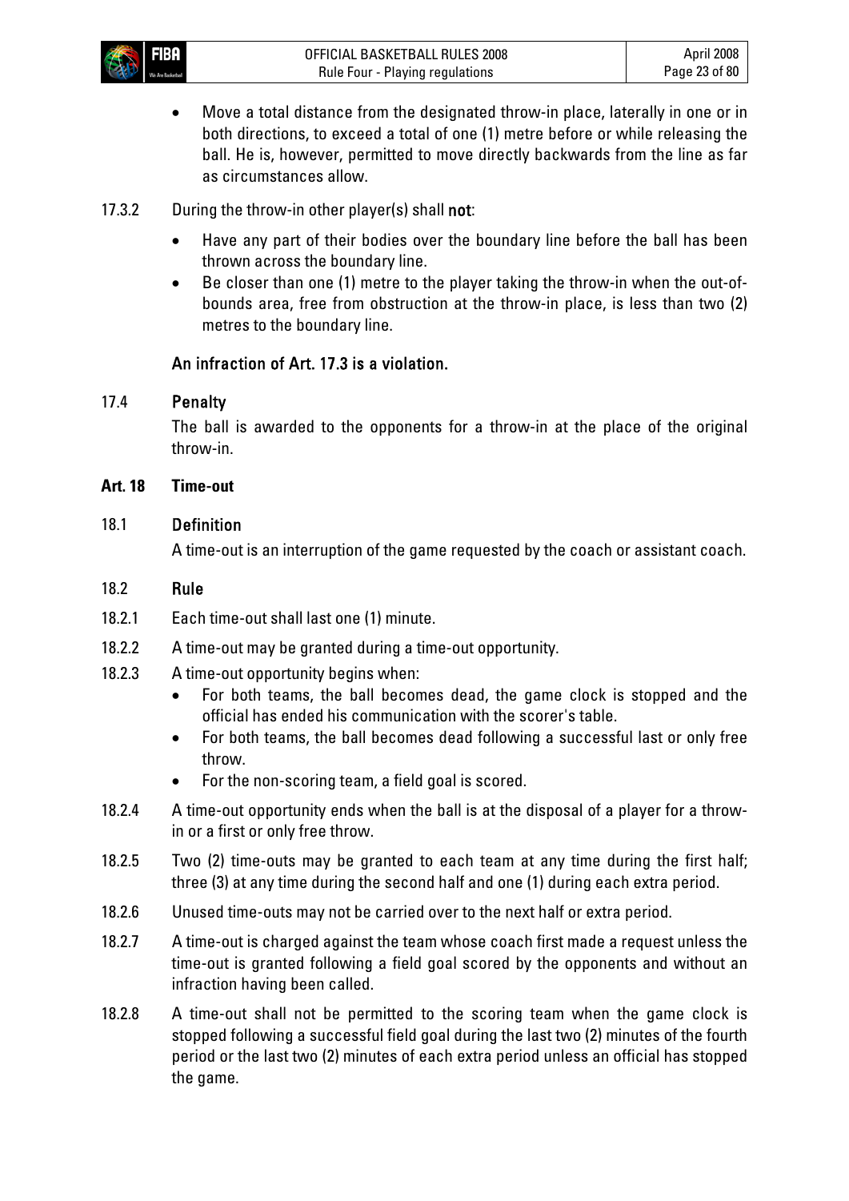- Move a total distance from the designated throw-in place, laterally in one or in both directions, to exceed a total of one (1) metre before or while releasing the ball. He is, however, permitted to move directly backwards from the line as far as circumstances allow.

17.3.2 During the throw-in other player(s) shall **not**:

- Have any part of their bodies over the boundary line before the ball has been thrown across the boundary line.
- Be closer than one (1) metre to the player taking the throw-in when the out-of-bounds area, free from obstruction at the throw-in place, is less than two (2) metres to the boundary line.

**An infraction of Art. 17.3 is a violation.**

17.4 **Penalty**

The ball is awarded to the opponents for a throw-in at the place of the original throw-in.

## Art. 18 Time-out

18.1 **Definition**

A time-out is an interruption of the game requested by the coach or assistant coach.

18.2 **Rule**

18.2.1 Each time-out shall last one (1) minute.

18.2.2 A time-out may be granted during a time-out opportunity.

18.2.3 A time-out opportunity begins when:

- For both teams, the ball becomes dead, the game clock is stopped and the official has ended his communication with the scorer's table.
- For both teams, the ball becomes dead following a successful last or only free throw.
- For the non-scoring team, a field goal is scored.

18.2.4 A time-out opportunity ends when the ball is at the disposal of a player for a throw-in or a first or only free throw.

18.2.5 Two (2) time-outs may be granted to each team at any time during the first half; three (3) at any time during the second half and one (1) during each extra period.

18.2.6 Unused time-outs may not be carried over to the next half or extra period.

18.2.7 A time-out is charged against the team whose coach first made a request unless the time-out is granted following a field goal scored by the opponents and without an infraction having been called.

18.2.8 A time-out shall not be permitted to the scoring team when the game clock is stopped following a successful field goal during the last two (2) minutes of the fourth period or the last two (2) minutes of each extra period unless an official has stopped the game.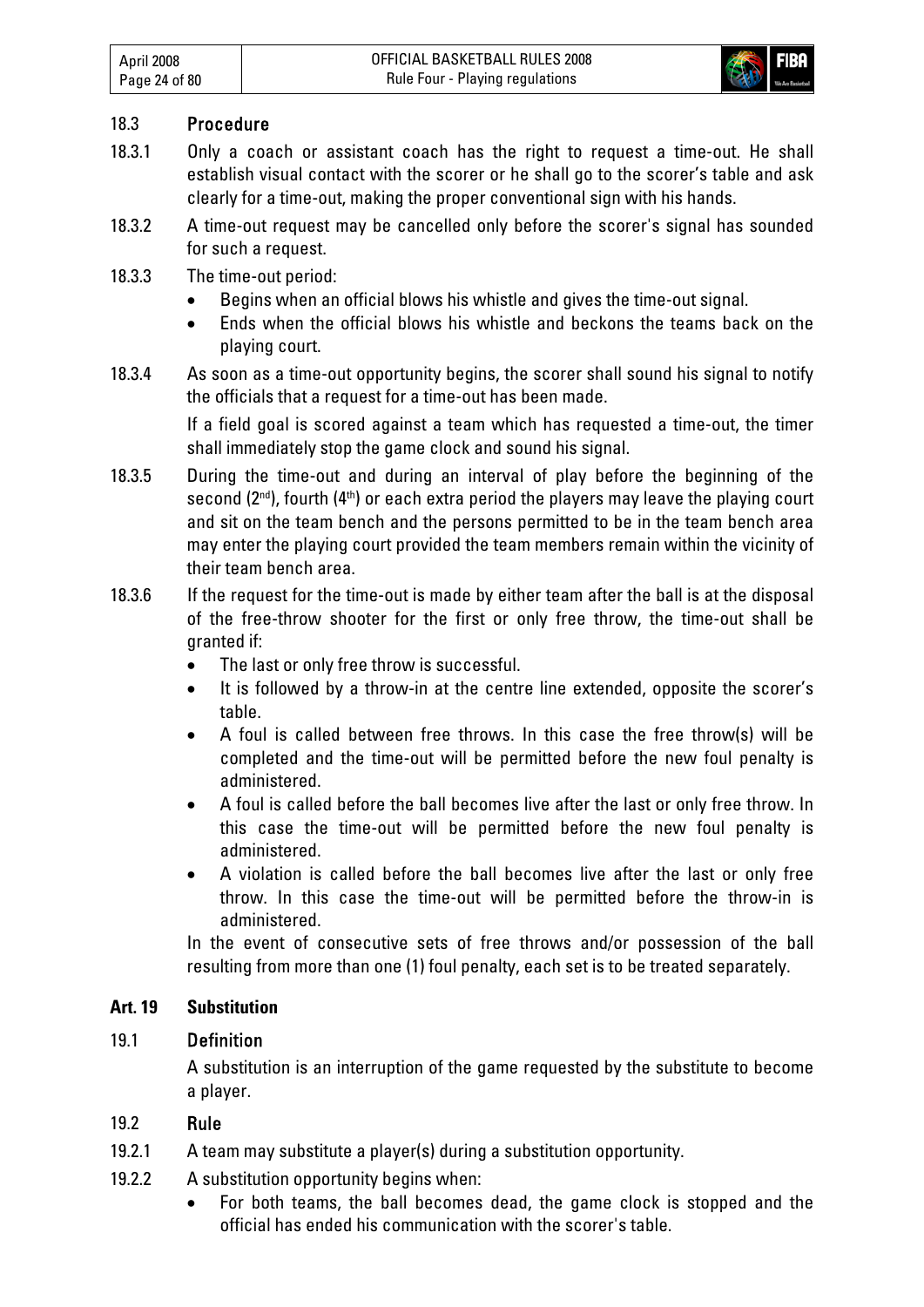### 18.3 Procedure

18.3.1 Only a coach or assistant coach has the right to request a time-out. He shall establish visual contact with the scorer or he shall go to the scorer's table and ask clearly for a time-out, making the proper conventional sign with his hands.

18.3.2 A time-out request may be cancelled only before the scorer's signal has sounded for such a request.

18.3.3 The time-out period:

- Begins when an official blows his whistle and gives the time-out signal.
- Ends when the official blows his whistle and beckons the teams back on the playing court.

18.3.4 As soon as a time-out opportunity begins, the scorer shall sound his signal to notify the officials that a request for a time-out has been made.

If a field goal is scored against a team which has requested a time-out, the timer shall immediately stop the game clock and sound his signal.

18.3.5 During the time-out and during an interval of play before the beginning of the second (2nd), fourth (4th) or each extra period the players may leave the playing court and sit on the team bench and the persons permitted to be in the team bench area may enter the playing court provided the team members remain within the vicinity of their team bench area.

18.3.6 If the request for the time-out is made by either team after the ball is at the disposal of the free-throw shooter for the first or only free throw, the time-out shall be granted if:

- The last or only free throw is successful.
- It is followed by a throw-in at the centre line extended, opposite the scorer's table.
- A foul is called between free throws. In this case the free throw(s) will be completed and the time-out will be permitted before the new foul penalty is administered.
- A foul is called before the ball becomes live after the last or only free throw. In this case the time-out will be permitted before the new foul penalty is administered.
- A violation is called before the ball becomes live after the last or only free throw. In this case the time-out will be permitted before the throw-in is administered.

In the event of consecutive sets of free throws and/or possession of the ball resulting from more than one (1) foul penalty, each set is to be treated separately.

## Art. 19 Substitution

### 19.1 Definition

A substitution is an interruption of the game requested by the substitute to become a player.

### 19.2 Rule

19.2.1 A team may substitute a player(s) during a substitution opportunity.

19.2.2 A substitution opportunity begins when:

- For both teams, the ball becomes dead, the game clock is stopped and the official has ended his communication with the scorer's table.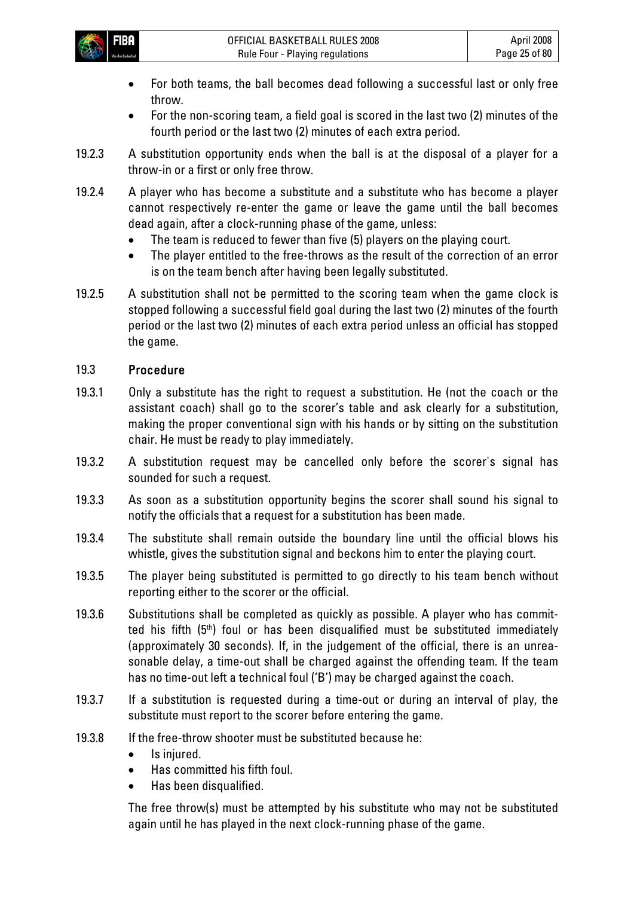- For both teams, the ball becomes dead following a successful last or only free throw.
- For the non-scoring team, a field goal is scored in the last two (2) minutes of the fourth period or the last two (2) minutes of each extra period.

19.2.3 A substitution opportunity ends when the ball is at the disposal of a player for a throw-in or a first or only free throw.

19.2.4 A player who has become a substitute and a substitute who has become a player cannot respectively re-enter the game or leave the game until the ball becomes dead again, after a clock-running phase of the game, unless:

- The team is reduced to fewer than five (5) players on the playing court.
- The player entitled to the free-throws as the result of the correction of an error is on the team bench after having been legally substituted.

19.2.5 A substitution shall not be permitted to the scoring team when the game clock is stopped following a successful field goal during the last two (2) minutes of the fourth period or the last two (2) minutes of each extra period unless an official has stopped the game.

## 19.3 Procedure

19.3.1 Only a substitute has the right to request a substitution. He (not the coach or the assistant coach) shall go to the scorer's table and ask clearly for a substitution, making the proper conventional sign with his hands or by sitting on the substitution chair. He must be ready to play immediately.

19.3.2 A substitution request may be cancelled only before the scorer's signal has sounded for such a request.

19.3.3 As soon as a substitution opportunity begins the scorer shall sound his signal to notify the officials that a request for a substitution has been made.

19.3.4 The substitute shall remain outside the boundary line until the official blows his whistle, gives the substitution signal and beckons him to enter the playing court.

19.3.5 The player being substituted is permitted to go directly to his team bench without reporting either to the scorer or the official.

19.3.6 Substitutions shall be completed as quickly as possible. A player who has committed his fifth (5th) foul or has been disqualified must be substituted immediately (approximately 30 seconds). If, in the judgement of the official, there is an unreasonable delay, a time-out shall be charged against the offending team. If the team has no time-out left a technical foul ('B') may be charged against the coach.

19.3.7 If a substitution is requested during a time-out or during an interval of play, the substitute must report to the scorer before entering the game.

19.3.8 If the free-throw shooter must be substituted because he:

- Is injured.
- Has committed his fifth foul.
- Has been disqualified.

The free throw(s) must be attempted by his substitute who may not be substituted again until he has played in the next clock-running phase of the game.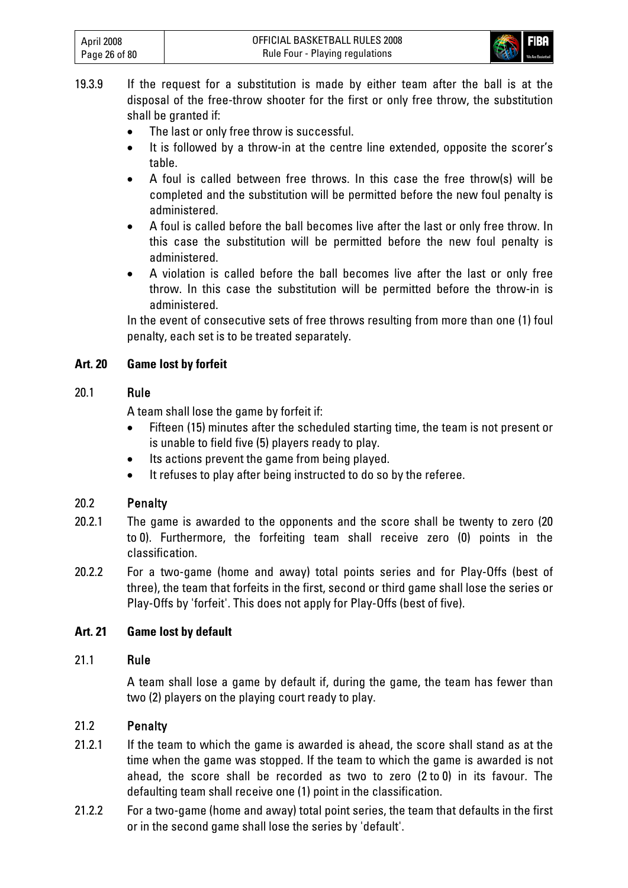19.3.9 If the request for a substitution is made by either team after the ball is at the disposal of the free-throw shooter for the first or only free throw, the substitution shall be granted if:

- The last or only free throw is successful.
- It is followed by a throw-in at the centre line extended, opposite the scorer's table.
- A foul is called between free throws. In this case the free throw(s) will be completed and the substitution will be permitted before the new foul penalty is administered.
- A foul is called before the ball becomes live after the last or only free throw. In this case the substitution will be permitted before the new foul penalty is administered.
- A violation is called before the ball becomes live after the last or only free throw. In this case the substitution will be permitted before the throw-in is administered.

In the event of consecutive sets of free throws resulting from more than one (1) foul penalty, each set is to be treated separately.

## Art. 20 Game lost by forfeit

### 20.1 Rule

A team shall lose the game by forfeit if:

- Fifteen (15) minutes after the scheduled starting time, the team is not present or is unable to field five (5) players ready to play.
- Its actions prevent the game from being played.
- It refuses to play after being instructed to do so by the referee.

### 20.2 Penalty

20.2.1 The game is awarded to the opponents and the score shall be twenty to zero (20 to 0). Furthermore, the forfeiting team shall receive zero (0) points in the classification.

20.2.2 For a two-game (home and away) total points series and for Play-Offs (best of three), the team that forfeits in the first, second or third game shall lose the series or Play-Offs by 'forfeit'. This does not apply for Play-Offs (best of five).

## Art. 21 Game lost by default

### 21.1 Rule

A team shall lose a game by default if, during the game, the team has fewer than two (2) players on the playing court ready to play.

### 21.2 Penalty

21.2.1 If the team to which the game is awarded is ahead, the score shall stand as at the time when the game was stopped. If the team to which the game is awarded is not ahead, the score shall be recorded as two to zero (2 to 0) in its favour. The defaulting team shall receive one (1) point in the classification.

21.2.2 For a two-game (home and away) total point series, the team that defaults in the first or in the second game shall lose the series by 'default'.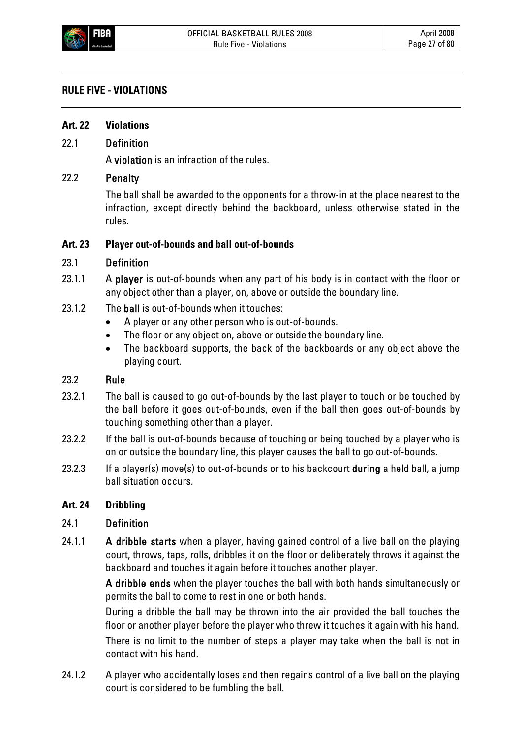## RULE FIVE - VIOLATIONS

### Art. 22 Violations

**22.1 Definition**

A **violation** is an infraction of the rules.

**22.2 Penalty**

The ball shall be awarded to the opponents for a throw-in at the place nearest to the infraction, except directly behind the backboard, unless otherwise stated in the rules.

### Art. 23 Player out-of-bounds and ball out-of-bounds

**23.1 Definition**

23.1.1 A **player** is out-of-bounds when any part of his body is in contact with the floor or any object other than a player, on, above or outside the boundary line.

23.1.2 The **ball** is out-of-bounds when it touches:

- A player or any other person who is out-of-bounds.
- The floor or any object on, above or outside the boundary line.
- The backboard supports, the back of the backboards or any object above the playing court.

**23.2 Rule**

23.2.1 The ball is caused to go out-of-bounds by the last player to touch or be touched by the ball before it goes out-of-bounds, even if the ball then goes out-of-bounds by touching something other than a player.

23.2.2 If the ball is out-of-bounds because of touching or being touched by a player who is on or outside the boundary line, this player causes the ball to go out-of-bounds.

23.2.3 If a player(s) move(s) to out-of-bounds or to his backcourt **during** a held ball, a jump ball situation occurs.

### Art. 24 Dribbling

**24.1 Definition**

24.1.1 **A dribble starts** when a player, having gained control of a live ball on the playing court, throws, taps, rolls, dribbles it on the floor or deliberately throws it against the backboard and touches it again before it touches another player.

**A dribble ends** when the player touches the ball with both hands simultaneously or permits the ball to come to rest in one or both hands.

During a dribble the ball may be thrown into the air provided the ball touches the floor or another player before the player who threw it touches it again with his hand.

There is no limit to the number of steps a player may take when the ball is not in contact with his hand.

24.1.2 A player who accidentally loses and then regains control of a live ball on the playing court is considered to be fumbling the ball.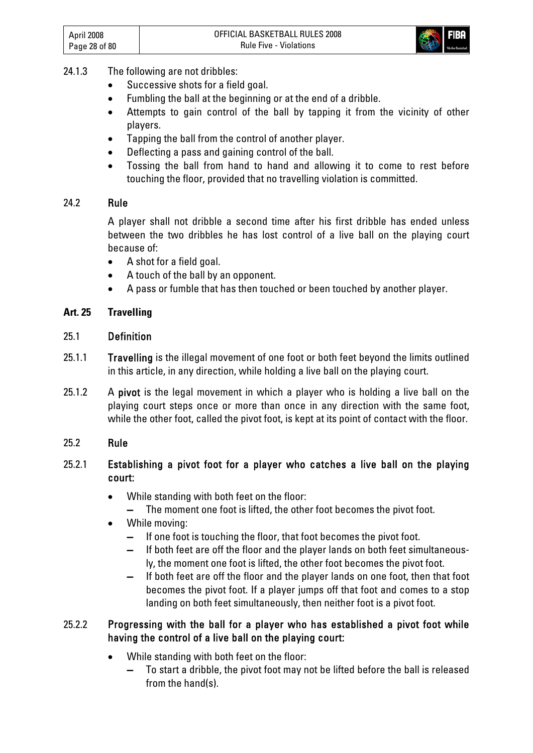24.1.3 The following are not dribbles:

- Successive shots for a field goal.
- Fumbling the ball at the beginning or at the end of a dribble.
- Attempts to gain control of the ball by tapping it from the vicinity of other players.
- Tapping the ball from the control of another player.
- Deflecting a pass and gaining control of the ball.
- Tossing the ball from hand to hand and allowing it to come to rest before touching the floor, provided that no travelling violation is committed.

### 24.2 Rule

A player shall not dribble a second time after his first dribble has ended unless between the two dribbles he has lost control of a live ball on the playing court because of:

- A shot for a field goal.
- A touch of the ball by an opponent.
- A pass or fumble that has then touched or been touched by another player.

## Art. 25 Travelling

### 25.1 Definition

25.1.1 **Travelling** is the illegal movement of one foot or both feet beyond the limits outlined in this article, in any direction, while holding a live ball on the playing court.

25.1.2 A **pivot** is the legal movement in which a player who is holding a live ball on the playing court steps once or more than once in any direction with the same foot, while the other foot, called the pivot foot, is kept at its point of contact with the floor.

### 25.2 Rule

#### 25.2.1 Establishing a pivot foot for a player who catches a live ball on the playing court:

- While standing with both feet on the floor:
  - The moment one foot is lifted, the other foot becomes the pivot foot.
- While moving:
  - If one foot is touching the floor, that foot becomes the pivot foot.
  - If both feet are off the floor and the player lands on both feet simultaneously, the moment one foot is lifted, the other foot becomes the pivot foot.
  - If both feet are off the floor and the player lands on one foot, then that foot becomes the pivot foot. If a player jumps off that foot and comes to a stop landing on both feet simultaneously, then neither foot is a pivot foot.

#### 25.2.2 Progressing with the ball for a player who has established a pivot foot while having the control of a live ball on the playing court:

- While standing with both feet on the floor:
  - To start a dribble, the pivot foot may not be lifted before the ball is released from the hand(s).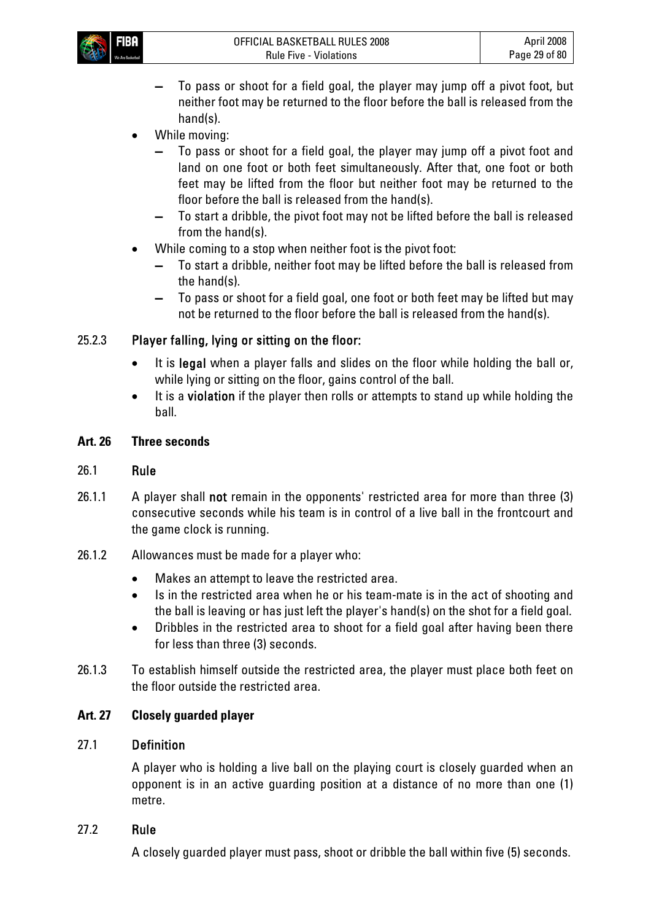- To pass or shoot for a field goal, the player may jump off a pivot foot, but neither foot may be returned to the floor before the ball is released from the hand(s).
- While moving:
  - To pass or shoot for a field goal, the player may jump off a pivot foot and land on one foot or both feet simultaneously. After that, one foot or both feet may be lifted from the floor but neither foot may be returned to the floor before the ball is released from the hand(s).
  - To start a dribble, the pivot foot may not be lifted before the ball is released from the hand(s).
- While coming to a stop when neither foot is the pivot foot:
  - To start a dribble, neither foot may be lifted before the ball is released from the hand(s).
  - To pass or shoot for a field goal, one foot or both feet may be lifted but may not be returned to the floor before the ball is released from the hand(s).

#### 25.2.3 Player falling, lying or sitting on the floor:

- It is **legal** when a player falls and slides on the floor while holding the ball or, while lying or sitting on the floor, gains control of the ball.
- It is a **violation** if the player then rolls or attempts to stand up while holding the ball.

## Art. 26 Three seconds

### 26.1 Rule

26.1.1 A player shall **not** remain in the opponents' restricted area for more than three (3) consecutive seconds while his team is in control of a live ball in the frontcourt and the game clock is running.

26.1.2 Allowances must be made for a player who:

- Makes an attempt to leave the restricted area.
- Is in the restricted area when he or his team-mate is in the act of shooting and the ball is leaving or has just left the player's hand(s) on the shot for a field goal.
- Dribbles in the restricted area to shoot for a field goal after having been there for less than three (3) seconds.

26.1.3 To establish himself outside the restricted area, the player must place both feet on the floor outside the restricted area.

## Art. 27 Closely guarded player

### 27.1 Definition

A player who is holding a live ball on the playing court is closely guarded when an opponent is in an active guarding position at a distance of no more than one (1) metre.

### 27.2 Rule

A closely guarded player must pass, shoot or dribble the ball within five (5) seconds.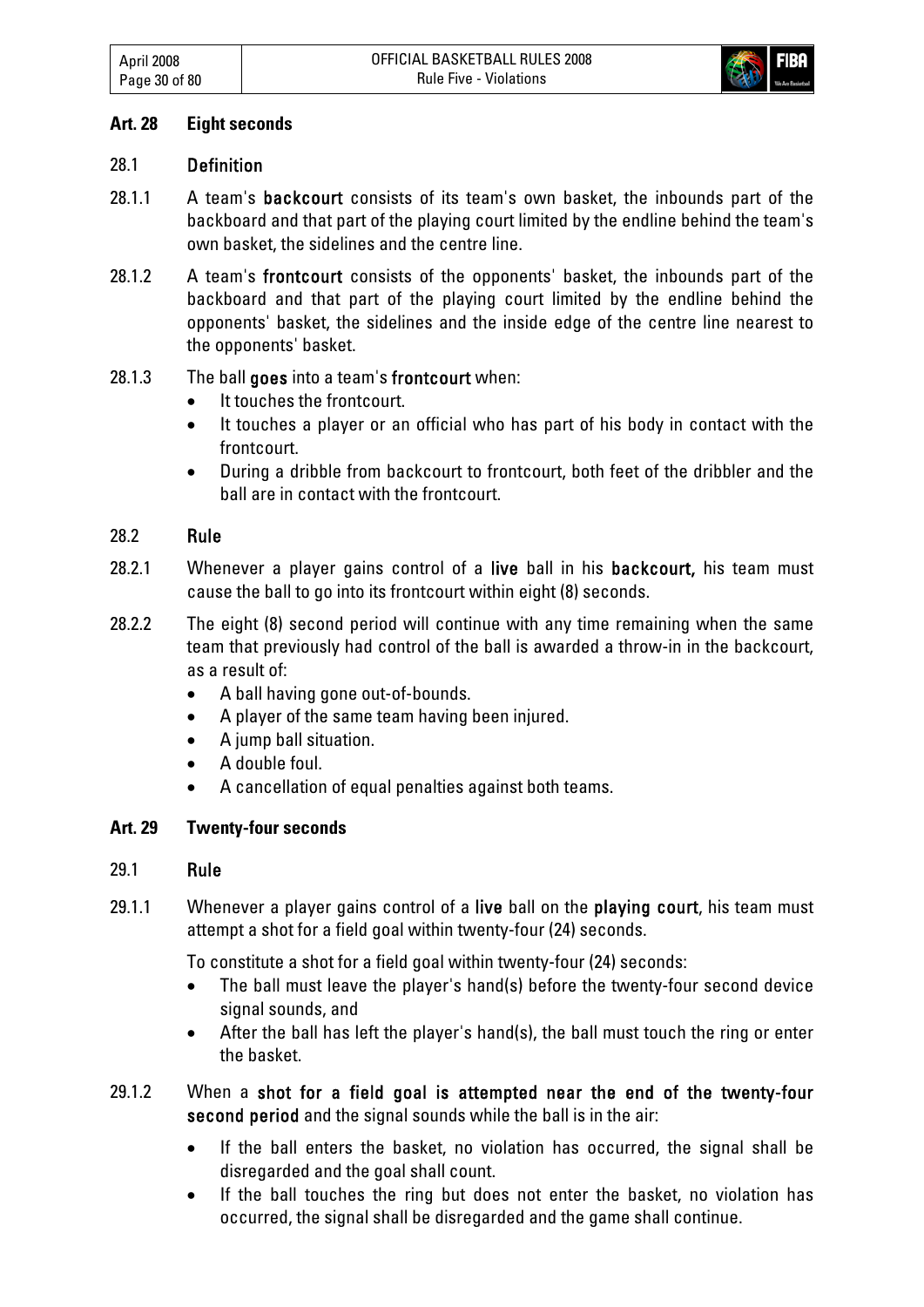## Art. 28 Eight seconds

### 28.1 Definition

28.1.1 A team's **backcourt** consists of its team's own basket, the inbounds part of the backboard and that part of the playing court limited by the endline behind the team's own basket, the sidelines and the centre line.

28.1.2 A team's **frontcourt** consists of the opponents' basket, the inbounds part of the backboard and that part of the playing court limited by the endline behind the opponents' basket, the sidelines and the inside edge of the centre line nearest to the opponents' basket.

28.1.3 The ball **goes** into a team's **frontcourt** when:

- It touches the frontcourt.
- It touches a player or an official who has part of his body in contact with the frontcourt.
- During a dribble from backcourt to frontcourt, both feet of the dribbler and the ball are in contact with the frontcourt.

### 28.2 Rule

28.2.1 Whenever a player gains control of a **live** ball in his **backcourt,** his team must cause the ball to go into its frontcourt within eight (8) seconds.

28.2.2 The eight (8) second period will continue with any time remaining when the same team that previously had control of the ball is awarded a throw-in in the backcourt, as a result of:

- A ball having gone out-of-bounds.
- A player of the same team having been injured.
- A jump ball situation.
- A double foul.
- A cancellation of equal penalties against both teams.

## Art. 29 Twenty-four seconds

### 29.1 Rule

29.1.1 Whenever a player gains control of a **live** ball on the **playing court**, his team must attempt a shot for a field goal within twenty-four (24) seconds.

To constitute a shot for a field goal within twenty-four (24) seconds:

- The ball must leave the player's hand(s) before the twenty-four second device signal sounds, and
- After the ball has left the player's hand(s), the ball must touch the ring or enter the basket.

29.1.2 When a **shot for a field goal is attempted near the end of the twenty-four second period** and the signal sounds while the ball is in the air:

- If the ball enters the basket, no violation has occurred, the signal shall be disregarded and the goal shall count.
- If the ball touches the ring but does not enter the basket, no violation has occurred, the signal shall be disregarded and the game shall continue.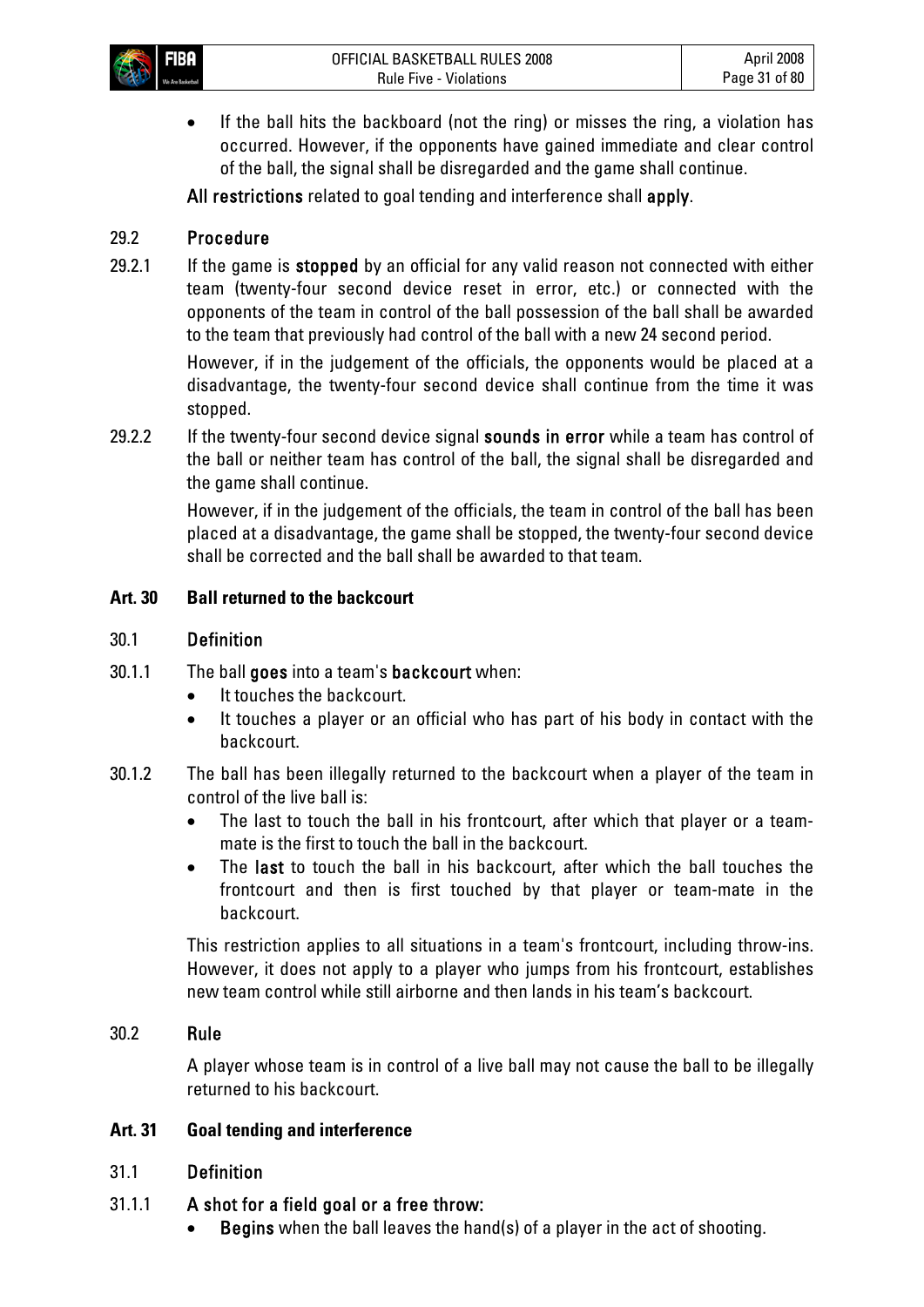- If the ball hits the backboard (not the ring) or misses the ring, a violation has occurred. However, if the opponents have gained immediate and clear control of the ball, the signal shall be disregarded and the game shall continue.

All restrictions related to goal tending and interference shall apply.

### 29.2 Procedure

29.2.1 If the game is stopped by an official for any valid reason not connected with either team (twenty-four second device reset in error, etc.) or connected with the opponents of the team in control of the ball possession of the ball shall be awarded to the team that previously had control of the ball with a new 24 second period.

However, if in the judgement of the officials, the opponents would be placed at a disadvantage, the twenty-four second device shall continue from the time it was stopped.

29.2.2 If the twenty-four second device signal sounds in error while a team has control of the ball or neither team has control of the ball, the signal shall be disregarded and the game shall continue.

However, if in the judgement of the officials, the team in control of the ball has been placed at a disadvantage, the game shall be stopped, the twenty-four second device shall be corrected and the ball shall be awarded to that team.

## Art. 30 Ball returned to the backcourt

### 30.1 Definition

30.1.1 The ball goes into a team's backcourt when:

- It touches the backcourt.
- It touches a player or an official who has part of his body in contact with the backcourt.

30.1.2 The ball has been illegally returned to the backcourt when a player of the team in control of the live ball is:

- The last to touch the ball in his frontcourt, after which that player or a team-mate is the first to touch the ball in the backcourt.
- The last to touch the ball in his backcourt, after which the ball touches the frontcourt and then is first touched by that player or team-mate in the backcourt.

This restriction applies to all situations in a team's frontcourt, including throw-ins. However, it does not apply to a player who jumps from his frontcourt, establishes new team control while still airborne and then lands in his team's backcourt.

### 30.2 Rule

A player whose team is in control of a live ball may not cause the ball to be illegally returned to his backcourt.

## Art. 31 Goal tending and interference

### 31.1 Definition

31.1.1 **A shot for a field goal or a free throw:**

- Begins when the ball leaves the hand(s) of a player in the act of shooting.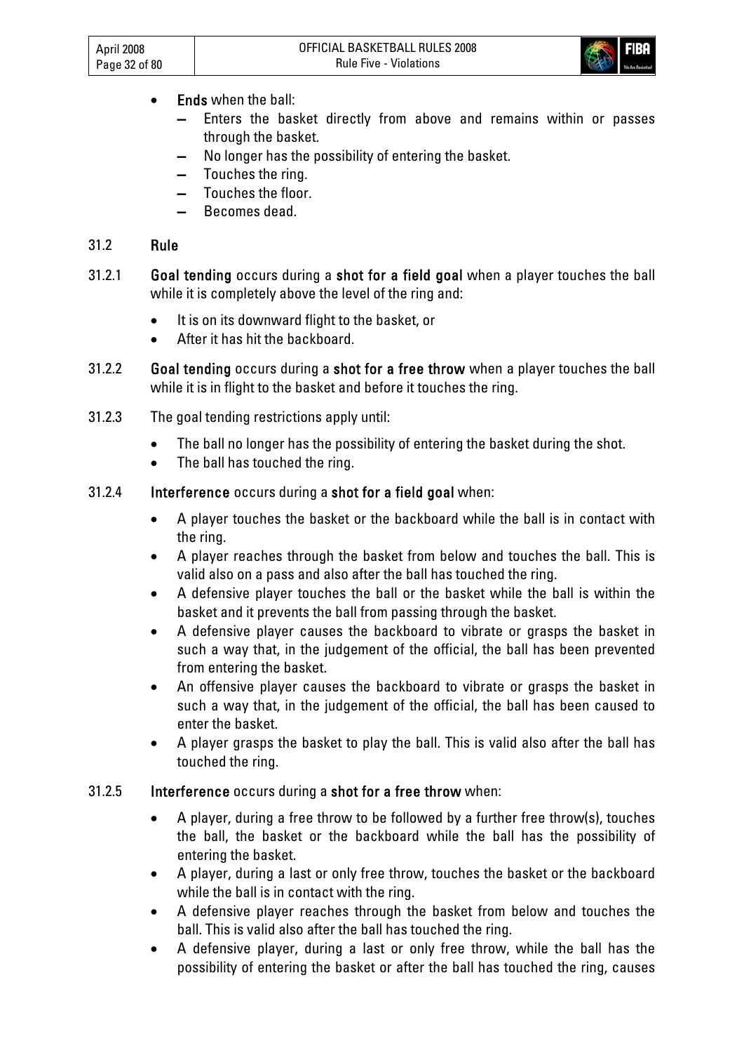- **Ends** when the ball:
  - Enters the basket directly from above and remains within or passes through the basket.
  - No longer has the possibility of entering the basket.
  - Touches the ring.
  - Touches the floor.
  - Becomes dead.

## 31.2 Rule

31.2.1 **Goal tending** occurs during a **shot for a field goal** when a player touches the ball while it is completely above the level of the ring and:

- It is on its downward flight to the basket, or
- After it has hit the backboard.

31.2.2 **Goal tending** occurs during a **shot for a free throw** when a player touches the ball while it is in flight to the basket and before it touches the ring.

31.2.3 The goal tending restrictions apply until:

- The ball no longer has the possibility of entering the basket during the shot.
- The ball has touched the ring.

31.2.4 **Interference** occurs during a **shot for a field goal** when:

- A player touches the basket or the backboard while the ball is in contact with the ring.
- A player reaches through the basket from below and touches the ball. This is valid also on a pass and also after the ball has touched the ring.
- A defensive player touches the ball or the basket while the ball is within the basket and it prevents the ball from passing through the basket.
- A defensive player causes the backboard to vibrate or grasps the basket in such a way that, in the judgement of the official, the ball has been prevented from entering the basket.
- An offensive player causes the backboard to vibrate or grasps the basket in such a way that, in the judgement of the official, the ball has been caused to enter the basket.
- A player grasps the basket to play the ball. This is valid also after the ball has touched the ring.

31.2.5 **Interference** occurs during a **shot for a free throw** when:

- A player, during a free throw to be followed by a further free throw(s), touches the ball, the basket or the backboard while the ball has the possibility of entering the basket.
- A player, during a last or only free throw, touches the basket or the backboard while the ball is in contact with the ring.
- A defensive player reaches through the basket from below and touches the ball. This is valid also after the ball has touched the ring.
- A defensive player, during a last or only free throw, while the ball has the possibility of entering the basket or after the ball has touched the ring, causes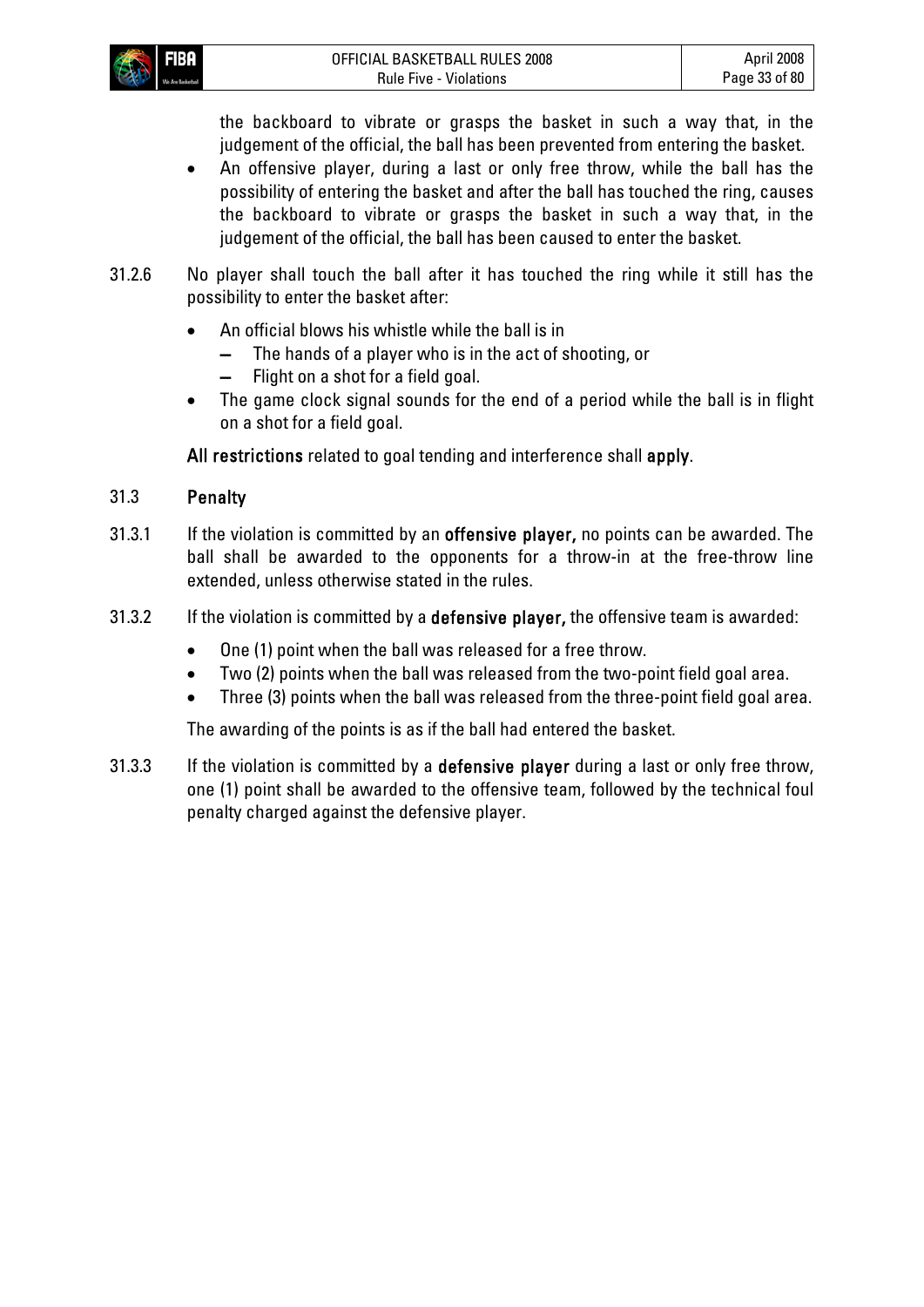the backboard to vibrate or grasps the basket in such a way that, in the judgement of the official, the ball has been prevented from entering the basket.

- An offensive player, during a last or only free throw, while the ball has the possibility of entering the basket and after the ball has touched the ring, causes the backboard to vibrate or grasps the basket in such a way that, in the judgement of the official, the ball has been caused to enter the basket.

31.2.6 No player shall touch the ball after it has touched the ring while it still has the possibility to enter the basket after:

- An official blows his whistle while the ball is in
  - The hands of a player who is in the act of shooting, or
  - Flight on a shot for a field goal.
- The game clock signal sounds for the end of a period while the ball is in flight on a shot for a field goal.

**All restrictions** related to goal tending and interference shall **apply**.

## 31.3 Penalty

31.3.1 If the violation is committed by an **offensive player,** no points can be awarded. The ball shall be awarded to the opponents for a throw-in at the free-throw line extended, unless otherwise stated in the rules.

31.3.2 If the violation is committed by a **defensive player,** the offensive team is awarded:

- One (1) point when the ball was released for a free throw.
- Two (2) points when the ball was released from the two-point field goal area.
- Three (3) points when the ball was released from the three-point field goal area.

The awarding of the points is as if the ball had entered the basket.

31.3.3 If the violation is committed by a **defensive player** during a last or only free throw, one (1) point shall be awarded to the offensive team, followed by the technical foul penalty charged against the defensive player.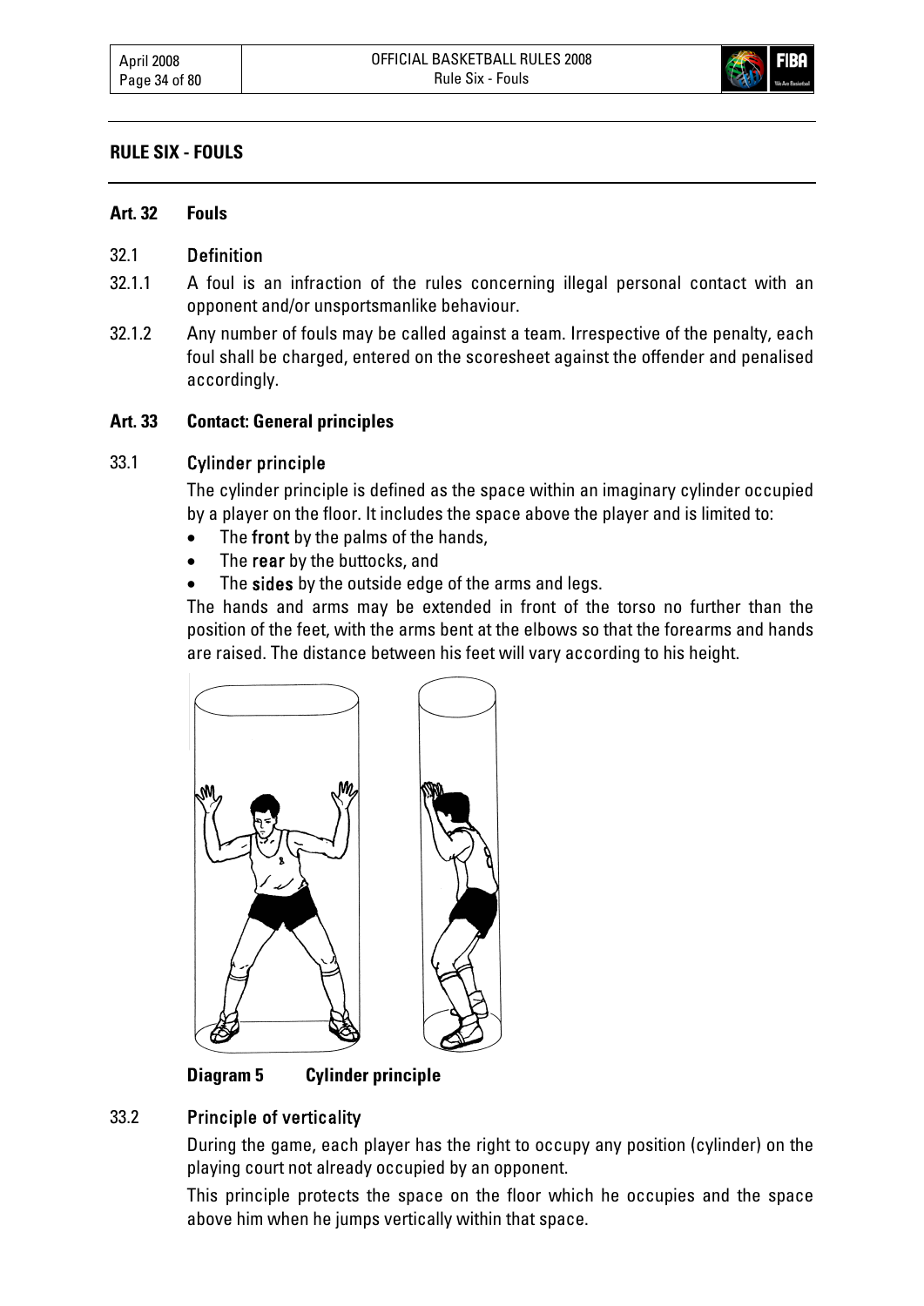## RULE SIX - FOULS

### Art. 32 Fouls

**32.1 Definition**

32.1.1 A foul is an infraction of the rules concerning illegal personal contact with an opponent and/or unsportsmanlike behaviour.

32.1.2 Any number of fouls may be called against a team. Irrespective of the penalty, each foul shall be charged, entered on the scoresheet against the offender and penalised accordingly.

### Art. 33 Contact: General principles

**33.1 Cylinder principle**

The cylinder principle is defined as the space within an imaginary cylinder occupied by a player on the floor. It includes the space above the player and is limited to:

- The **front** by the palms of the hands,
- The **rear** by the buttocks, and
- The **sides** by the outside edge of the arms and legs.

The hands and arms may be extended in front of the torso no further than the position of the feet, with the arms bent at the elbows so that the forearms and hands are raised. The distance between his feet will vary according to his height.

**Diagram 5 Cylinder principle**

**33.2 Principle of verticality**

During the game, each player has the right to occupy any position (cylinder) on the playing court not already occupied by an opponent.

This principle protects the space on the floor which he occupies and the space above him when he jumps vertically within that space.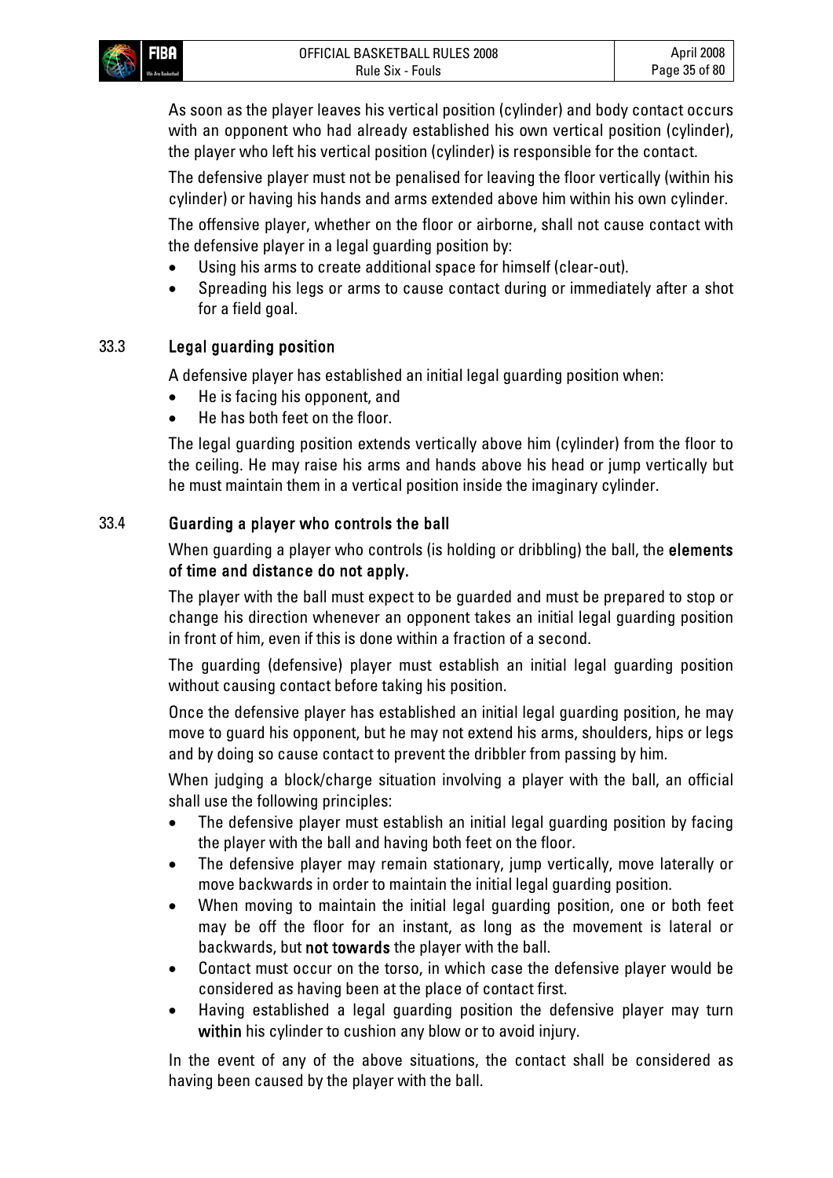As soon as the player leaves his vertical position (cylinder) and body contact occurs with an opponent who had already established his own vertical position (cylinder), the player who left his vertical position (cylinder) is responsible for the contact.

The defensive player must not be penalised for leaving the floor vertically (within his cylinder) or having his hands and arms extended above him within his own cylinder.

The offensive player, whether on the floor or airborne, shall not cause contact with the defensive player in a legal guarding position by:

- Using his arms to create additional space for himself (clear-out).
- Spreading his legs or arms to cause contact during or immediately after a shot for a field goal.

## 33.3 Legal guarding position

A defensive player has established an initial legal guarding position when:

- He is facing his opponent, and
- He has both feet on the floor.

The legal guarding position extends vertically above him (cylinder) from the floor to the ceiling. He may raise his arms and hands above his head or jump vertically but he must maintain them in a vertical position inside the imaginary cylinder.

## 33.4 Guarding a player who controls the ball

When guarding a player who controls (is holding or dribbling) the ball, the **elements of time and distance do not apply.**

The player with the ball must expect to be guarded and must be prepared to stop or change his direction whenever an opponent takes an initial legal guarding position in front of him, even if this is done within a fraction of a second.

The guarding (defensive) player must establish an initial legal guarding position without causing contact before taking his position.

Once the defensive player has established an initial legal guarding position, he may move to guard his opponent, but he may not extend his arms, shoulders, hips or legs and by doing so cause contact to prevent the dribbler from passing by him.

When judging a block/charge situation involving a player with the ball, an official shall use the following principles:

- The defensive player must establish an initial legal guarding position by facing the player with the ball and having both feet on the floor.
- The defensive player may remain stationary, jump vertically, move laterally or move backwards in order to maintain the initial legal guarding position.
- When moving to maintain the initial legal guarding position, one or both feet may be off the floor for an instant, as long as the movement is lateral or backwards, but **not towards** the player with the ball.
- Contact must occur on the torso, in which case the defensive player would be considered as having been at the place of contact first.
- Having established a legal guarding position the defensive player may turn **within** his cylinder to cushion any blow or to avoid injury.

In the event of any of the above situations, the contact shall be considered as having been caused by the player with the ball.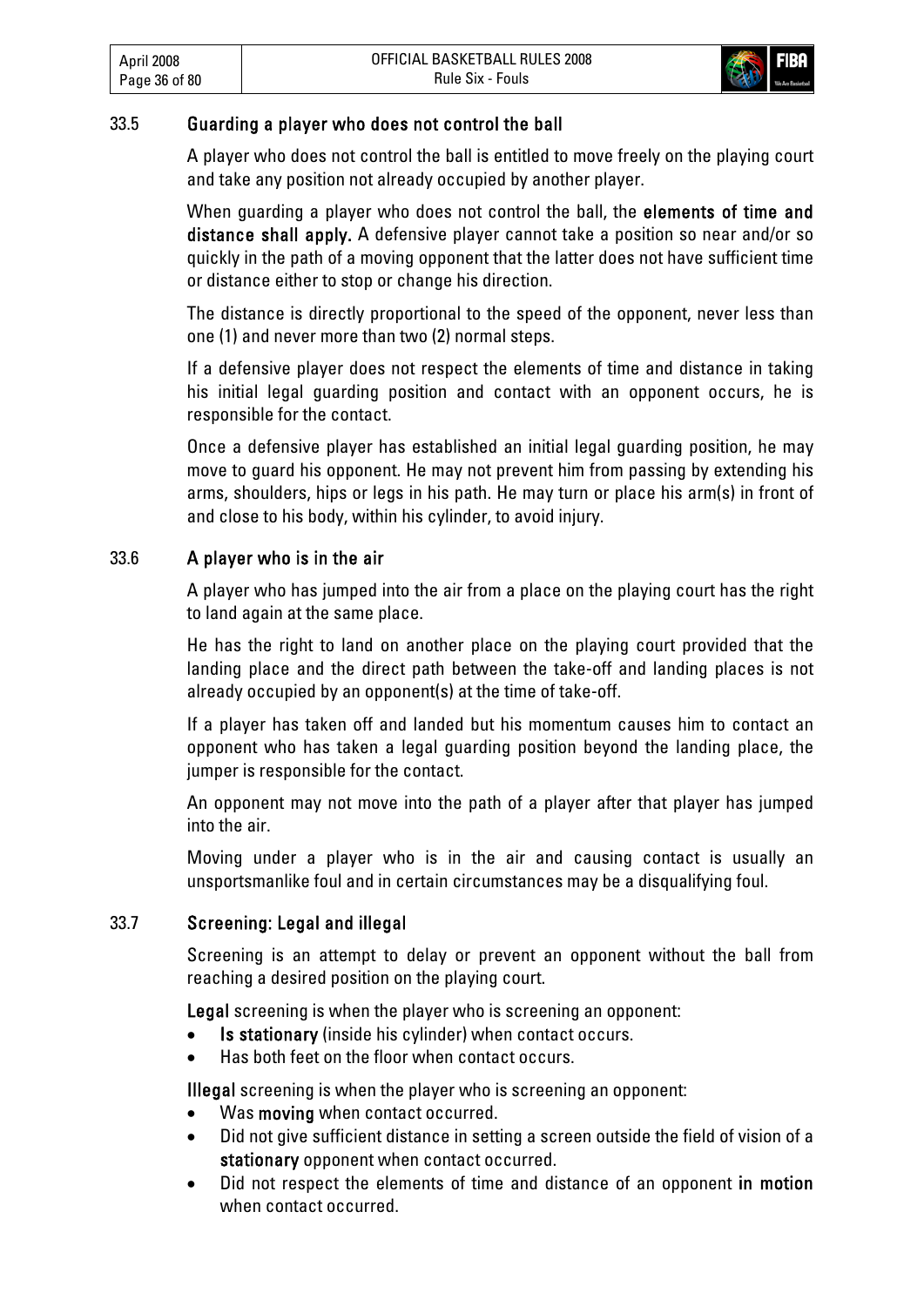### 33.5 Guarding a player who does not control the ball

A player who does not control the ball is entitled to move freely on the playing court and take any position not already occupied by another player.

When guarding a player who does not control the ball, the **elements of time and distance shall apply.** A defensive player cannot take a position so near and/or so quickly in the path of a moving opponent that the latter does not have sufficient time or distance either to stop or change his direction.

The distance is directly proportional to the speed of the opponent, never less than one (1) and never more than two (2) normal steps.

If a defensive player does not respect the elements of time and distance in taking his initial legal guarding position and contact with an opponent occurs, he is responsible for the contact.

Once a defensive player has established an initial legal guarding position, he may move to guard his opponent. He may not prevent him from passing by extending his arms, shoulders, hips or legs in his path. He may turn or place his arm(s) in front of and close to his body, within his cylinder, to avoid injury.

### 33.6 A player who is in the air

A player who has jumped into the air from a place on the playing court has the right to land again at the same place.

He has the right to land on another place on the playing court provided that the landing place and the direct path between the take-off and landing places is not already occupied by an opponent(s) at the time of take-off.

If a player has taken off and landed but his momentum causes him to contact an opponent who has taken a legal guarding position beyond the landing place, the jumper is responsible for the contact.

An opponent may not move into the path of a player after that player has jumped into the air.

Moving under a player who is in the air and causing contact is usually an unsportsmanlike foul and in certain circumstances may be a disqualifying foul.

### 33.7 Screening: Legal and illegal

Screening is an attempt to delay or prevent an opponent without the ball from reaching a desired position on the playing court.

**Legal** screening is when the player who is screening an opponent:

- **Is stationary** (inside his cylinder) when contact occurs.
- Has both feet on the floor when contact occurs.

**Illegal** screening is when the player who is screening an opponent:

- Was **moving** when contact occurred.
- Did not give sufficient distance in setting a screen outside the field of vision of a **stationary** opponent when contact occurred.
- Did not respect the elements of time and distance of an opponent **in motion** when contact occurred.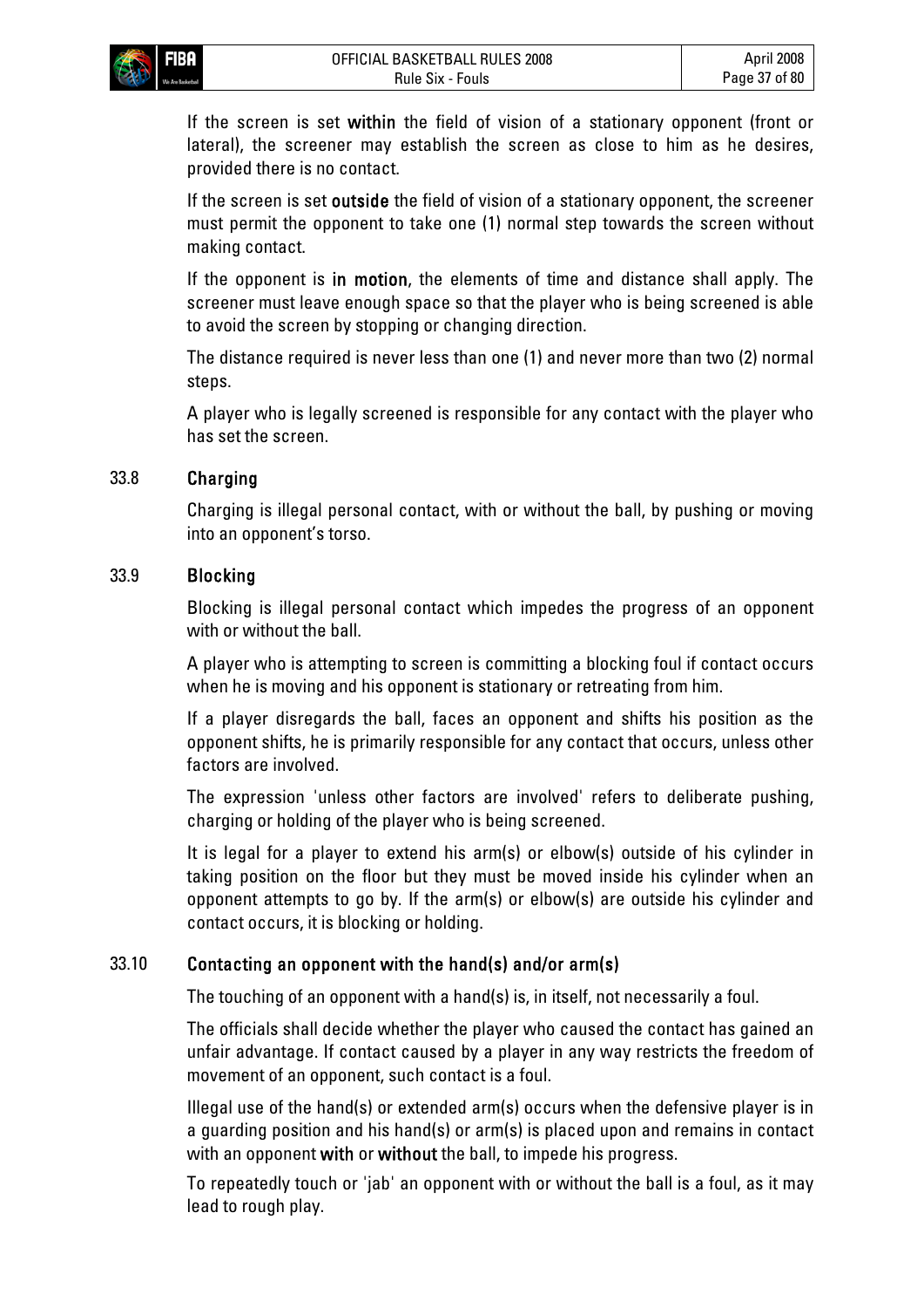If the screen is set **within** the field of vision of a stationary opponent (front or lateral), the screener may establish the screen as close to him as he desires, provided there is no contact.

If the screen is set **outside** the field of vision of a stationary opponent, the screener must permit the opponent to take one (1) normal step towards the screen without making contact.

If the opponent is **in motion**, the elements of time and distance shall apply. The screener must leave enough space so that the player who is being screened is able to avoid the screen by stopping or changing direction.

The distance required is never less than one (1) and never more than two (2) normal steps.

A player who is legally screened is responsible for any contact with the player who has set the screen.

## 33.8 Charging

Charging is illegal personal contact, with or without the ball, by pushing or moving into an opponent's torso.

## 33.9 Blocking

Blocking is illegal personal contact which impedes the progress of an opponent with or without the ball.

A player who is attempting to screen is committing a blocking foul if contact occurs when he is moving and his opponent is stationary or retreating from him.

If a player disregards the ball, faces an opponent and shifts his position as the opponent shifts, he is primarily responsible for any contact that occurs, unless other factors are involved.

The expression 'unless other factors are involved' refers to deliberate pushing, charging or holding of the player who is being screened.

It is legal for a player to extend his arm(s) or elbow(s) outside of his cylinder in taking position on the floor but they must be moved inside his cylinder when an opponent attempts to go by. If the arm(s) or elbow(s) are outside his cylinder and contact occurs, it is blocking or holding.

## 33.10 Contacting an opponent with the hand(s) and/or arm(s)

The touching of an opponent with a hand(s) is, in itself, not necessarily a foul.

The officials shall decide whether the player who caused the contact has gained an unfair advantage. If contact caused by a player in any way restricts the freedom of movement of an opponent, such contact is a foul.

Illegal use of the hand(s) or extended arm(s) occurs when the defensive player is in a guarding position and his hand(s) or arm(s) is placed upon and remains in contact with an opponent **with** or **without** the ball, to impede his progress.

To repeatedly touch or 'jab' an opponent with or without the ball is a foul, as it may lead to rough play.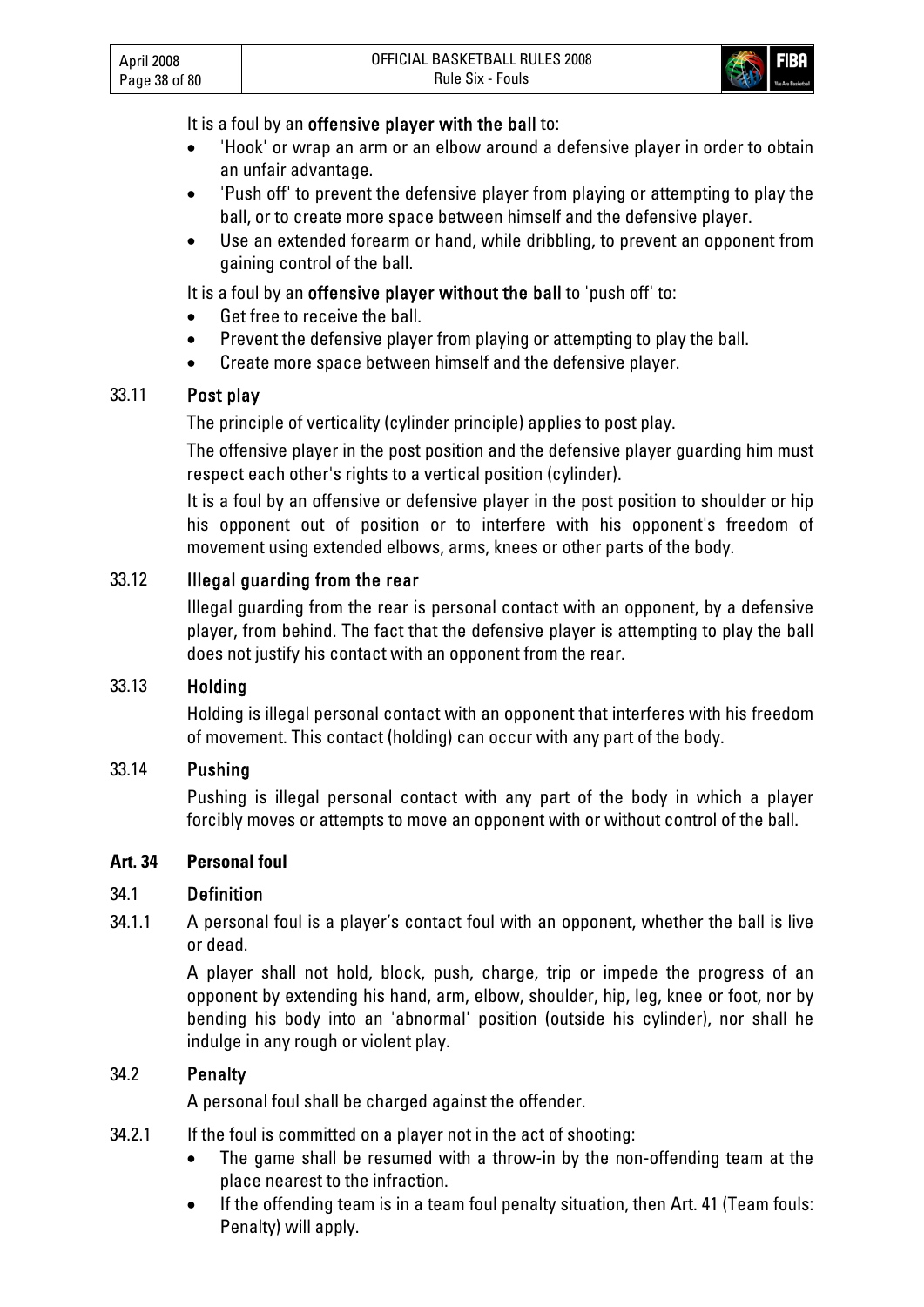It is a foul by an **offensive player with the ball** to:

- 'Hook' or wrap an arm or an elbow around a defensive player in order to obtain an unfair advantage.
- 'Push off' to prevent the defensive player from playing or attempting to play the ball, or to create more space between himself and the defensive player.
- Use an extended forearm or hand, while dribbling, to prevent an opponent from gaining control of the ball.

It is a foul by an **offensive player without the ball** to 'push off' to:

- Get free to receive the ball.
- Prevent the defensive player from playing or attempting to play the ball.
- Create more space between himself and the defensive player.

### 33.11 Post play

The principle of verticality (cylinder principle) applies to post play.

The offensive player in the post position and the defensive player guarding him must respect each other's rights to a vertical position (cylinder).

It is a foul by an offensive or defensive player in the post position to shoulder or hip his opponent out of position or to interfere with his opponent's freedom of movement using extended elbows, arms, knees or other parts of the body.

### 33.12 Illegal guarding from the rear

Illegal guarding from the rear is personal contact with an opponent, by a defensive player, from behind. The fact that the defensive player is attempting to play the ball does not justify his contact with an opponent from the rear.

### 33.13 Holding

Holding is illegal personal contact with an opponent that interferes with his freedom of movement. This contact (holding) can occur with any part of the body.

### 33.14 Pushing

Pushing is illegal personal contact with any part of the body in which a player forcibly moves or attempts to move an opponent with or without control of the ball.

## Art. 34 Personal foul

### 34.1 Definition

34.1.1 A personal foul is a player's contact foul with an opponent, whether the ball is live or dead.

A player shall not hold, block, push, charge, trip or impede the progress of an opponent by extending his hand, arm, elbow, shoulder, hip, leg, knee or foot, nor by bending his body into an 'abnormal' position (outside his cylinder), nor shall he indulge in any rough or violent play.

### 34.2 Penalty

A personal foul shall be charged against the offender.

34.2.1 If the foul is committed on a player not in the act of shooting:

- The game shall be resumed with a throw-in by the non-offending team at the place nearest to the infraction.
- If the offending team is in a team foul penalty situation, then Art. 41 (Team fouls: Penalty) will apply.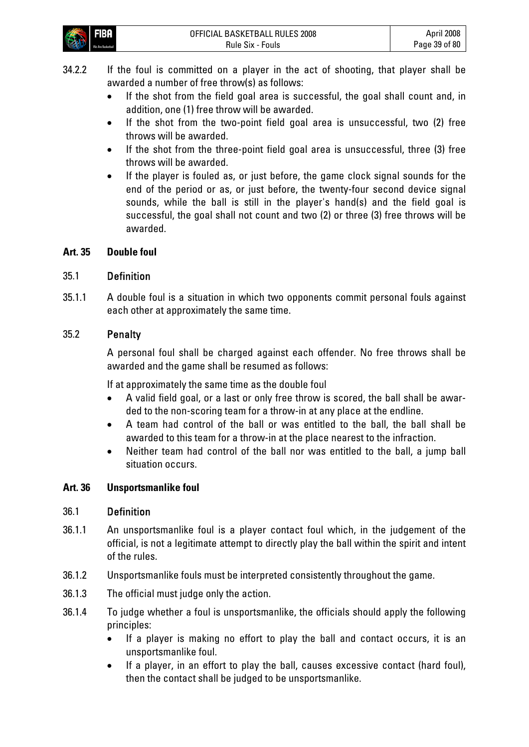34.2.2 If the foul is committed on a player in the act of shooting, that player shall be awarded a number of free throw(s) as follows:

- If the shot from the field goal area is successful, the goal shall count and, in addition, one (1) free throw will be awarded.
- If the shot from the two-point field goal area is unsuccessful, two (2) free throws will be awarded.
- If the shot from the three-point field goal area is unsuccessful, three (3) free throws will be awarded.
- If the player is fouled as, or just before, the game clock signal sounds for the end of the period or as, or just before, the twenty-four second device signal sounds, while the ball is still in the player's hand(s) and the field goal is successful, the goal shall not count and two (2) or three (3) free throws will be awarded.

## Art. 35 Double foul

### 35.1 Definition

35.1.1 A double foul is a situation in which two opponents commit personal fouls against each other at approximately the same time.

### 35.2 Penalty

A personal foul shall be charged against each offender. No free throws shall be awarded and the game shall be resumed as follows:

If at approximately the same time as the double foul

- A valid field goal, or a last or only free throw is scored, the ball shall be awarded to the non-scoring team for a throw-in at any place at the endline.
- A team had control of the ball or was entitled to the ball, the ball shall be awarded to this team for a throw-in at the place nearest to the infraction.
- Neither team had control of the ball nor was entitled to the ball, a jump ball situation occurs.

## Art. 36 Unsportsmanlike foul

### 36.1 Definition

36.1.1 An unsportsmanlike foul is a player contact foul which, in the judgement of the official, is not a legitimate attempt to directly play the ball within the spirit and intent of the rules.

36.1.2 Unsportsmanlike fouls must be interpreted consistently throughout the game.

36.1.3 The official must judge only the action.

36.1.4 To judge whether a foul is unsportsmanlike, the officials should apply the following principles:

- If a player is making no effort to play the ball and contact occurs, it is an unsportsmanlike foul.
- If a player, in an effort to play the ball, causes excessive contact (hard foul), then the contact shall be judged to be unsportsmanlike.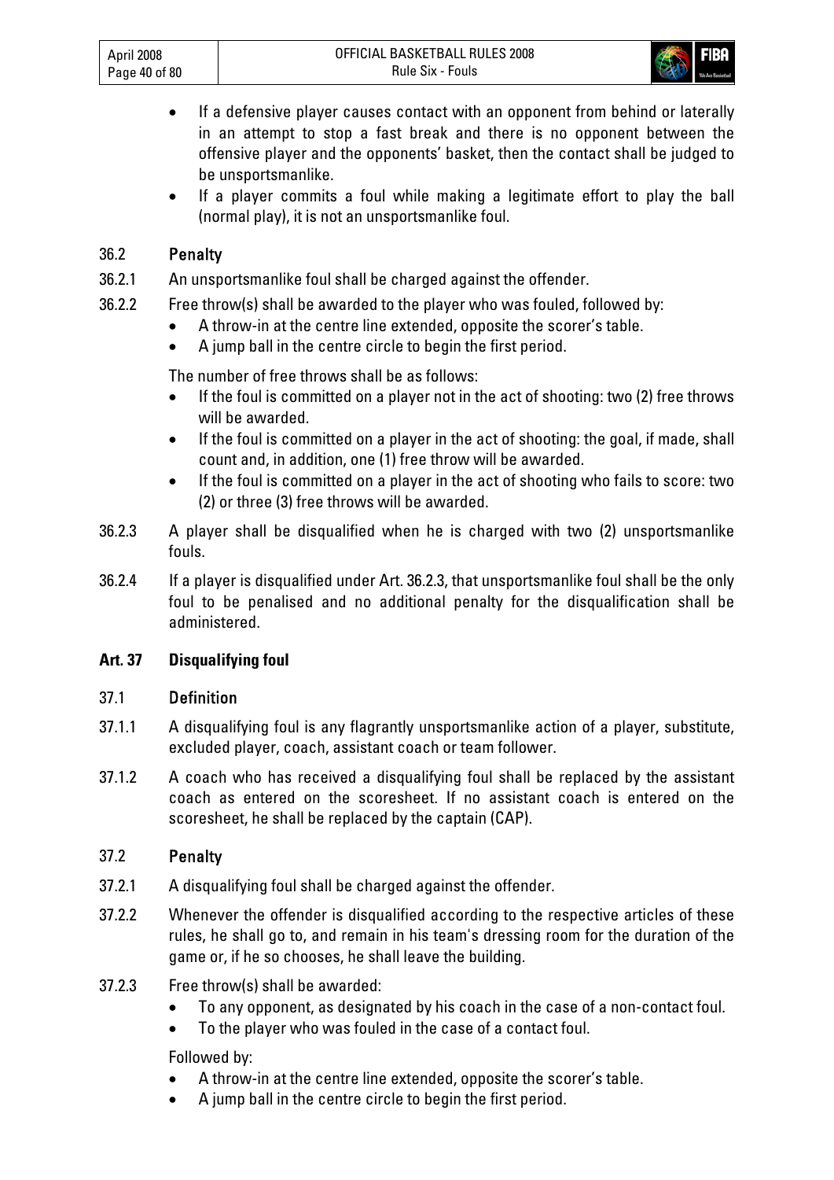- If a defensive player causes contact with an opponent from behind or laterally in an attempt to stop a fast break and there is no opponent between the offensive player and the opponents' basket, then the contact shall be judged to be unsportsmanlike.
- If a player commits a foul while making a legitimate effort to play the ball (normal play), it is not an unsportsmanlike foul.

### 36.2 Penalty

36.2.1 An unsportsmanlike foul shall be charged against the offender.

36.2.2 Free throw(s) shall be awarded to the player who was fouled, followed by:

- A throw-in at the centre line extended, opposite the scorer's table.
- A jump ball in the centre circle to begin the first period.

The number of free throws shall be as follows:

- If the foul is committed on a player not in the act of shooting: two (2) free throws will be awarded.
- If the foul is committed on a player in the act of shooting: the goal, if made, shall count and, in addition, one (1) free throw will be awarded.
- If the foul is committed on a player in the act of shooting who fails to score: two (2) or three (3) free throws will be awarded.

36.2.3 A player shall be disqualified when he is charged with two (2) unsportsmanlike fouls.

36.2.4 If a player is disqualified under Art. 36.2.3, that unsportsmanlike foul shall be the only foul to be penalised and no additional penalty for the disqualification shall be administered.

## Art. 37 Disqualifying foul

### 37.1 Definition

37.1.1 A disqualifying foul is any flagrantly unsportsmanlike action of a player, substitute, excluded player, coach, assistant coach or team follower.

37.1.2 A coach who has received a disqualifying foul shall be replaced by the assistant coach as entered on the scoresheet. If no assistant coach is entered on the scoresheet, he shall be replaced by the captain (CAP).

### 37.2 Penalty

37.2.1 A disqualifying foul shall be charged against the offender.

37.2.2 Whenever the offender is disqualified according to the respective articles of these rules, he shall go to, and remain in his team's dressing room for the duration of the game or, if he so chooses, he shall leave the building.

37.2.3 Free throw(s) shall be awarded:

- To any opponent, as designated by his coach in the case of a non-contact foul.
- To the player who was fouled in the case of a contact foul.

Followed by:

- A throw-in at the centre line extended, opposite the scorer's table.
- A jump ball in the centre circle to begin the first period.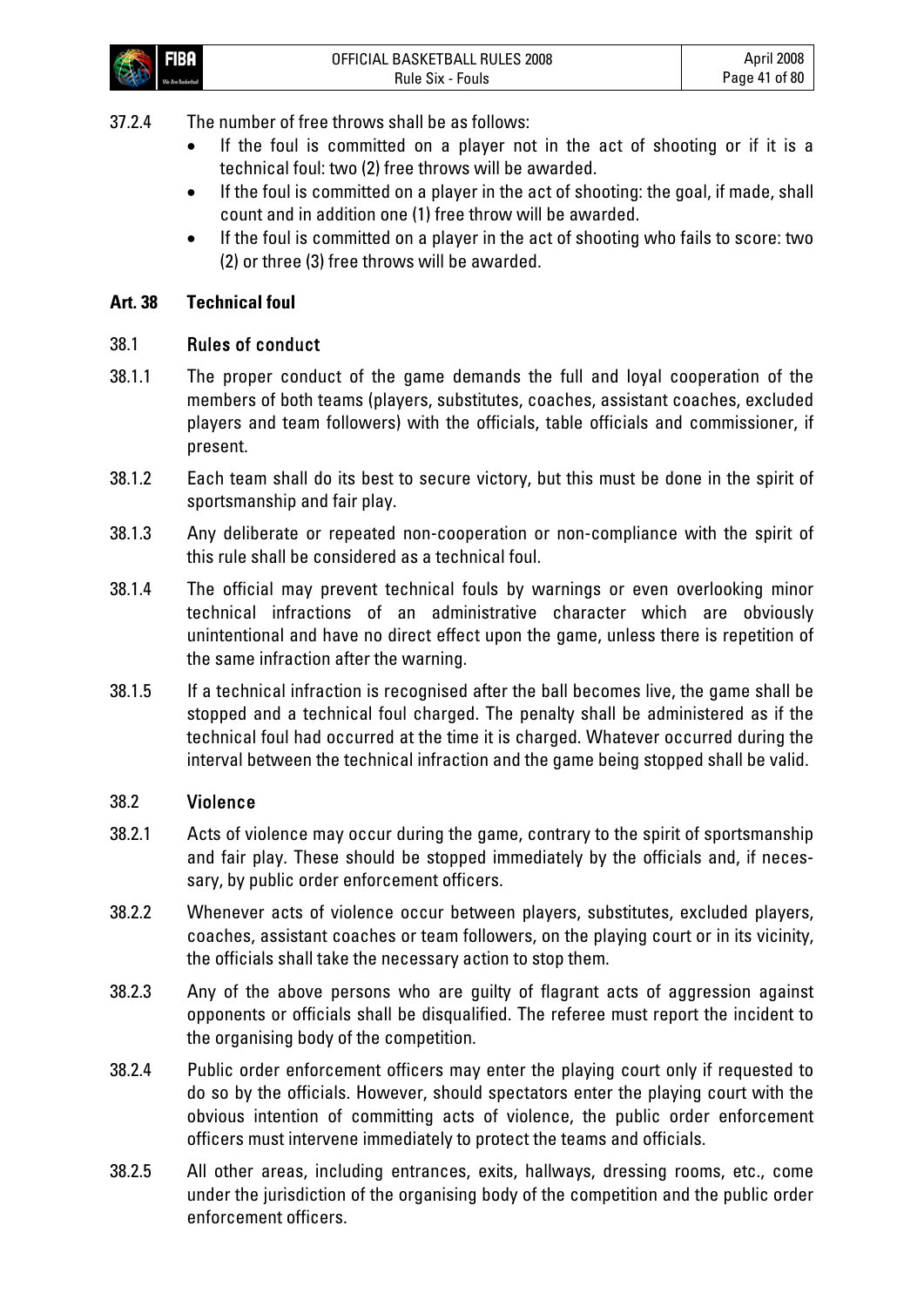37.2.4 The number of free throws shall be as follows:

- If the foul is committed on a player not in the act of shooting or if it is a technical foul: two (2) free throws will be awarded.
- If the foul is committed on a player in the act of shooting: the goal, if made, shall count and in addition one (1) free throw will be awarded.
- If the foul is committed on a player in the act of shooting who fails to score: two (2) or three (3) free throws will be awarded.

## Art. 38 Technical foul

### 38.1 Rules of conduct

38.1.1 The proper conduct of the game demands the full and loyal cooperation of the members of both teams (players, substitutes, coaches, assistant coaches, excluded players and team followers) with the officials, table officials and commissioner, if present.

38.1.2 Each team shall do its best to secure victory, but this must be done in the spirit of sportsmanship and fair play.

38.1.3 Any deliberate or repeated non-cooperation or non-compliance with the spirit of this rule shall be considered as a technical foul.

38.1.4 The official may prevent technical fouls by warnings or even overlooking minor technical infractions of an administrative character which are obviously unintentional and have no direct effect upon the game, unless there is repetition of the same infraction after the warning.

38.1.5 If a technical infraction is recognised after the ball becomes live, the game shall be stopped and a technical foul charged. The penalty shall be administered as if the technical foul had occurred at the time it is charged. Whatever occurred during the interval between the technical infraction and the game being stopped shall be valid.

### 38.2 Violence

38.2.1 Acts of violence may occur during the game, contrary to the spirit of sportsmanship and fair play. These should be stopped immediately by the officials and, if necessary, by public order enforcement officers.

38.2.2 Whenever acts of violence occur between players, substitutes, excluded players, coaches, assistant coaches or team followers, on the playing court or in its vicinity, the officials shall take the necessary action to stop them.

38.2.3 Any of the above persons who are guilty of flagrant acts of aggression against opponents or officials shall be disqualified. The referee must report the incident to the organising body of the competition.

38.2.4 Public order enforcement officers may enter the playing court only if requested to do so by the officials. However, should spectators enter the playing court with the obvious intention of committing acts of violence, the public order enforcement officers must intervene immediately to protect the teams and officials.

38.2.5 All other areas, including entrances, exits, hallways, dressing rooms, etc., come under the jurisdiction of the organising body of the competition and the public order enforcement officers.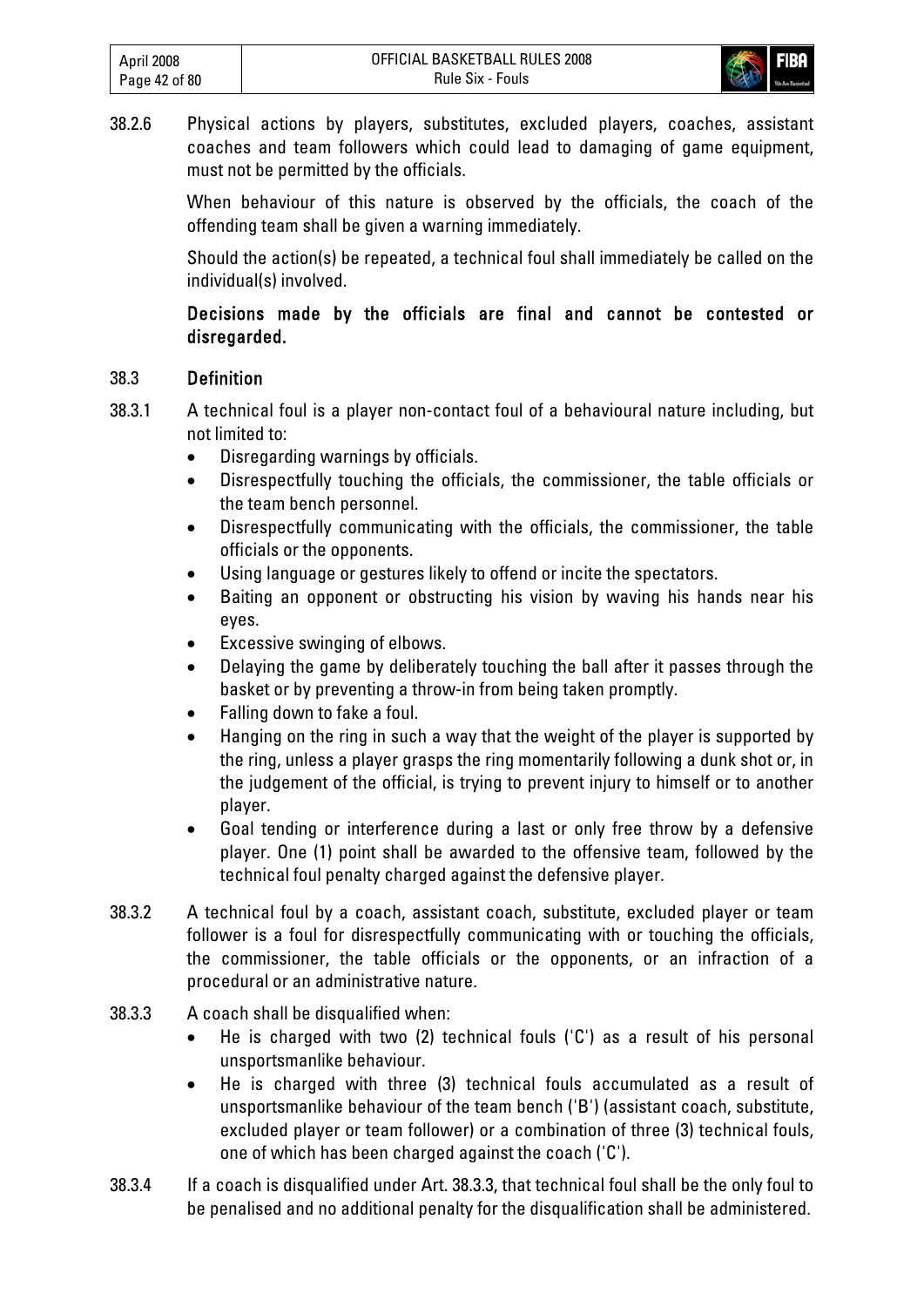38.2.6 Physical actions by players, substitutes, excluded players, coaches, assistant coaches and team followers which could lead to damaging of game equipment, must not be permitted by the officials.

When behaviour of this nature is observed by the officials, the coach of the offending team shall be given a warning immediately.

Should the action(s) be repeated, a technical foul shall immediately be called on the individual(s) involved.

**Decisions made by the officials are final and cannot be contested or disregarded.**

## 38.3 Definition

38.3.1 A technical foul is a player non-contact foul of a behavioural nature including, but not limited to:

- Disregarding warnings by officials.
- Disrespectfully touching the officials, the commissioner, the table officials or the team bench personnel.
- Disrespectfully communicating with the officials, the commissioner, the table officials or the opponents.
- Using language or gestures likely to offend or incite the spectators.
- Baiting an opponent or obstructing his vision by waving his hands near his eyes.
- Excessive swinging of elbows.
- Delaying the game by deliberately touching the ball after it passes through the basket or by preventing a throw-in from being taken promptly.
- Falling down to fake a foul.
- Hanging on the ring in such a way that the weight of the player is supported by the ring, unless a player grasps the ring momentarily following a dunk shot or, in the judgement of the official, is trying to prevent injury to himself or to another player.
- Goal tending or interference during a last or only free throw by a defensive player. One (1) point shall be awarded to the offensive team, followed by the technical foul penalty charged against the defensive player.

38.3.2 A technical foul by a coach, assistant coach, substitute, excluded player or team follower is a foul for disrespectfully communicating with or touching the officials, the commissioner, the table officials or the opponents, or an infraction of a procedural or an administrative nature.

38.3.3 A coach shall be disqualified when:

- He is charged with two (2) technical fouls ('C') as a result of his personal unsportsmanlike behaviour.
- He is charged with three (3) technical fouls accumulated as a result of unsportsmanlike behaviour of the team bench ('B') (assistant coach, substitute, excluded player or team follower) or a combination of three (3) technical fouls, one of which has been charged against the coach ('C').

38.3.4 If a coach is disqualified under Art. 38.3.3, that technical foul shall be the only foul to be penalised and no additional penalty for the disqualification shall be administered.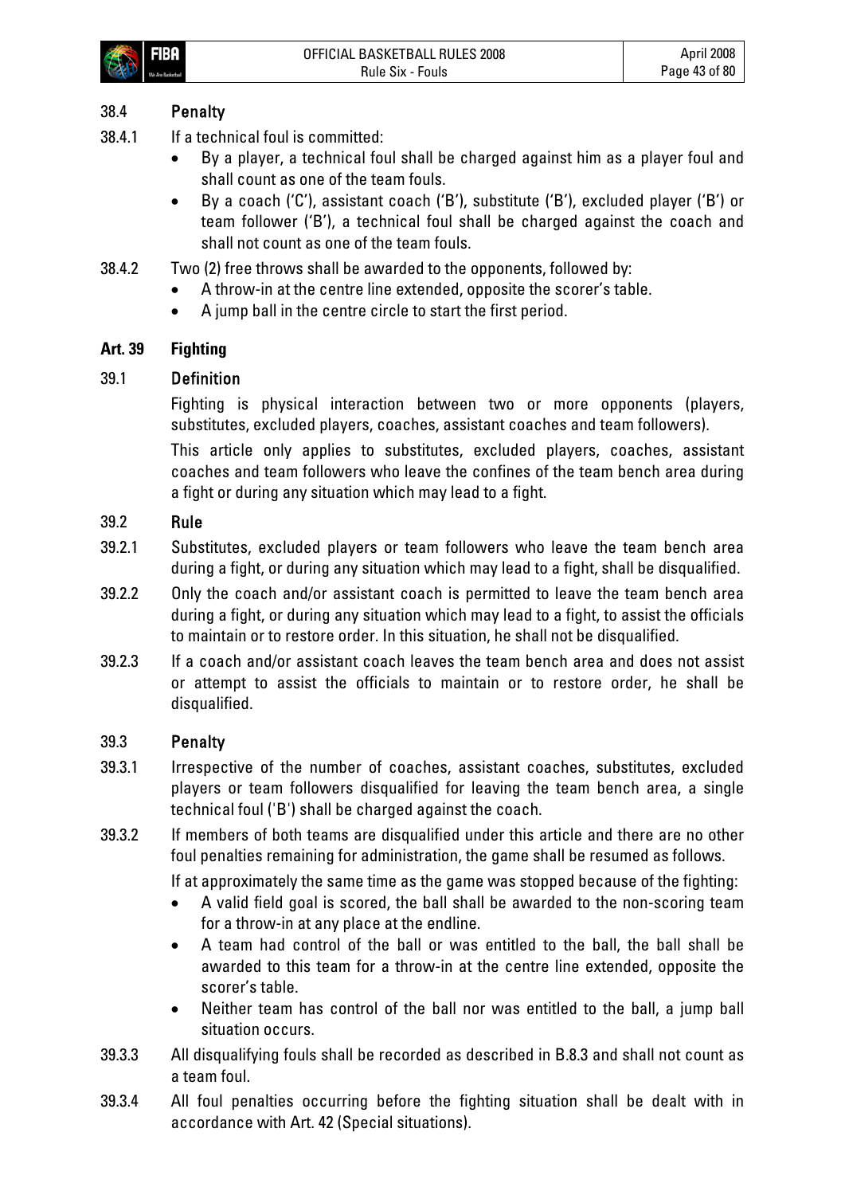### 38.4 Penalty

38.4.1 If a technical foul is committed:

- By a player, a technical foul shall be charged against him as a player foul and shall count as one of the team fouls.
- By a coach ('C'), assistant coach ('B'), substitute ('B'), excluded player ('B') or team follower ('B'), a technical foul shall be charged against the coach and shall not count as one of the team fouls.

38.4.2 Two (2) free throws shall be awarded to the opponents, followed by:

- A throw-in at the centre line extended, opposite the scorer's table.
- A jump ball in the centre circle to start the first period.

## Art. 39 Fighting

### 39.1 Definition

Fighting is physical interaction between two or more opponents (players, substitutes, excluded players, coaches, assistant coaches and team followers).

This article only applies to substitutes, excluded players, coaches, assistant coaches and team followers who leave the confines of the team bench area during a fight or during any situation which may lead to a fight.

### 39.2 Rule

39.2.1 Substitutes, excluded players or team followers who leave the team bench area during a fight, or during any situation which may lead to a fight, shall be disqualified.

39.2.2 Only the coach and/or assistant coach is permitted to leave the team bench area during a fight, or during any situation which may lead to a fight, to assist the officials to maintain or to restore order. In this situation, he shall not be disqualified.

39.2.3 If a coach and/or assistant coach leaves the team bench area and does not assist or attempt to assist the officials to maintain or to restore order, he shall be disqualified.

### 39.3 Penalty

39.3.1 Irrespective of the number of coaches, assistant coaches, substitutes, excluded players or team followers disqualified for leaving the team bench area, a single technical foul ('B') shall be charged against the coach.

39.3.2 If members of both teams are disqualified under this article and there are no other foul penalties remaining for administration, the game shall be resumed as follows.

If at approximately the same time as the game was stopped because of the fighting:

- A valid field goal is scored, the ball shall be awarded to the non-scoring team for a throw-in at any place at the endline.
- A team had control of the ball or was entitled to the ball, the ball shall be awarded to this team for a throw-in at the centre line extended, opposite the scorer's table.
- Neither team has control of the ball nor was entitled to the ball, a jump ball situation occurs.

39.3.3 All disqualifying fouls shall be recorded as described in B.8.3 and shall not count as a team foul.

39.3.4 All foul penalties occurring before the fighting situation shall be dealt with in accordance with Art. 42 (Special situations).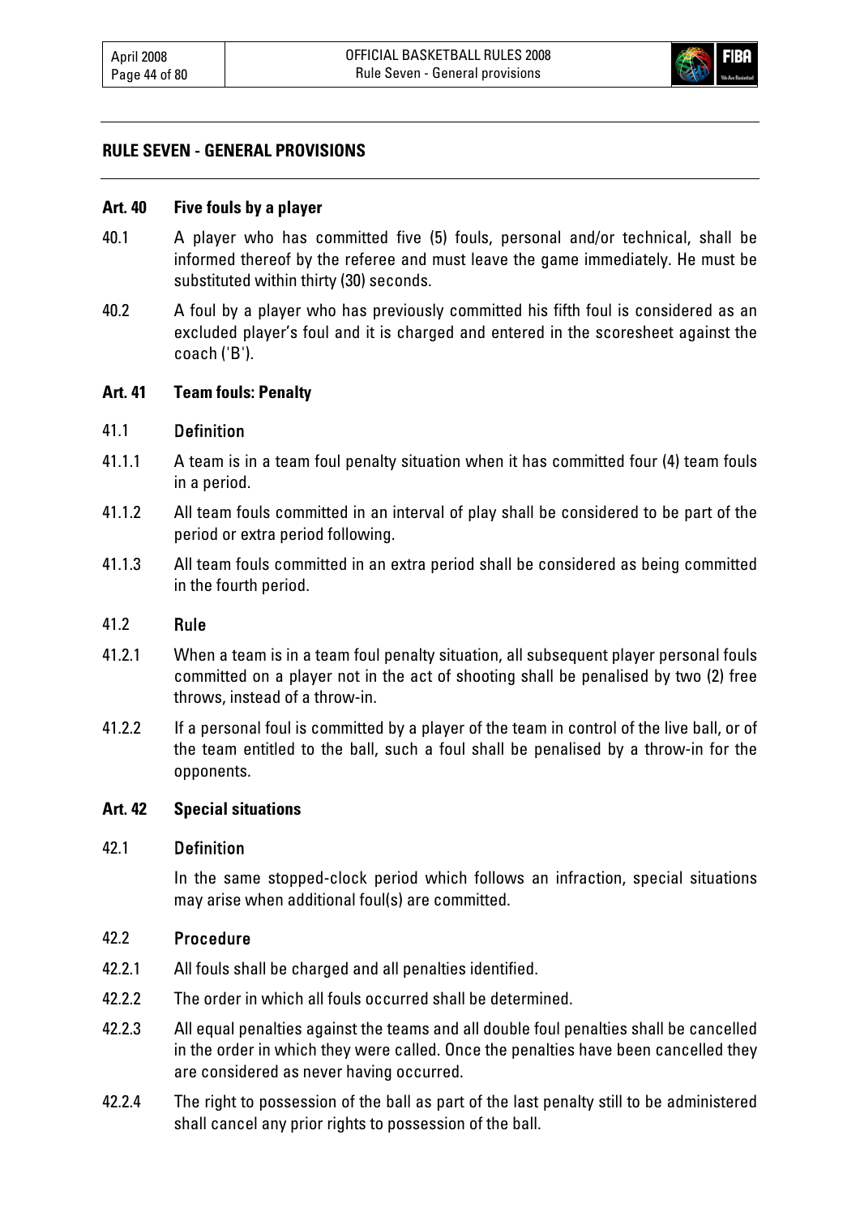## RULE SEVEN - GENERAL PROVISIONS

### Art. 40 Five fouls by a player

40.1 A player who has committed five (5) fouls, personal and/or technical, shall be informed thereof by the referee and must leave the game immediately. He must be substituted within thirty (30) seconds.

40.2 A foul by a player who has previously committed his fifth foul is considered as an excluded player's foul and it is charged and entered in the scoresheet against the coach ('B').

### Art. 41 Team fouls: Penalty

#### 41.1 Definition

41.1.1 A team is in a team foul penalty situation when it has committed four (4) team fouls in a period.

41.1.2 All team fouls committed in an interval of play shall be considered to be part of the period or extra period following.

41.1.3 All team fouls committed in an extra period shall be considered as being committed in the fourth period.

#### 41.2 Rule

41.2.1 When a team is in a team foul penalty situation, all subsequent player personal fouls committed on a player not in the act of shooting shall be penalised by two (2) free throws, instead of a throw-in.

41.2.2 If a personal foul is committed by a player of the team in control of the live ball, or of the team entitled to the ball, such a foul shall be penalised by a throw-in for the opponents.

### Art. 42 Special situations

#### 42.1 Definition

In the same stopped-clock period which follows an infraction, special situations may arise when additional foul(s) are committed.

#### 42.2 Procedure

42.2.1 All fouls shall be charged and all penalties identified.

42.2.2 The order in which all fouls occurred shall be determined.

42.2.3 All equal penalties against the teams and all double foul penalties shall be cancelled in the order in which they were called. Once the penalties have been cancelled they are considered as never having occurred.

42.2.4 The right to possession of the ball as part of the last penalty still to be administered shall cancel any prior rights to possession of the ball.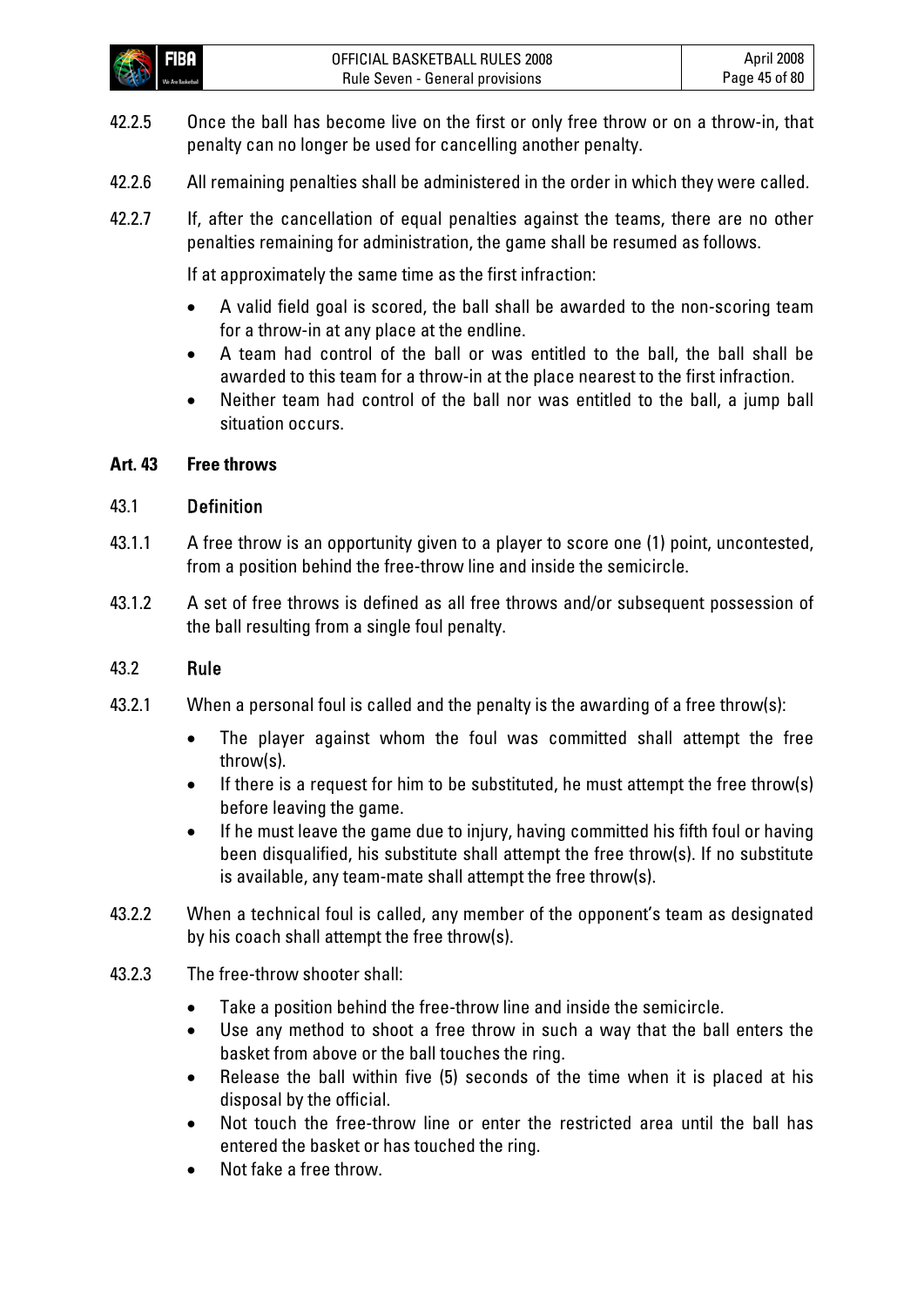42.2.5 Once the ball has become live on the first or only free throw or on a throw-in, that penalty can no longer be used for cancelling another penalty.

42.2.6 All remaining penalties shall be administered in the order in which they were called.

42.2.7 If, after the cancellation of equal penalties against the teams, there are no other penalties remaining for administration, the game shall be resumed as follows.

If at approximately the same time as the first infraction:

- A valid field goal is scored, the ball shall be awarded to the non-scoring team for a throw-in at any place at the endline.
- A team had control of the ball or was entitled to the ball, the ball shall be awarded to this team for a throw-in at the place nearest to the first infraction.
- Neither team had control of the ball nor was entitled to the ball, a jump ball situation occurs.

## Art. 43 Free throws

### 43.1 Definition

43.1.1 A free throw is an opportunity given to a player to score one (1) point, uncontested, from a position behind the free-throw line and inside the semicircle.

43.1.2 A set of free throws is defined as all free throws and/or subsequent possession of the ball resulting from a single foul penalty.

### 43.2 Rule

43.2.1 When a personal foul is called and the penalty is the awarding of a free throw(s):

- The player against whom the foul was committed shall attempt the free throw(s).
- If there is a request for him to be substituted, he must attempt the free throw(s) before leaving the game.
- If he must leave the game due to injury, having committed his fifth foul or having been disqualified, his substitute shall attempt the free throw(s). If no substitute is available, any team-mate shall attempt the free throw(s).

43.2.2 When a technical foul is called, any member of the opponent's team as designated by his coach shall attempt the free throw(s).

43.2.3 The free-throw shooter shall:

- Take a position behind the free-throw line and inside the semicircle.
- Use any method to shoot a free throw in such a way that the ball enters the basket from above or the ball touches the ring.
- Release the ball within five (5) seconds of the time when it is placed at his disposal by the official.
- Not touch the free-throw line or enter the restricted area until the ball has entered the basket or has touched the ring.
- Not fake a free throw.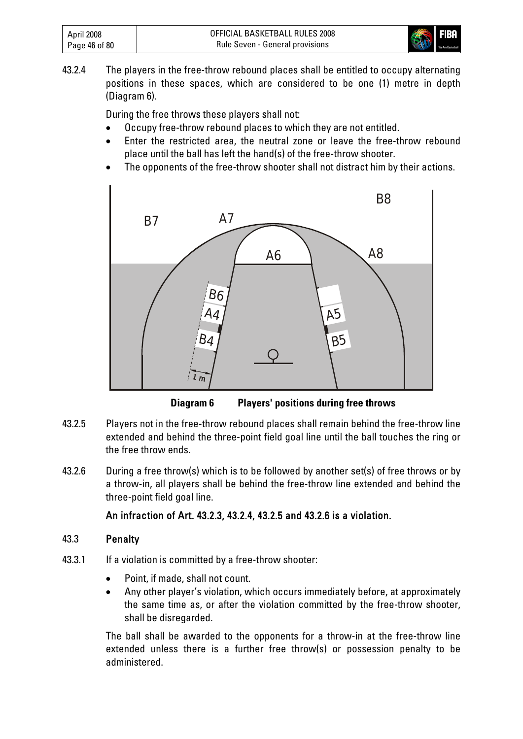43.2.4 The players in the free-throw rebound places shall be entitled to occupy alternating positions in these spaces, which are considered to be one (1) metre in depth (Diagram 6).

During the free throws these players shall not:

- Occupy free-throw rebound places to which they are not entitled.
- Enter the restricted area, the neutral zone or leave the free-throw rebound place until the ball has left the hand(s) of the free-throw shooter.
- The opponents of the free-throw shooter shall not distract him by their actions.

**Diagram 6 Players' positions during free throws**

43.2.5 Players not in the free-throw rebound places shall remain behind the free-throw line extended and behind the three-point field goal line until the ball touches the ring or the free throw ends.

43.2.6 During a free throw(s) which is to be followed by another set(s) of free throws or by a throw-in, all players shall be behind the free-throw line extended and behind the three-point field goal line.

**An infraction of Art. 43.2.3, 43.2.4, 43.2.5 and 43.2.6 is a violation.**

## 43.3 Penalty

43.3.1 If a violation is committed by a free-throw shooter:

- Point, if made, shall not count.
- Any other player's violation, which occurs immediately before, at approximately the same time as, or after the violation committed by the free-throw shooter, shall be disregarded.

The ball shall be awarded to the opponents for a throw-in at the free-throw line extended unless there is a further free throw(s) or possession penalty to be administered.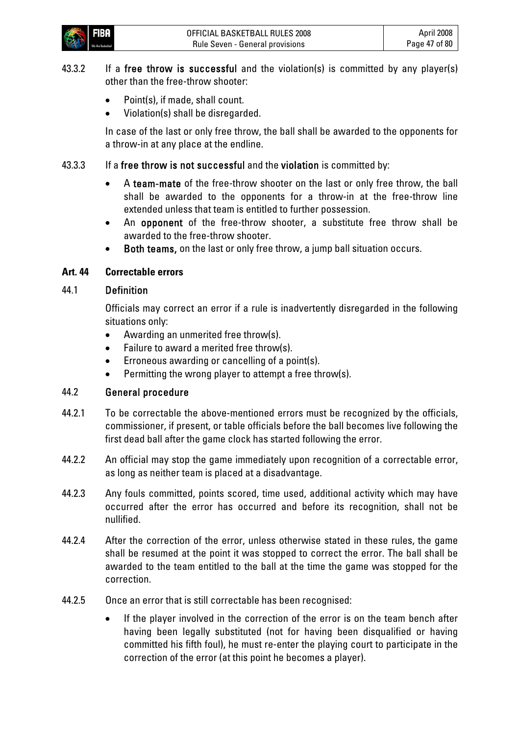43.3.2 If a **free throw is successful** and the violation(s) is committed by any player(s) other than the free-throw shooter:

- Point(s), if made, shall count.
- Violation(s) shall be disregarded.

In case of the last or only free throw, the ball shall be awarded to the opponents for a throw-in at any place at the endline.

43.3.3 If a **free throw is not successful** and the **violation** is committed by:

- A **team-mate** of the free-throw shooter on the last or only free throw, the ball shall be awarded to the opponents for a throw-in at the free-throw line extended unless that team is entitled to further possession.
- An **opponent** of the free-throw shooter, a substitute free throw shall be awarded to the free-throw shooter.
- **Both teams,** on the last or only free throw, a jump ball situation occurs.

## Art. 44 Correctable errors

### 44.1 Definition

Officials may correct an error if a rule is inadvertently disregarded in the following situations only:

- Awarding an unmerited free throw(s).
- Failure to award a merited free throw(s).
- Erroneous awarding or cancelling of a point(s).
- Permitting the wrong player to attempt a free throw(s).

### 44.2 General procedure

44.2.1 To be correctable the above-mentioned errors must be recognized by the officials, commissioner, if present, or table officials before the ball becomes live following the first dead ball after the game clock has started following the error.

44.2.2 An official may stop the game immediately upon recognition of a correctable error, as long as neither team is placed at a disadvantage.

44.2.3 Any fouls committed, points scored, time used, additional activity which may have occurred after the error has occurred and before its recognition, shall not be nullified.

44.2.4 After the correction of the error, unless otherwise stated in these rules, the game shall be resumed at the point it was stopped to correct the error. The ball shall be awarded to the team entitled to the ball at the time the game was stopped for the correction.

44.2.5 Once an error that is still correctable has been recognised:

- If the player involved in the correction of the error is on the team bench after having been legally substituted (not for having been disqualified or having committed his fifth foul), he must re-enter the playing court to participate in the correction of the error (at this point he becomes a player).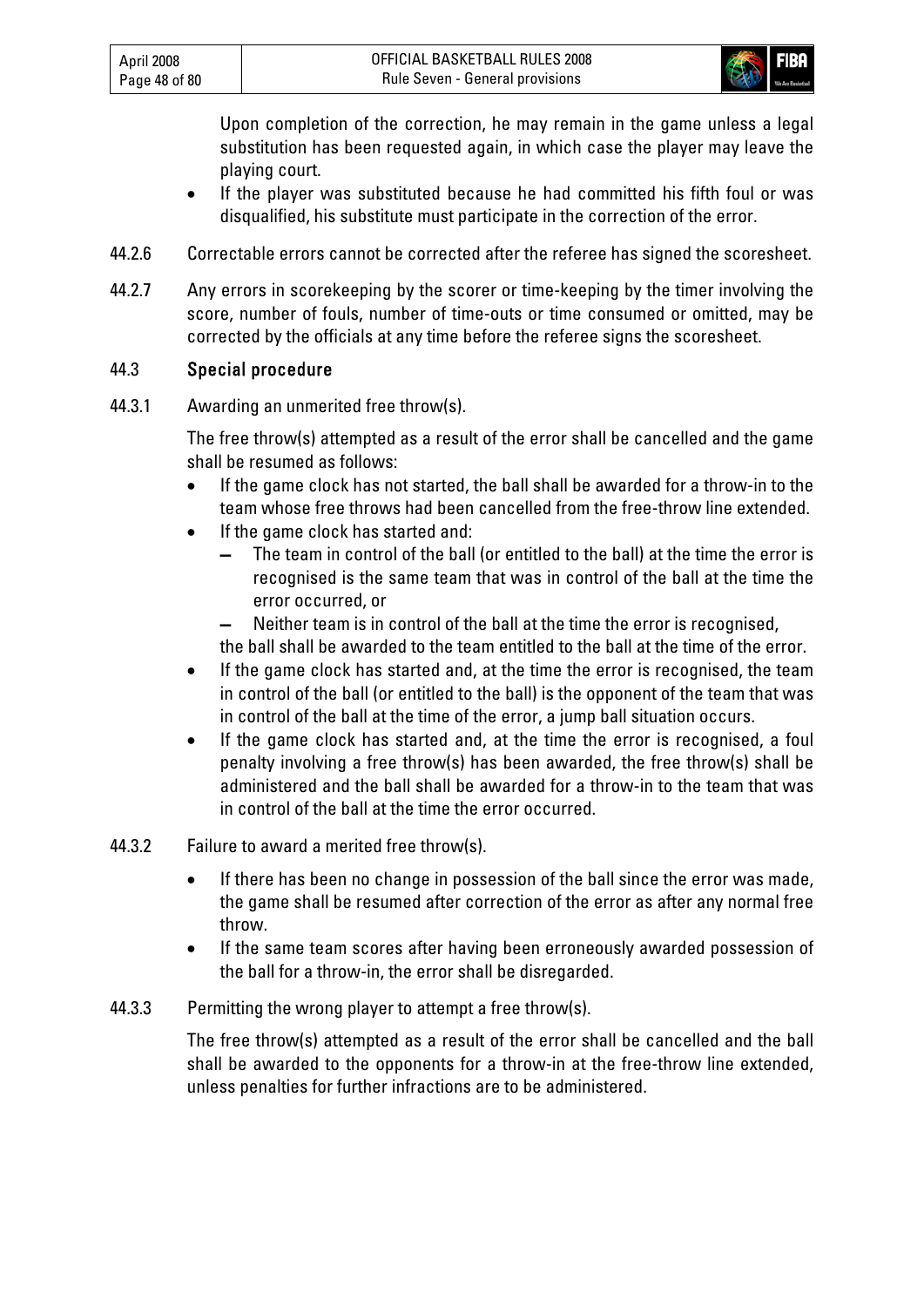Upon completion of the correction, he may remain in the game unless a legal substitution has been requested again, in which case the player may leave the playing court.

- If the player was substituted because he had committed his fifth foul or was disqualified, his substitute must participate in the correction of the error.

44.2.6 Correctable errors cannot be corrected after the referee has signed the scoresheet.

44.2.7 Any errors in scorekeeping by the scorer or time-keeping by the timer involving the score, number of fouls, number of time-outs or time consumed or omitted, may be corrected by the officials at any time before the referee signs the scoresheet.

### 44.3 Special procedure

44.3.1 Awarding an unmerited free throw(s).

The free throw(s) attempted as a result of the error shall be cancelled and the game shall be resumed as follows:

- If the game clock has not started, the ball shall be awarded for a throw-in to the team whose free throws had been cancelled from the free-throw line extended.
- If the game clock has started and:
  - The team in control of the ball (or entitled to the ball) at the time the error is recognised is the same team that was in control of the ball at the time the error occurred, or
  - Neither team is in control of the ball at the time the error is recognised,

  the ball shall be awarded to the team entitled to the ball at the time of the error.
- If the game clock has started and, at the time the error is recognised, the team in control of the ball (or entitled to the ball) is the opponent of the team that was in control of the ball at the time of the error, a jump ball situation occurs.
- If the game clock has started and, at the time the error is recognised, a foul penalty involving a free throw(s) has been awarded, the free throw(s) shall be administered and the ball shall be awarded for a throw-in to the team that was in control of the ball at the time the error occurred.

44.3.2 Failure to award a merited free throw(s).

- If there has been no change in possession of the ball since the error was made, the game shall be resumed after correction of the error as after any normal free throw.
- If the same team scores after having been erroneously awarded possession of the ball for a throw-in, the error shall be disregarded.

44.3.3 Permitting the wrong player to attempt a free throw(s).

The free throw(s) attempted as a result of the error shall be cancelled and the ball shall be awarded to the opponents for a throw-in at the free-throw line extended, unless penalties for further infractions are to be administered.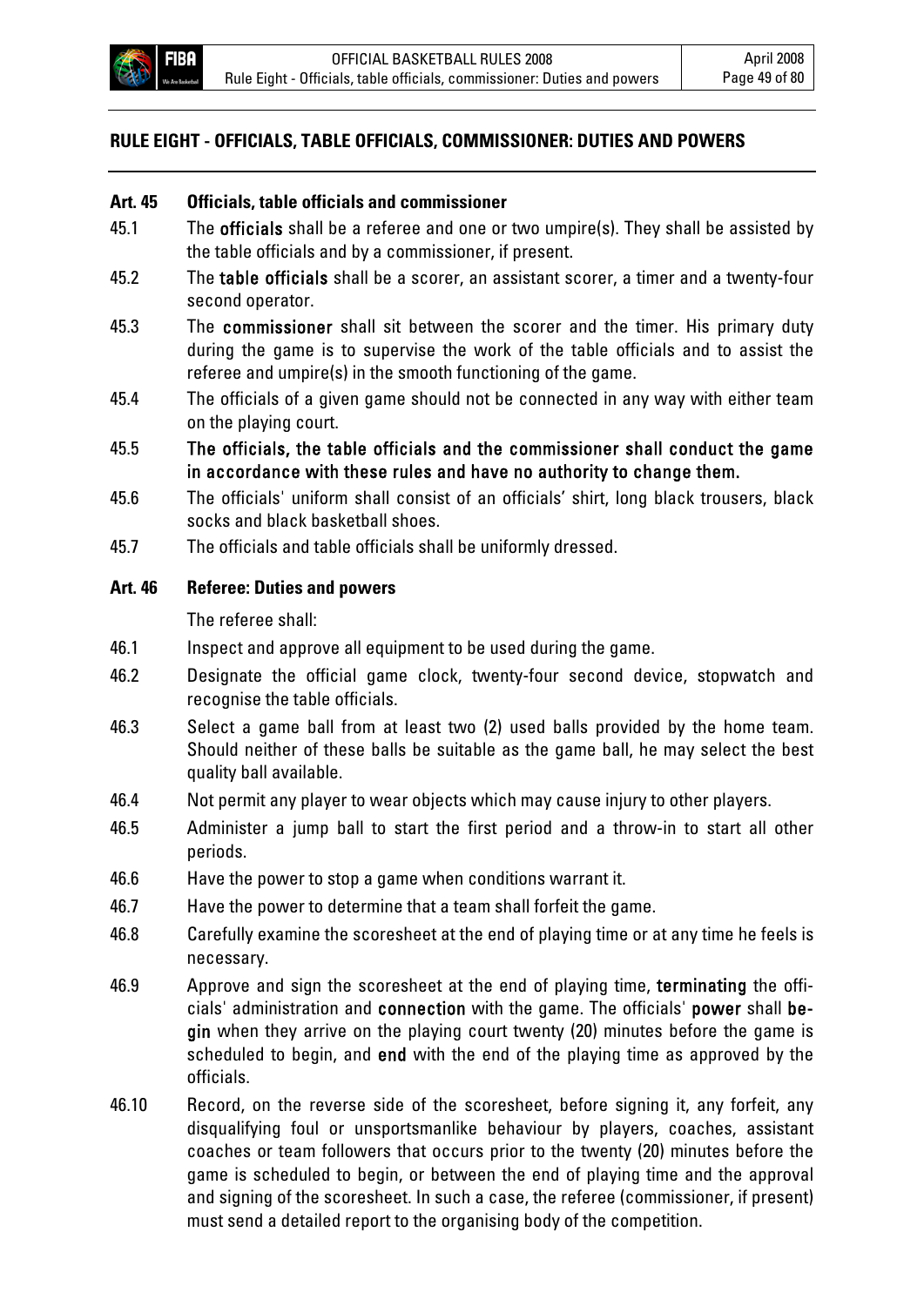## RULE EIGHT - OFFICIALS, TABLE OFFICIALS, COMMISSIONER: DUTIES AND POWERS

### Art. 45 Officials, table officials and commissioner

45.1 The **officials** shall be a referee and one or two umpire(s). They shall be assisted by the table officials and by a commissioner, if present.

45.2 The **table officials** shall be a scorer, an assistant scorer, a timer and a twenty-four second operator.

45.3 The **commissioner** shall sit between the scorer and the timer. His primary duty during the game is to supervise the work of the table officials and to assist the referee and umpire(s) in the smooth functioning of the game.

45.4 The officials of a given game should not be connected in any way with either team on the playing court.

45.5 **The officials, the table officials and the commissioner shall conduct the game in accordance with these rules and have no authority to change them.**

45.6 The officials' uniform shall consist of an officials' shirt, long black trousers, black socks and black basketball shoes.

45.7 The officials and table officials shall be uniformly dressed.

### Art. 46 Referee: Duties and powers

The referee shall:

46.1 Inspect and approve all equipment to be used during the game.

46.2 Designate the official game clock, twenty-four second device, stopwatch and recognise the table officials.

46.3 Select a game ball from at least two (2) used balls provided by the home team. Should neither of these balls be suitable as the game ball, he may select the best quality ball available.

46.4 Not permit any player to wear objects which may cause injury to other players.

46.5 Administer a jump ball to start the first period and a throw-in to start all other periods.

46.6 Have the power to stop a game when conditions warrant it.

46.7 Have the power to determine that a team shall forfeit the game.

46.8 Carefully examine the scoresheet at the end of playing time or at any time he feels is necessary.

46.9 Approve and sign the scoresheet at the end of playing time, **terminating** the officials' administration and **connection** with the game. The officials' **power** shall **begin** when they arrive on the playing court twenty (20) minutes before the game is scheduled to begin, and **end** with the end of the playing time as approved by the officials.

46.10 Record, on the reverse side of the scoresheet, before signing it, any forfeit, any disqualifying foul or unsportsmanlike behaviour by players, coaches, assistant coaches or team followers that occurs prior to the twenty (20) minutes before the game is scheduled to begin, or between the end of playing time and the approval and signing of the scoresheet. In such a case, the referee (commissioner, if present) must send a detailed report to the organising body of the competition.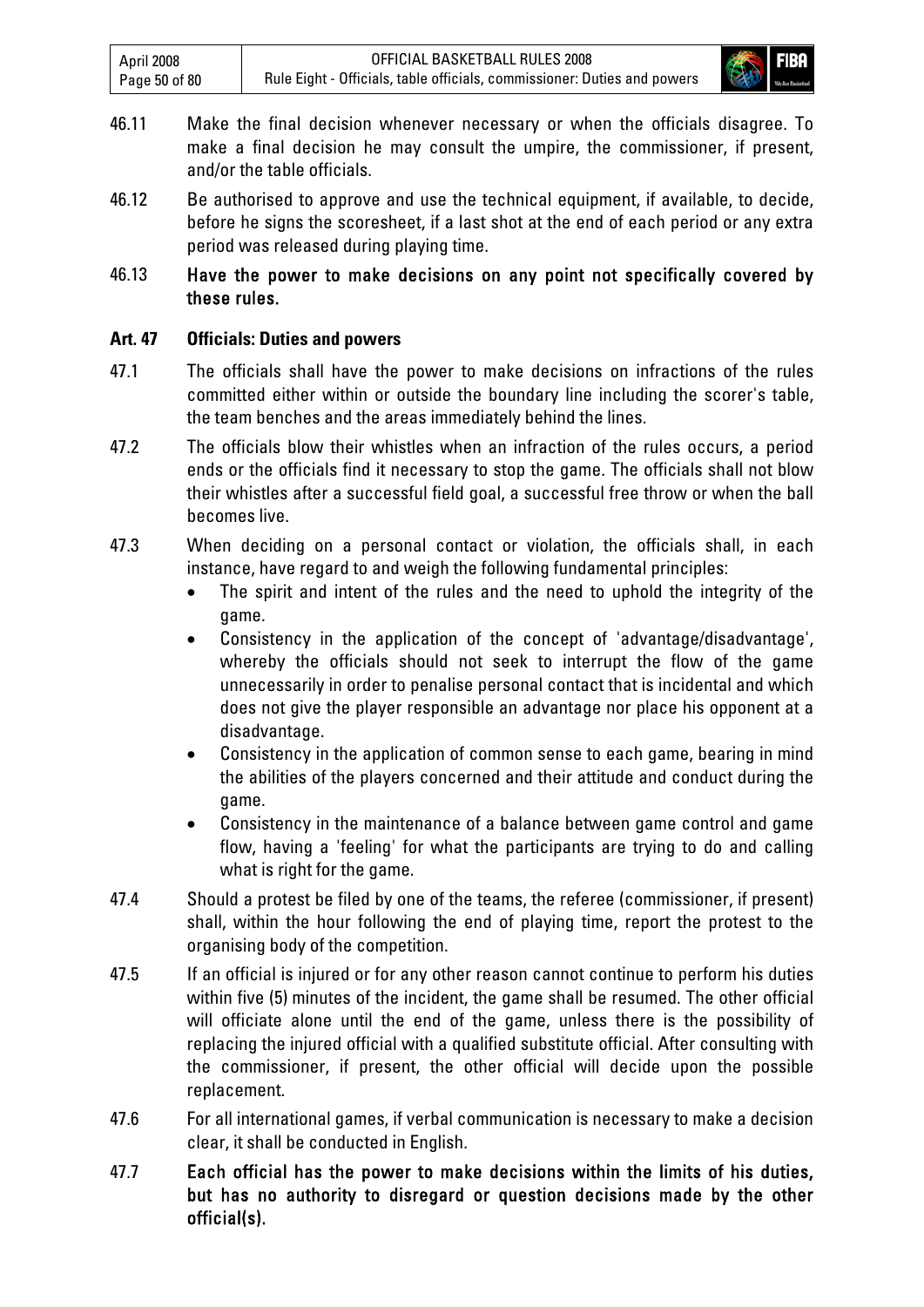46.11 Make the final decision whenever necessary or when the officials disagree. To make a final decision he may consult the umpire, the commissioner, if present, and/or the table officials.

46.12 Be authorised to approve and use the technical equipment, if available, to decide, before he signs the scoresheet, if a last shot at the end of each period or any extra period was released during playing time.

46.13 **Have the power to make decisions on any point not specifically covered by these rules.**

### Art. 47 Officials: Duties and powers

47.1 The officials shall have the power to make decisions on infractions of the rules committed either within or outside the boundary line including the scorer's table, the team benches and the areas immediately behind the lines.

47.2 The officials blow their whistles when an infraction of the rules occurs, a period ends or the officials find it necessary to stop the game. The officials shall not blow their whistles after a successful field goal, a successful free throw or when the ball becomes live.

47.3 When deciding on a personal contact or violation, the officials shall, in each instance, have regard to and weigh the following fundamental principles:

- The spirit and intent of the rules and the need to uphold the integrity of the game.
- Consistency in the application of the concept of 'advantage/disadvantage', whereby the officials should not seek to interrupt the flow of the game unnecessarily in order to penalise personal contact that is incidental and which does not give the player responsible an advantage nor place his opponent at a disadvantage.
- Consistency in the application of common sense to each game, bearing in mind the abilities of the players concerned and their attitude and conduct during the game.
- Consistency in the maintenance of a balance between game control and game flow, having a 'feeling' for what the participants are trying to do and calling what is right for the game.

47.4 Should a protest be filed by one of the teams, the referee (commissioner, if present) shall, within the hour following the end of playing time, report the protest to the organising body of the competition.

47.5 If an official is injured or for any other reason cannot continue to perform his duties within five (5) minutes of the incident, the game shall be resumed. The other official will officiate alone until the end of the game, unless there is the possibility of replacing the injured official with a qualified substitute official. After consulting with the commissioner, if present, the other official will decide upon the possible replacement.

47.6 For all international games, if verbal communication is necessary to make a decision clear, it shall be conducted in English.

47.7 **Each official has the power to make decisions within the limits of his duties, but has no authority to disregard or question decisions made by the other official(s).**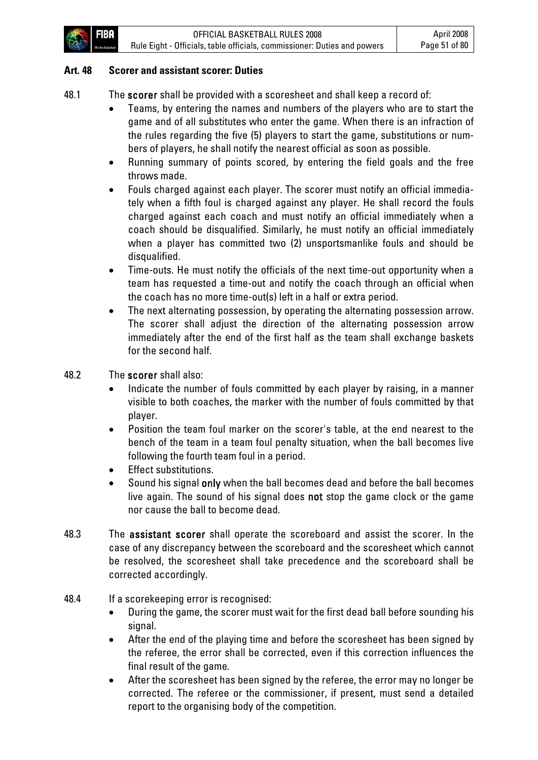## Art. 48 Scorer and assistant scorer: Duties

48.1 The **scorer** shall be provided with a scoresheet and shall keep a record of:

- Teams, by entering the names and numbers of the players who are to start the game and of all substitutes who enter the game. When there is an infraction of the rules regarding the five (5) players to start the game, substitutions or numbers of players, he shall notify the nearest official as soon as possible.
- Running summary of points scored, by entering the field goals and the free throws made.
- Fouls charged against each player. The scorer must notify an official immediately when a fifth foul is charged against any player. He shall record the fouls charged against each coach and must notify an official immediately when a coach should be disqualified. Similarly, he must notify an official immediately when a player has committed two (2) unsportsmanlike fouls and should be disqualified.
- Time-outs. He must notify the officials of the next time-out opportunity when a team has requested a time-out and notify the coach through an official when the coach has no more time-out(s) left in a half or extra period.
- The next alternating possession, by operating the alternating possession arrow. The scorer shall adjust the direction of the alternating possession arrow immediately after the end of the first half as the team shall exchange baskets for the second half.

48.2 The **scorer** shall also:

- Indicate the number of fouls committed by each player by raising, in a manner visible to both coaches, the marker with the number of fouls committed by that player.
- Position the team foul marker on the scorer's table, at the end nearest to the bench of the team in a team foul penalty situation, when the ball becomes live following the fourth team foul in a period.
- Effect substitutions.
- Sound his signal **only** when the ball becomes dead and before the ball becomes live again. The sound of his signal does **not** stop the game clock or the game nor cause the ball to become dead.

48.3 The **assistant scorer** shall operate the scoreboard and assist the scorer. In the case of any discrepancy between the scoreboard and the scoresheet which cannot be resolved, the scoresheet shall take precedence and the scoreboard shall be corrected accordingly.

48.4 If a scorekeeping error is recognised:

- During the game, the scorer must wait for the first dead ball before sounding his signal.
- After the end of the playing time and before the scoresheet has been signed by the referee, the error shall be corrected, even if this correction influences the final result of the game.
- After the scoresheet has been signed by the referee, the error may no longer be corrected. The referee or the commissioner, if present, must send a detailed report to the organising body of the competition.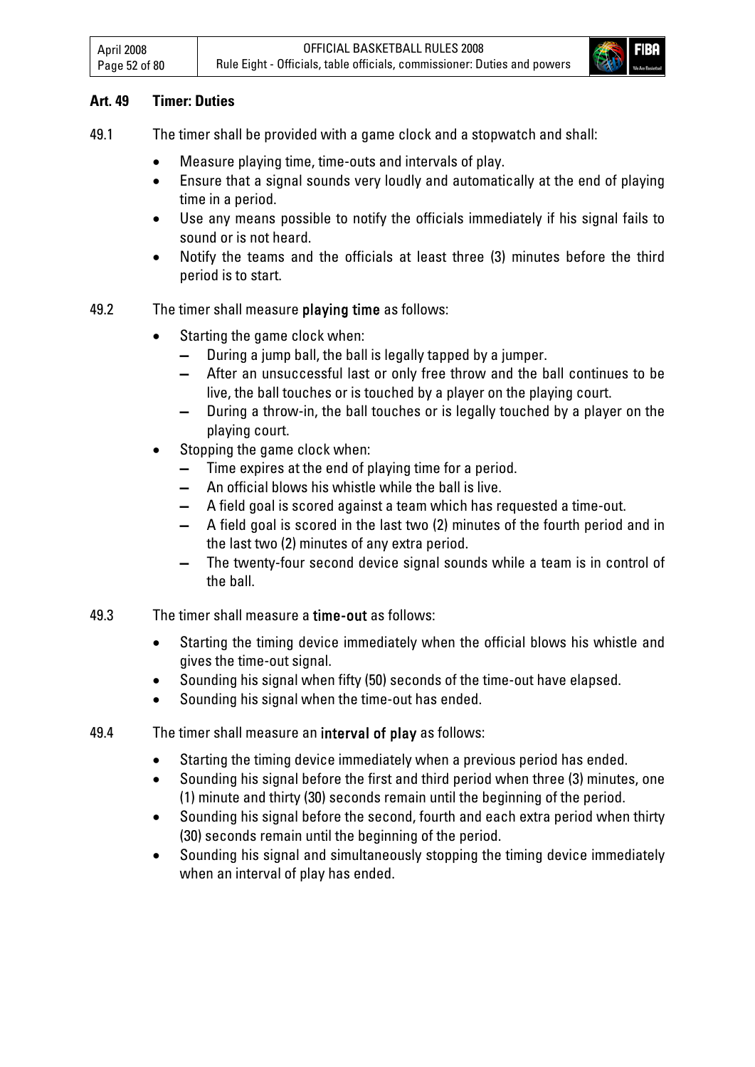## Art. 49 Timer: Duties

49.1 The timer shall be provided with a game clock and a stopwatch and shall:

- Measure playing time, time-outs and intervals of play.
- Ensure that a signal sounds very loudly and automatically at the end of playing time in a period.
- Use any means possible to notify the officials immediately if his signal fails to sound or is not heard.
- Notify the teams and the officials at least three (3) minutes before the third period is to start.

49.2 The timer shall measure **playing time** as follows:

- Starting the game clock when:
  - During a jump ball, the ball is legally tapped by a jumper.
  - After an unsuccessful last or only free throw and the ball continues to be live, the ball touches or is touched by a player on the playing court.
  - During a throw-in, the ball touches or is legally touched by a player on the playing court.
- Stopping the game clock when:
  - Time expires at the end of playing time for a period.
  - An official blows his whistle while the ball is live.
  - A field goal is scored against a team which has requested a time-out.
  - A field goal is scored in the last two (2) minutes of the fourth period and in the last two (2) minutes of any extra period.
  - The twenty-four second device signal sounds while a team is in control of the ball.

49.3 The timer shall measure a **time-out** as follows:

- Starting the timing device immediately when the official blows his whistle and gives the time-out signal.
- Sounding his signal when fifty (50) seconds of the time-out have elapsed.
- Sounding his signal when the time-out has ended.

49.4 The timer shall measure an **interval of play** as follows:

- Starting the timing device immediately when a previous period has ended.
- Sounding his signal before the first and third period when three (3) minutes, one (1) minute and thirty (30) seconds remain until the beginning of the period.
- Sounding his signal before the second, fourth and each extra period when thirty (30) seconds remain until the beginning of the period.
- Sounding his signal and simultaneously stopping the timing device immediately when an interval of play has ended.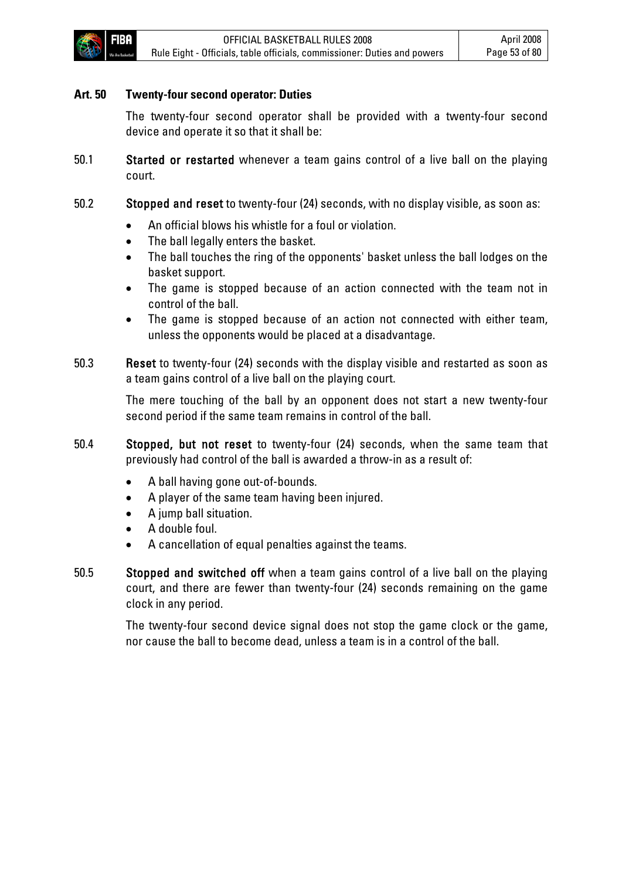## Art. 50 Twenty-four second operator: Duties

The twenty-four second operator shall be provided with a twenty-four second device and operate it so that it shall be:

50.1 **Started or restarted** whenever a team gains control of a live ball on the playing court.

50.2 **Stopped and reset** to twenty-four (24) seconds, with no display visible, as soon as:

- An official blows his whistle for a foul or violation.
- The ball legally enters the basket.
- The ball touches the ring of the opponents' basket unless the ball lodges on the basket support.
- The game is stopped because of an action connected with the team not in control of the ball.
- The game is stopped because of an action not connected with either team, unless the opponents would be placed at a disadvantage.

50.3 **Reset** to twenty-four (24) seconds with the display visible and restarted as soon as a team gains control of a live ball on the playing court.

The mere touching of the ball by an opponent does not start a new twenty-four second period if the same team remains in control of the ball.

50.4 **Stopped, but not reset** to twenty-four (24) seconds, when the same team that previously had control of the ball is awarded a throw-in as a result of:

- A ball having gone out-of-bounds.
- A player of the same team having been injured.
- A jump ball situation.
- A double foul.
- A cancellation of equal penalties against the teams.

50.5 **Stopped and switched off** when a team gains control of a live ball on the playing court, and there are fewer than twenty-four (24) seconds remaining on the game clock in any period.

The twenty-four second device signal does not stop the game clock or the game, nor cause the ball to become dead, unless a team is in a control of the ball.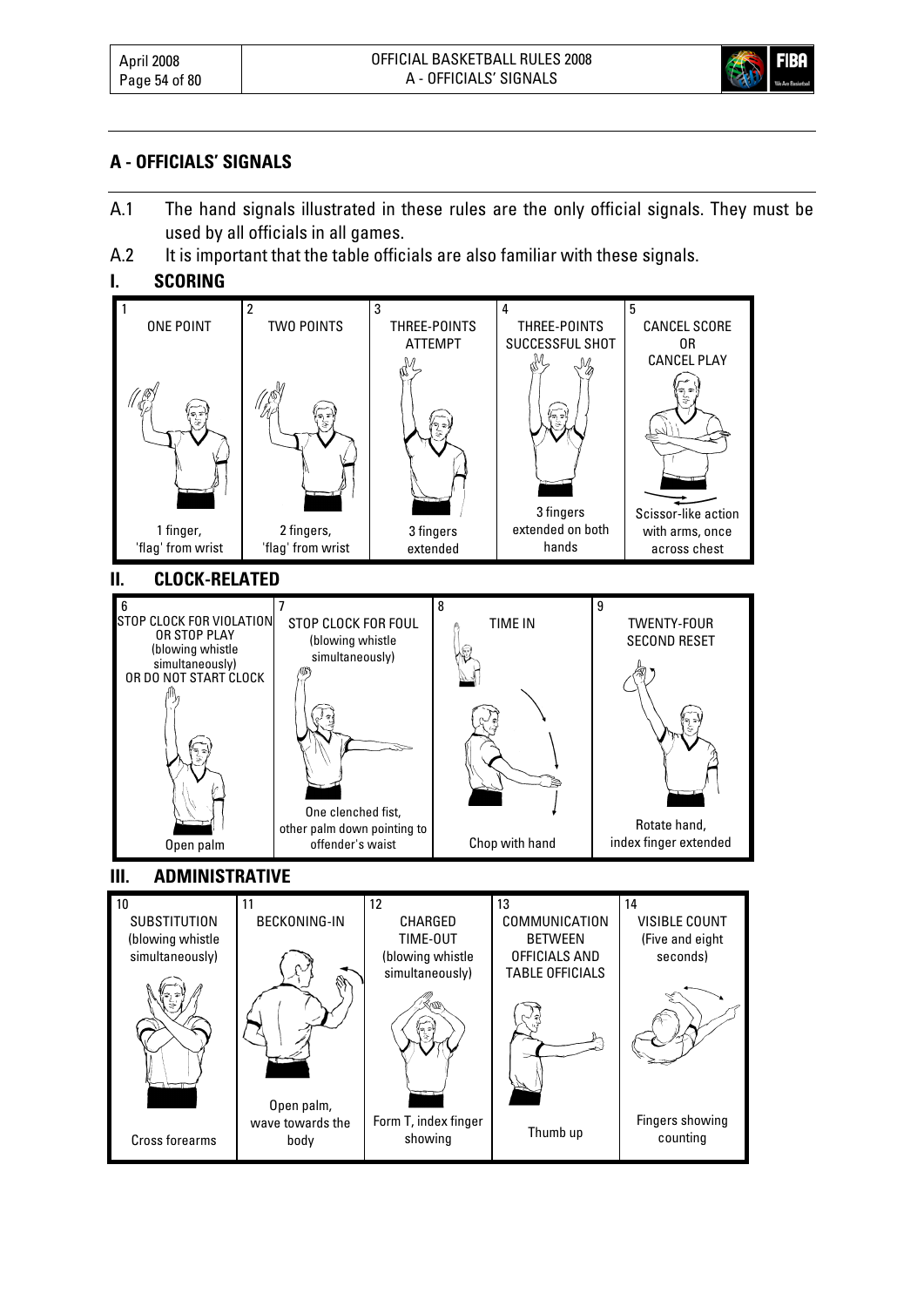## A - OFFICIALS' SIGNALS

A.1 The hand signals illustrated in these rules are the only official signals. They must be used by all officials in all games.

A.2 It is important that the table officials are also familiar with these signals.

### I. SCORING

| 1 | 2 | 3 | 4 | 5 |
|---|---|---|---|---|
| ONE POINT | TWO POINTS | THREE-POINTS ATTEMPT | THREE-POINTS SUCCESSFUL SHOT | CANCEL SCORE OR CANCEL PLAY |
| 1 finger, 'flag' from wrist | 2 fingers, 'flag' from wrist | 3 fingers extended | 3 fingers extended on both hands | Scissor-like action with arms, once across chest |

### II. CLOCK-RELATED

| 6 | 7 | 8 | 9 |
|---|---|---|---|
| STOP CLOCK FOR VIOLATION OR STOP PLAY (blowing whistle simultaneously) OR DO NOT START CLOCK | STOP CLOCK FOR FOUL (blowing whistle simultaneously) | TIME IN | TWENTY-FOUR SECOND RESET |
| Open palm | One clenched fist, other palm down pointing to offender's waist | Chop with hand | Rotate hand, index finger extended |

### III. ADMINISTRATIVE

| 10 | 11 | 12 | 13 | 14 |
|---|---|---|---|---|
| SUBSTITUTION (blowing whistle simultaneously) | BECKONING-IN | CHARGED TIME-OUT (blowing whistle simultaneously) | COMMUNICATION BETWEEN OFFICIALS AND TABLE OFFICIALS | VISIBLE COUNT (Five and eight seconds) |
| Cross forearms | Open palm, wave towards the body | Form T, index finger showing | Thumb up | Fingers showing counting |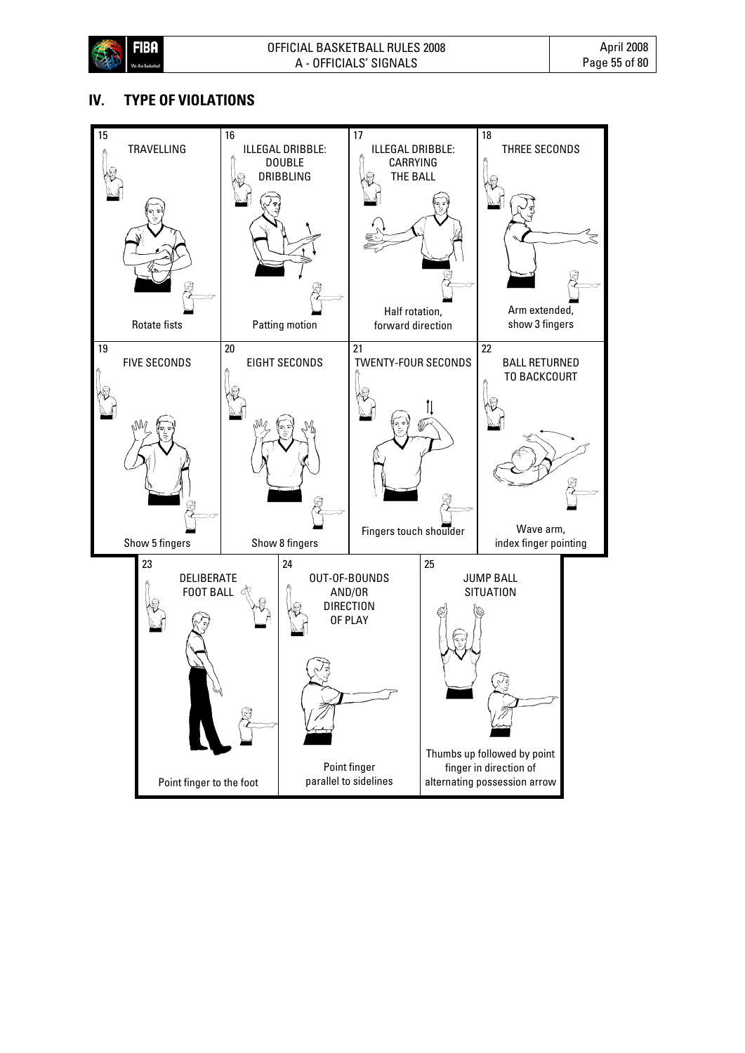## IV. TYPE OF VIOLATIONS

| No. | Violation | Signal |
|---|---|---|
| 15 | TRAVELLING | Rotate fists |
| 16 | ILLEGAL DRIBBLE: DOUBLE DRIBBLING | Patting motion |
| 17 | ILLEGAL DRIBBLE: CARRYING THE BALL | Half rotation, forward direction |
| 18 | THREE SECONDS | Arm extended, show 3 fingers |
| 19 | FIVE SECONDS | Show 5 fingers |
| 20 | EIGHT SECONDS | Show 8 fingers |
| 21 | TWENTY-FOUR SECONDS | Fingers touch shoulder |
| 22 | BALL RETURNED TO BACKCOURT | Wave arm, index finger pointing |
| 23 | DELIBERATE FOOT BALL | Point finger to the foot |
| 24 | OUT-OF-BOUNDS AND/OR DIRECTION OF PLAY | Point finger parallel to sidelines |
| 25 | JUMP BALL SITUATION | Thumbs up followed by point finger in direction of alternating possession arrow |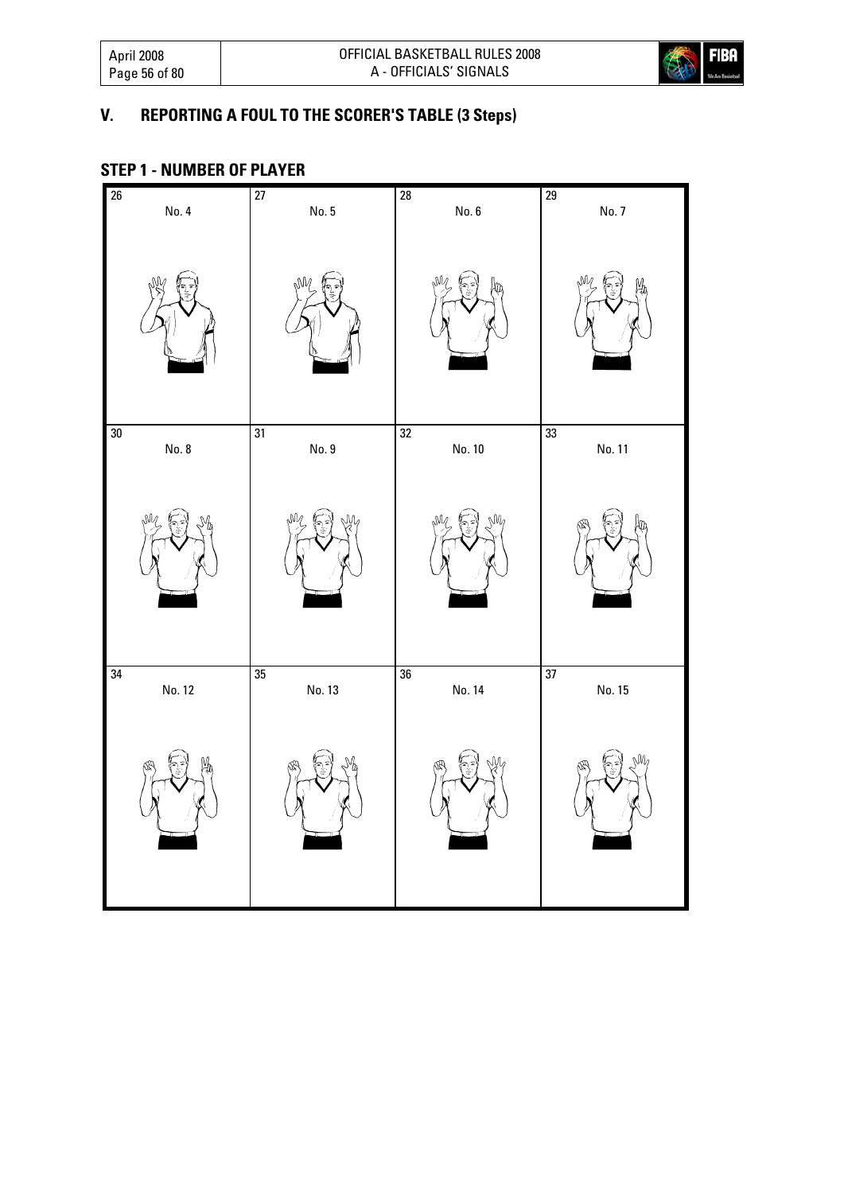## V. REPORTING A FOUL TO THE SCORER'S TABLE (3 Steps)

### STEP 1 - NUMBER OF PLAYER

| 26 | 27 | 28 | 29 |
|---|---|---|---|
| No. 4 | No. 5 | No. 6 | No. 7 |

| 30 | 31 | 32 | 33 |
|---|---|---|---|
| No. 8 | No. 9 | No. 10 | No. 11 |

| 34 | 35 | 36 | 37 |
|---|---|---|---|
| No. 12 | No. 13 | No. 14 | No. 15 |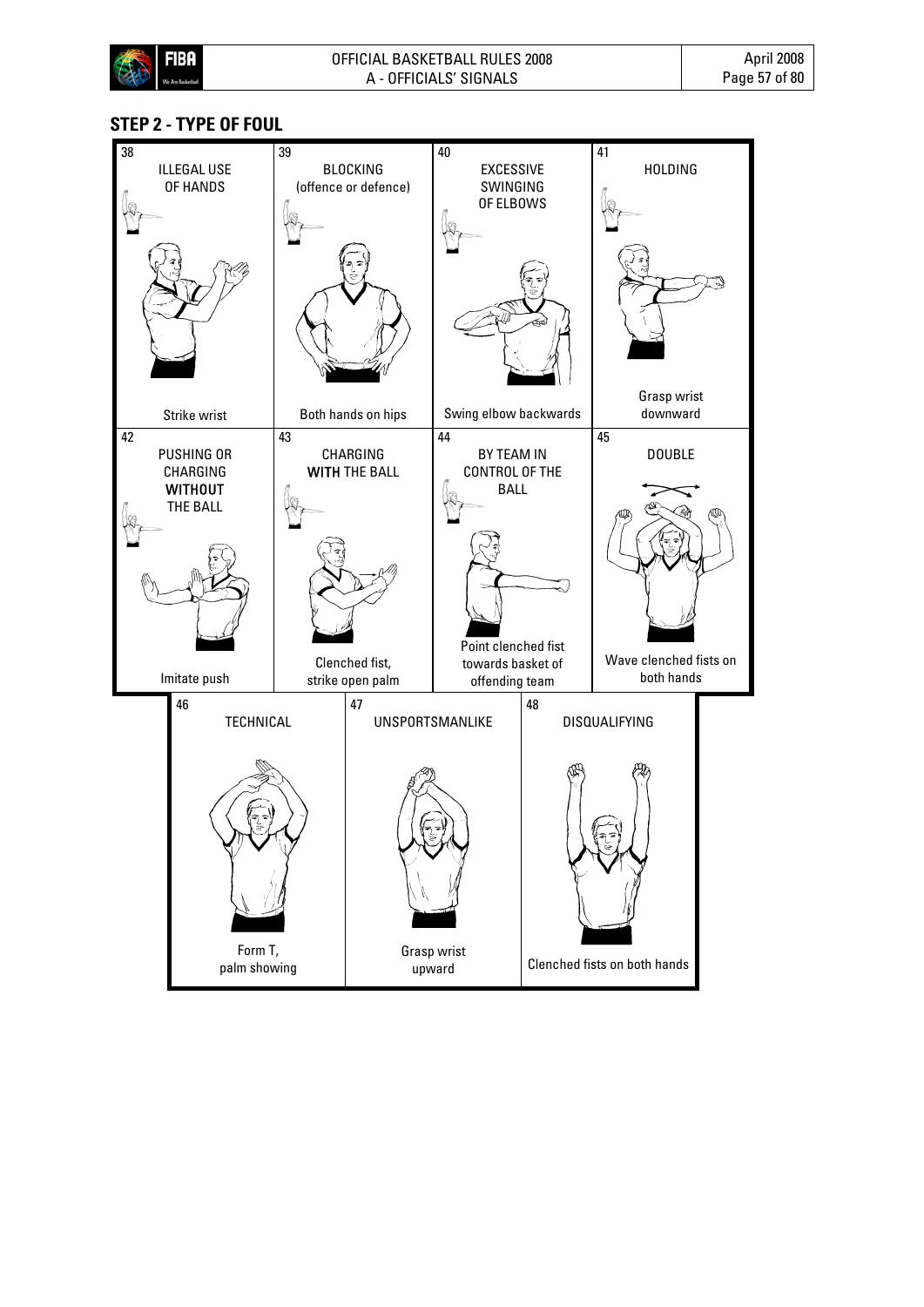## STEP 2 - TYPE OF FOUL

| 38 ILLEGAL USE OF HANDS | 39 BLOCKING (offence or defence) | 40 EXCESSIVE SWINGING OF ELBOWS | 41 HOLDING |
|---|---|---|---|
| Strike wrist | Both hands on hips | Swing elbow backwards | Grasp wrist downward |

| 42 PUSHING OR CHARGING **WITHOUT** THE BALL | 43 CHARGING **WITH** THE BALL | 44 BY TEAM IN CONTROL OF THE BALL | 45 DOUBLE |
|---|---|---|---|
| Imitate push | Clenched fist, strike open palm | Point clenched fist towards basket of offending team | Wave clenched fists on both hands |

| 46 TECHNICAL | 47 UNSPORTSMANLIKE | 48 DISQUALIFYING |
|---|---|---|
| Form T, palm showing | Grasp wrist upward | Clenched fists on both hands |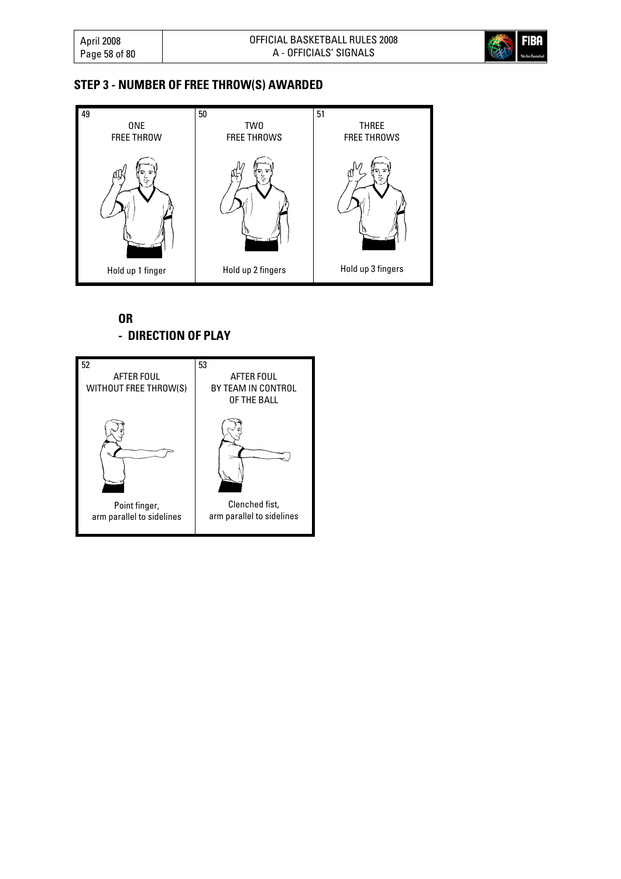## STEP 3 - NUMBER OF FREE THROW(S) AWARDED

| 49 | 50 | 51 |
|---|---|---|
| ONE FREE THROW | TWO FREE THROWS | THREE FREE THROWS |
| Hold up 1 finger | Hold up 2 fingers | Hold up 3 fingers |

**OR**

**- DIRECTION OF PLAY**

| 52 | 53 |
|---|---|
| AFTER FOUL WITHOUT FREE THROW(S) | AFTER FOUL BY TEAM IN CONTROL OF THE BALL |
| Point finger, arm parallel to sidelines | Clenched fist, arm parallel to sidelines |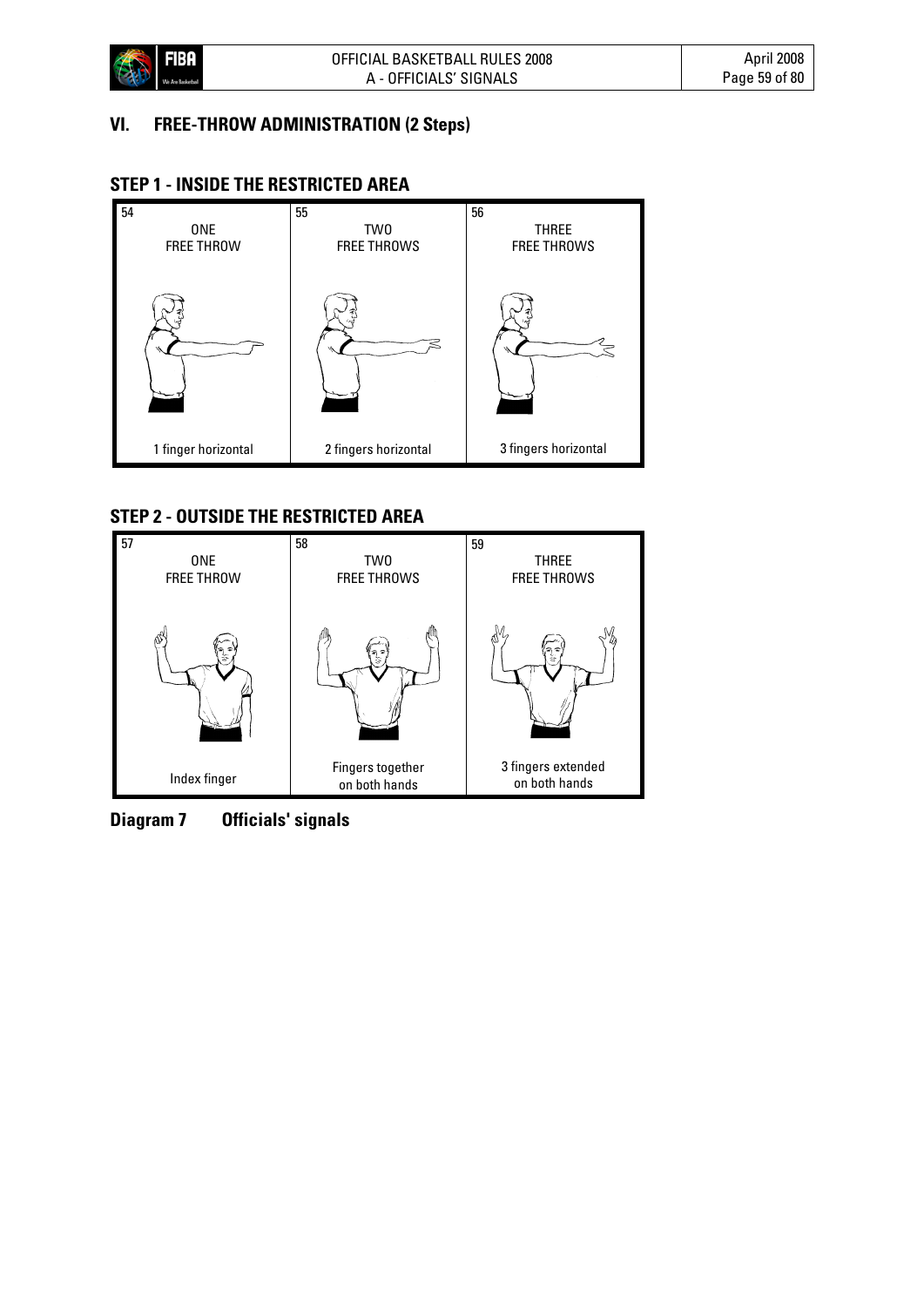## VI. FREE-THROW ADMINISTRATION (2 Steps)

### STEP 1 - INSIDE THE RESTRICTED AREA

| 54 ONE FREE THROW | 55 TWO FREE THROWS | 56 THREE FREE THROWS |
|---|---|---|
| 1 finger horizontal | 2 fingers horizontal | 3 fingers horizontal |

### STEP 2 - OUTSIDE THE RESTRICTED AREA

| 57 ONE FREE THROW | 58 TWO FREE THROWS | 59 THREE FREE THROWS |
|---|---|---|
| Index finger | Fingers together on both hands | 3 fingers extended on both hands |

**Diagram 7 Officials' signals**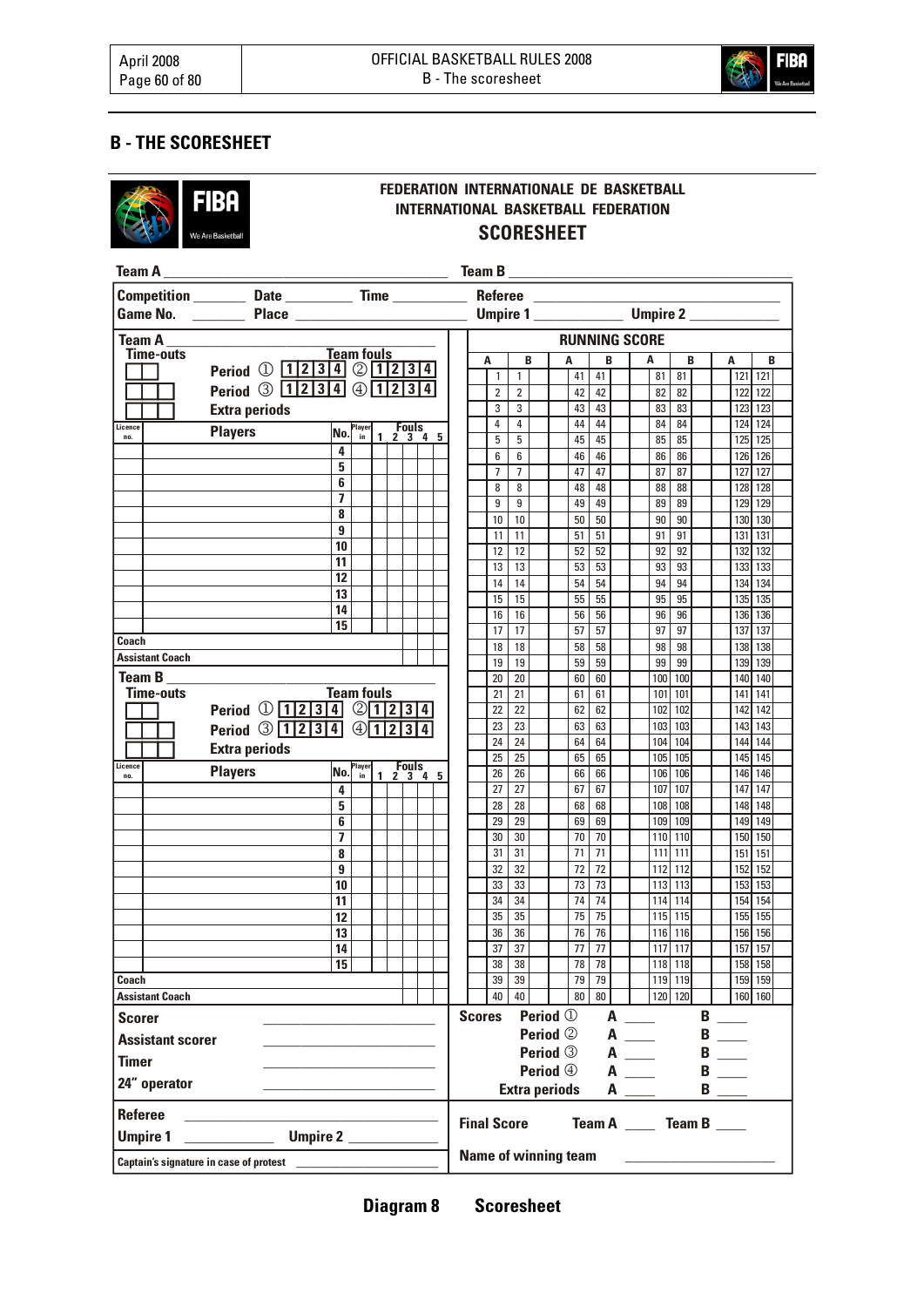## B - THE SCORESHEET

**FEDERATION INTERNATIONALE DE BASKETBALL**
**INTERNATIONAL BASKETBALL FEDERATION**
**SCORESHEET**

Team A ______________________ Team B ______________________

Competition ________ Date ________ Time ________ Referee ______________________

Game No. ________ Place ______________________ Umpire 1 __________ Umpire 2 __________

**Team A** ______________________

Time-outs

Team fouls

Period ① 1 2 3 4 ② 1 2 3 4

Period ③ 1 2 3 4 ④ 1 2 3 4

Extra periods

| Licence no. | Players | No. | Player in | Fouls 1 | 2 | 3 | 4 | 5 |
|---|---|---|---|---|---|---|---|---|
| | | 4 | | | | | | |
| | | 5 | | | | | | |
| | | 6 | | | | | | |
| | | 7 | | | | | | |
| | | 8 | | | | | | |
| | | 9 | | | | | | |
| | | 10 | | | | | | |
| | | 11 | | | | | | |
| | | 12 | | | | | | |
| | | 13 | | | | | | |
| | | 14 | | | | | | |
| | | 15 | | | | | | |
| Coach | | | | | | | | |
| Assistant Coach | | | | | | | | |

**Team B** ______________________

Time-outs

Team fouls

Period ① 1 2 3 4 ② 1 2 3 4

Period ③ 1 2 3 4 ④ 1 2 3 4

Extra periods

| Licence no. | Players | No. | Player in | Fouls 1 | 2 | 3 | 4 | 5 |
|---|---|---|---|---|---|---|---|---|
| | | 4 | | | | | | |
| | | 5 | | | | | | |
| | | 6 | | | | | | |
| | | 7 | | | | | | |
| | | 8 | | | | | | |
| | | 9 | | | | | | |
| | | 10 | | | | | | |
| | | 11 | | | | | | |
| | | 12 | | | | | | |
| | | 13 | | | | | | |
| | | 14 | | | | | | |
| | | 15 | | | | | | |
| Coach | | | | | | | | |
| Assistant Coach | | | | | | | | |

**RUNNING SCORE**

| A | | | B | A | | | B | A | | | B | A | | | B |
|---|---|---|---|---|---|---|---|---|---|---|---|---|---|---|---|
| | 1 | 1 | | | 41 | 41 | | | 81 | 81 | | | 121 | 121 | |
| | 2 | 2 | | | 42 | 42 | | | 82 | 82 | | | 122 | 122 | |
| | 3 | 3 | | | 43 | 43 | | | 83 | 83 | | | 123 | 123 | |
| | 4 | 4 | | | 44 | 44 | | | 84 | 84 | | | 124 | 124 | |
| | 5 | 5 | | | 45 | 45 | | | 85 | 85 | | | 125 | 125 | |
| | 6 | 6 | | | 46 | 46 | | | 86 | 86 | | | 126 | 126 | |
| | 7 | 7 | | | 47 | 47 | | | 87 | 87 | | | 127 | 127 | |
| | 8 | 8 | | | 48 | 48 | | | 88 | 88 | | | 128 | 128 | |
| | 9 | 9 | | | 49 | 49 | | | 89 | 89 | | | 129 | 129 | |
| | 10 | 10 | | | 50 | 50 | | | 90 | 90 | | | 130 | 130 | |
| | 11 | 11 | | | 51 | 51 | | | 91 | 91 | | | 131 | 131 | |
| | 12 | 12 | | | 52 | 52 | | | 92 | 92 | | | 132 | 132 | |
| | 13 | 13 | | | 53 | 53 | | | 93 | 93 | | | 133 | 133 | |
| | 14 | 14 | | | 54 | 54 | | | 94 | 94 | | | 134 | 134 | |
| | 15 | 15 | | | 55 | 55 | | | 95 | 95 | | | 135 | 135 | |
| | 16 | 16 | | | 56 | 56 | | | 96 | 96 | | | 136 | 136 | |
| | 17 | 17 | | | 57 | 57 | | | 97 | 97 | | | 137 | 137 | |
| | 18 | 18 | | | 58 | 58 | | | 98 | 98 | | | 138 | 138 | |
| | 19 | 19 | | | 59 | 59 | | | 99 | 99 | | | 139 | 139 | |
| | 20 | 20 | | | 60 | 60 | | | 100 | 100 | | | 140 | 140 | |
| | 21 | 21 | | | 61 | 61 | | | 101 | 101 | | | 141 | 141 | |
| | 22 | 22 | | | 62 | 62 | | | 102 | 102 | | | 142 | 142 | |
| | 23 | 23 | | | 63 | 63 | | | 103 | 103 | | | 143 | 143 | |
| | 24 | 24 | | | 64 | 64 | | | 104 | 104 | | | 144 | 144 | |
| | 25 | 25 | | | 65 | 65 | | | 105 | 105 | | | 145 | 145 | |
| | 26 | 26 | | | 66 | 66 | | | 106 | 106 | | | 146 | 146 | |
| | 27 | 27 | | | 67 | 67 | | | 107 | 107 | | | 147 | 147 | |
| | 28 | 28 | | | 68 | 68 | | | 108 | 108 | | | 148 | 148 | |
| | 29 | 29 | | | 69 | 69 | | | 109 | 109 | | | 149 | 149 | |
| | 30 | 30 | | | 70 | 70 | | | 110 | 110 | | | 150 | 150 | |
| | 31 | 31 | | | 71 | 71 | | | 111 | 111 | | | 151 | 151 | |
| | 32 | 32 | | | 72 | 72 | | | 112 | 112 | | | 152 | 152 | |
| | 33 | 33 | | | 73 | 73 | | | 113 | 113 | | | 153 | 153 | |
| | 34 | 34 | | | 74 | 74 | | | 114 | 114 | | | 154 | 154 | |
| | 35 | 35 | | | 75 | 75 | | | 115 | 115 | | | 155 | 155 | |
| | 36 | 36 | | | 76 | 76 | | | 116 | 116 | | | 156 | 156 | |
| | 37 | 37 | | | 77 | 77 | | | 117 | 117 | | | 157 | 157 | |
| | 38 | 38 | | | 78 | 78 | | | 118 | 118 | | | 158 | 158 | |
| | 39 | 39 | | | 79 | 79 | | | 119 | 119 | | | 159 | 159 | |
| | 40 | 40 | | | 80 | 80 | | | 120 | 120 | | | 160 | 160 | |

Scorer ______________________

Assistant scorer ______________________

Timer ______________________

24" operator ______________________

Scores Period ① A ____ B ____

Period ② A ____ B ____

Period ③ A ____ B ____

Period ④ A ____ B ____

Extra periods A ____ B ____

Referee ______________________

Umpire 1 __________ Umpire 2 __________

Captain's signature in case of protest ______________________

Final Score Team A ____ Team B ____

Name of winning team ______________________

**Diagram 8 Scoresheet**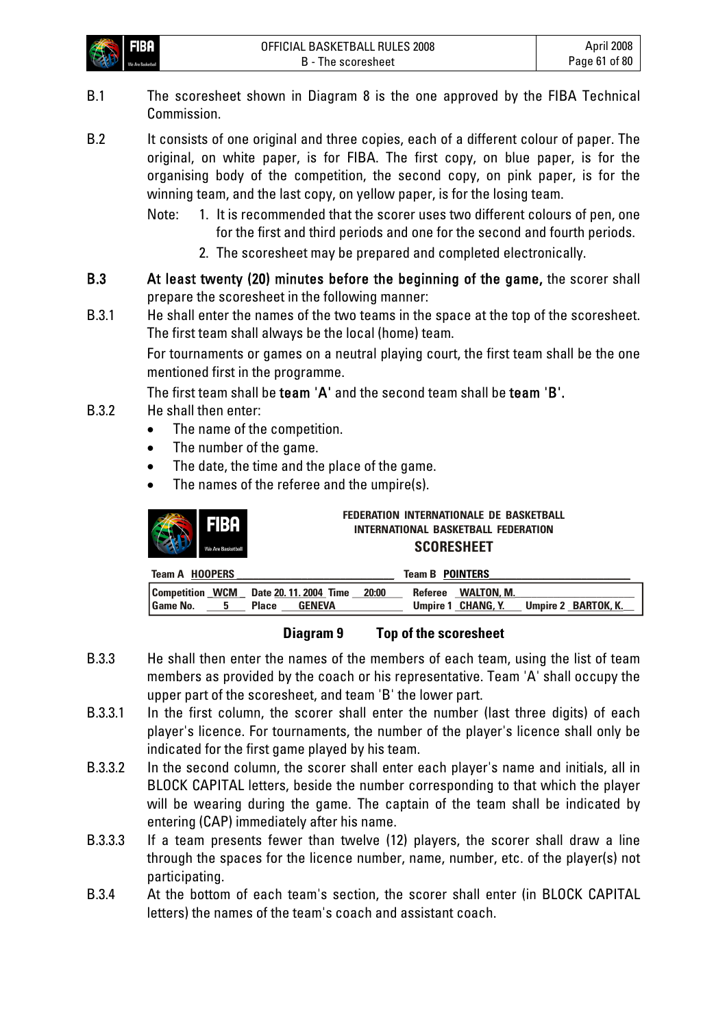B.1 The scoresheet shown in Diagram 8 is the one approved by the FIBA Technical Commission.

B.2 It consists of one original and three copies, each of a different colour of paper. The original, on white paper, is for FIBA. The first copy, on blue paper, is for the organising body of the competition, the second copy, on pink paper, is for the winning team, and the last copy, on yellow paper, is for the losing team.

Note:
1. It is recommended that the scorer uses two different colours of pen, one for the first and third periods and one for the second and fourth periods.
2. The scoresheet may be prepared and completed electronically.

**B.3 At least twenty (20) minutes before the beginning of the game,** the scorer shall prepare the scoresheet in the following manner:

B.3.1 He shall enter the names of the two teams in the space at the top of the scoresheet. The first team shall always be the local (home) team.

For tournaments or games on a neutral playing court, the first team shall be the one mentioned first in the programme.

The first team shall be **team 'A'** and the second team shall be **team 'B'.**

B.3.2 He shall then enter:

- The name of the competition.
- The number of the game.
- The date, the time and the place of the game.
- The names of the referee and the umpire(s).

**FEDERATION INTERNATIONALE DE BASKETBALL**
**INTERNATIONAL BASKETBALL FEDERATION**
**SCORESHEET**

| Team A HOOPERS | | | Team B POINTERS | |
|---|---|---|---|---|
| Competition WCM | Date 20. 11. 2004 | Time 20:00 | Referee WALTON, M. | |
| Game No. 5 | Place GENEVA | | Umpire 1 CHANG, Y. | Umpire 2 BARTOK, K. |

**Diagram 9 Top of the scoresheet**

B.3.3 He shall then enter the names of the members of each team, using the list of team members as provided by the coach or his representative. Team 'A' shall occupy the upper part of the scoresheet, and team 'B' the lower part.

B.3.3.1 In the first column, the scorer shall enter the number (last three digits) of each player's licence. For tournaments, the number of the player's licence shall only be indicated for the first game played by his team.

B.3.3.2 In the second column, the scorer shall enter each player's name and initials, all in BLOCK CAPITAL letters, beside the number corresponding to that which the player will be wearing during the game. The captain of the team shall be indicated by entering (CAP) immediately after his name.

B.3.3.3 If a team presents fewer than twelve (12) players, the scorer shall draw a line through the spaces for the licence number, name, number, etc. of the player(s) not participating.

B.3.4 At the bottom of each team's section, the scorer shall enter (in BLOCK CAPITAL letters) the names of the team's coach and assistant coach.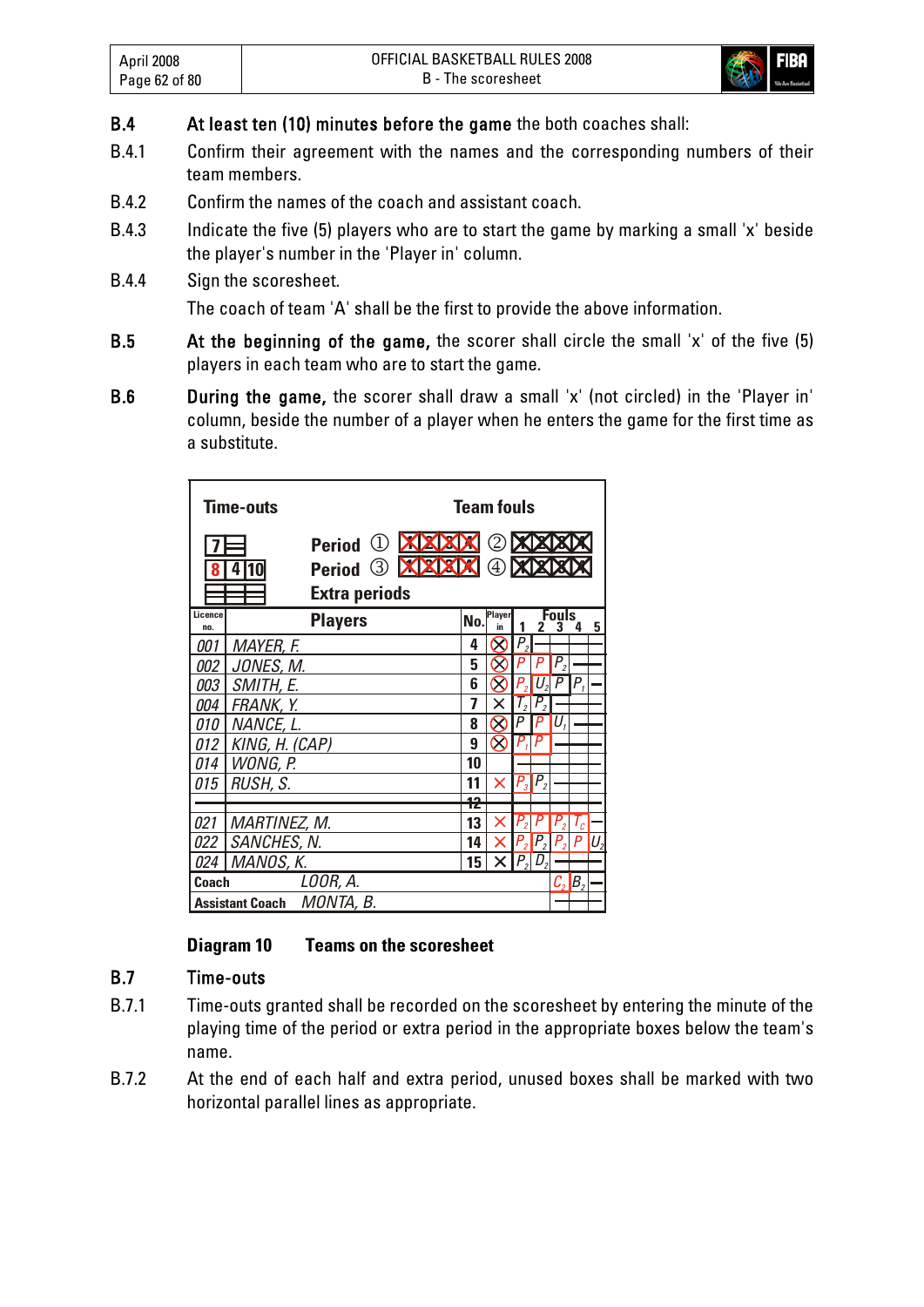**B.4** **At least ten (10) minutes before the game** the both coaches shall:

**B.4.1** Confirm their agreement with the names and the corresponding numbers of their team members.

**B.4.2** Confirm the names of the coach and assistant coach.

**B.4.3** Indicate the five (5) players who are to start the game by marking a small 'x' beside the player's number in the 'Player in' column.

**B.4.4** Sign the scoresheet.

The coach of team 'A' shall be the first to provide the above information.

**B.5** **At the beginning of the game,** the scorer shall circle the small 'x' of the five (5) players in each team who are to start the game.

**B.6** **During the game,** the scorer shall draw a small 'x' (not circled) in the 'Player in' column, beside the number of a player when he enters the game for the first time as a substitute.

| Licence no. | Players | No. | Player in | Fouls 1 | 2 | 3 | 4 | 5 |
|---|---|---|---|---|---|---|---|---|
| 001 | MAYER, F. | 4 | ⊗ | $P_2$ | | | | |
| 002 | JONES, M. | 5 | ⊗ | P | P | $P_2$ | | |
| 003 | SMITH, E. | 6 | ⊗ | $P_2$ | $U_2$ | P | $P_1$ | |
| 004 | FRANK, Y. | 7 | × | $T_2$ | $P_2$ | | | |
| 010 | NANCE, L. | 8 | ⊗ | P | P | $U_1$ | | |
| 012 | KING, H. (CAP) | 9 | ⊗ | $P_1$ | P | | | |
| 014 | WONG, P. | 10 | | | | | | |
| 015 | RUSH, S. | 11 | × | $P_3$ | $P_2$ | | | |
| | | ~~12~~ | | | | | | |
| 021 | MARTINEZ, M. | 13 | × | $P_2$ | P | $P_2$ | $T_C$ | |
| 022 | SANCHES, N. | 14 | × | $P_2$ | $P_2$ | $P_2$ | P | $U_2$ |
| 024 | MANOS, K. | 15 | × | $P_2$ | $D_2$ | | | |
| Coach | LOOR, A. | | | | | $C_2$ | $B_2$ | |
| Assistant Coach | MONTA, B. | | | | | | | |

**Diagram 10 Teams on the scoresheet**

**B.7** **Time-outs**

**B.7.1** Time-outs granted shall be recorded on the scoresheet by entering the minute of the playing time of the period or extra period in the appropriate boxes below the team's name.

**B.7.2** At the end of each half and extra period, unused boxes shall be marked with two horizontal parallel lines as appropriate.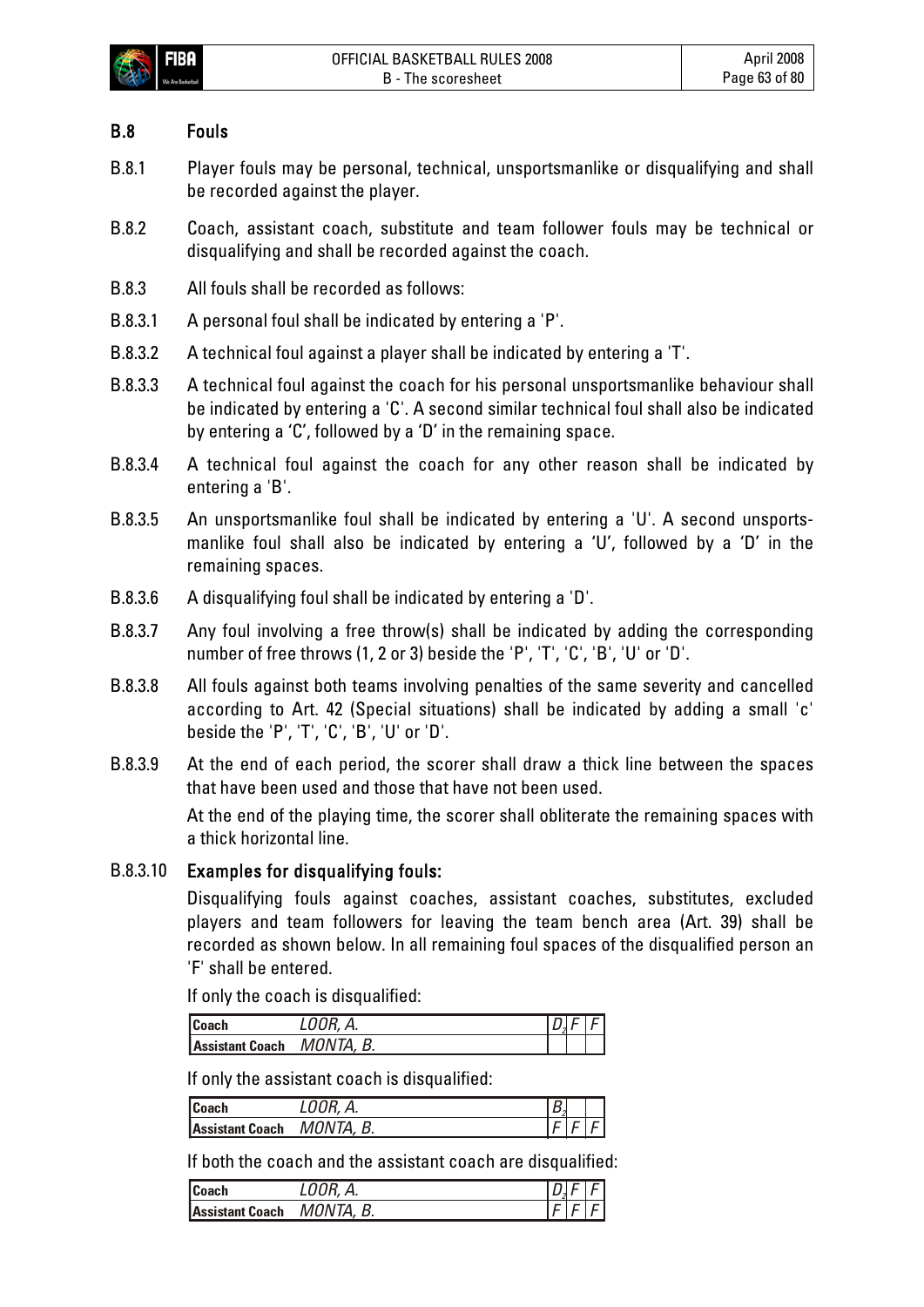## B.8 Fouls

B.8.1 Player fouls may be personal, technical, unsportsmanlike or disqualifying and shall be recorded against the player.

B.8.2 Coach, assistant coach, substitute and team follower fouls may be technical or disqualifying and shall be recorded against the coach.

B.8.3 All fouls shall be recorded as follows:

B.8.3.1 A personal foul shall be indicated by entering a 'P'.

B.8.3.2 A technical foul against a player shall be indicated by entering a 'T'.

B.8.3.3 A technical foul against the coach for his personal unsportsmanlike behaviour shall be indicated by entering a 'C'. A second similar technical foul shall also be indicated by entering a 'C', followed by a 'D' in the remaining space.

B.8.3.4 A technical foul against the coach for any other reason shall be indicated by entering a 'B'.

B.8.3.5 An unsportsmanlike foul shall be indicated by entering a 'U'. A second unsportsmanlike foul shall also be indicated by entering a 'U', followed by a 'D' in the remaining spaces.

B.8.3.6 A disqualifying foul shall be indicated by entering a 'D'.

B.8.3.7 Any foul involving a free throw(s) shall be indicated by adding the corresponding number of free throws (1, 2 or 3) beside the 'P', 'T', 'C', 'B', 'U' or 'D'.

B.8.3.8 All fouls against both teams involving penalties of the same severity and cancelled according to Art. 42 (Special situations) shall be indicated by adding a small 'c' beside the 'P', 'T', 'C', 'B', 'U' or 'D'.

B.8.3.9 At the end of each period, the scorer shall draw a thick line between the spaces that have been used and those that have not been used.

At the end of the playing time, the scorer shall obliterate the remaining spaces with a thick horizontal line.

### B.8.3.10 Examples for disqualifying fouls:

Disqualifying fouls against coaches, assistant coaches, substitutes, excluded players and team followers for leaving the team bench area (Art. 39) shall be recorded as shown below. In all remaining foul spaces of the disqualified person an 'F' shall be entered.

If only the coach is disqualified:

| | | | | |
|---|---|---|---|---|
| **Coach** | *LOOR, A.* | $D_2$ | *F* | *F* |
| **Assistant Coach** | *MONTA, B.* | | | |

If only the assistant coach is disqualified:

| | | | | |
|---|---|---|---|---|
| **Coach** | *LOOR, A.* | $B_2$ | | |
| **Assistant Coach** | *MONTA, B.* | *F* | *F* | *F* |

If both the coach and the assistant coach are disqualified:

| | | | | |
|---|---|---|---|---|
| **Coach** | *LOOR, A.* | $D_2$ | *F* | *F* |
| **Assistant Coach** | *MONTA, B.* | *F* | *F* | *F* |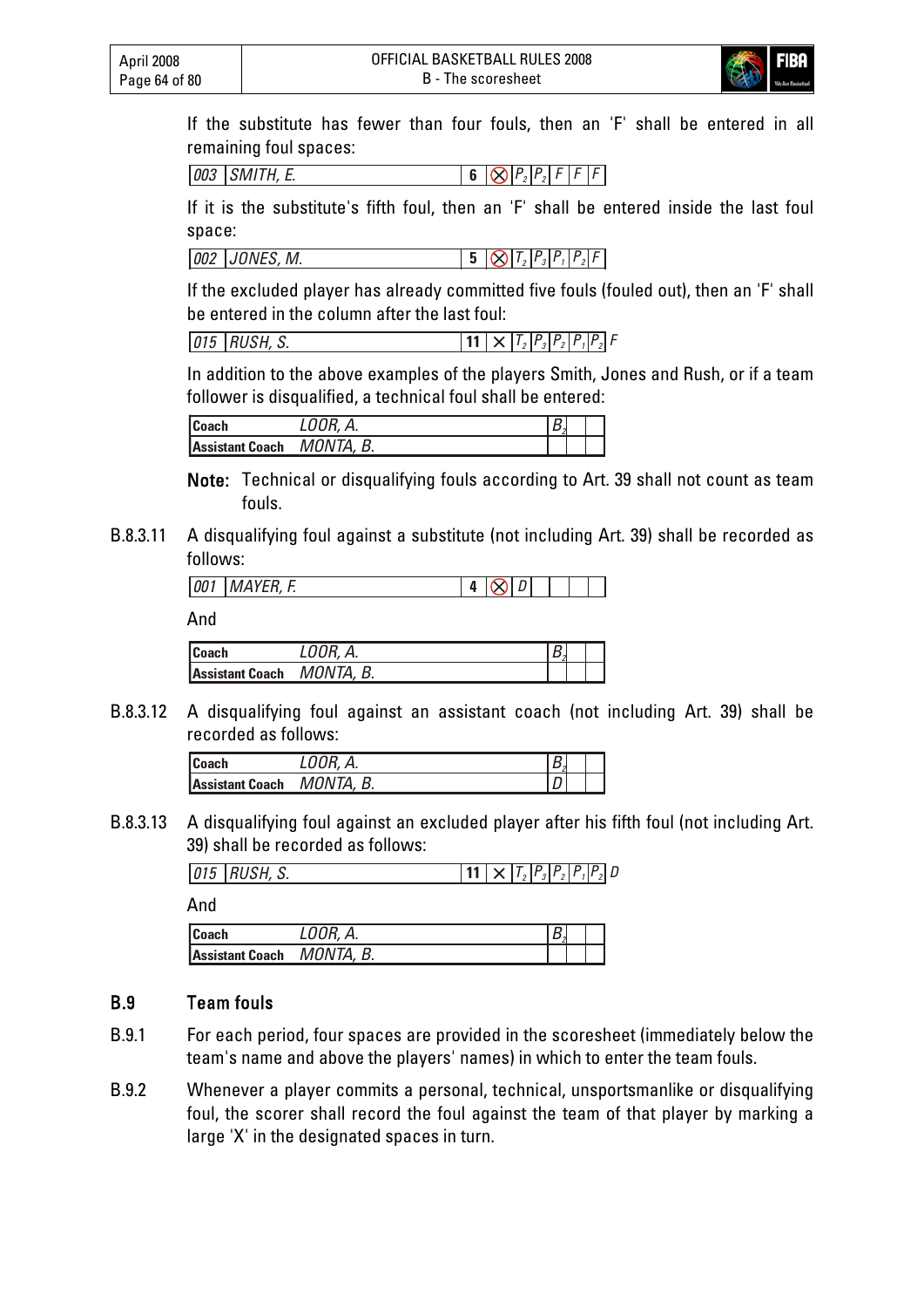If the substitute has fewer than four fouls, then an 'F' shall be entered in all remaining foul spaces:

| 003 | SMITH, E. | 6 | ⊗ | $P_2$ | $P_2$ | F | F | F |
|---|---|---|---|---|---|---|---|---|

If it is the substitute's fifth foul, then an 'F' shall be entered inside the last foul space:

| 002 | JONES, M. | 5 | ⊗ | $T_2$ | $P_3$ | $P_1$ | $P_2$ | F |
|---|---|---|---|---|---|---|---|---|

If the excluded player has already committed five fouls (fouled out), then an 'F' shall be entered in the column after the last foul:

| 015 | RUSH, S. | 11 | × | $T_2$ | $P_3$ | $P_2$ | $P_1$ | $P_2$ | F |
|---|---|---|---|---|---|---|---|---|---|

In addition to the above examples of the players Smith, Jones and Rush, or if a team follower is disqualified, a technical foul shall be entered:

| Coach | LOOR, A. | $B_2$ | | |
|---|---|---|---|---|
| **Assistant Coach** | MONTA, B. | | | |

**Note:** Technical or disqualifying fouls according to Art. 39 shall not count as team fouls.

B.8.3.11 A disqualifying foul against a substitute (not including Art. 39) shall be recorded as follows:

| 001 | MAYER, F. | 4 | ⊗ | D | | | | |
|---|---|---|---|---|---|---|---|---|

And

| Coach | LOOR, A. | $B_2$ | | |
|---|---|---|---|---|
| **Assistant Coach** | MONTA, B. | | | |

B.8.3.12 A disqualifying foul against an assistant coach (not including Art. 39) shall be recorded as follows:

| Coach | LOOR, A. | $B_2$ | | |
|---|---|---|---|---|
| **Assistant Coach** | MONTA, B. | D | | |

B.8.3.13 A disqualifying foul against an excluded player after his fifth foul (not including Art. 39) shall be recorded as follows:

| 015 | RUSH, S. | 11 | × | $T_2$ | $P_3$ | $P_2$ | $P_1$ | $P_2$ | D |
|---|---|---|---|---|---|---|---|---|---|

And

| Coach | LOOR, A. | $B_2$ | | |
|---|---|---|---|---|
| **Assistant Coach** | MONTA, B. | | | |

## B.9 Team fouls

B.9.1 For each period, four spaces are provided in the scoresheet (immediately below the team's name and above the players' names) in which to enter the team fouls.

B.9.2 Whenever a player commits a personal, technical, unsportsmanlike or disqualifying foul, the scorer shall record the foul against the team of that player by marking a large 'X' in the designated spaces in turn.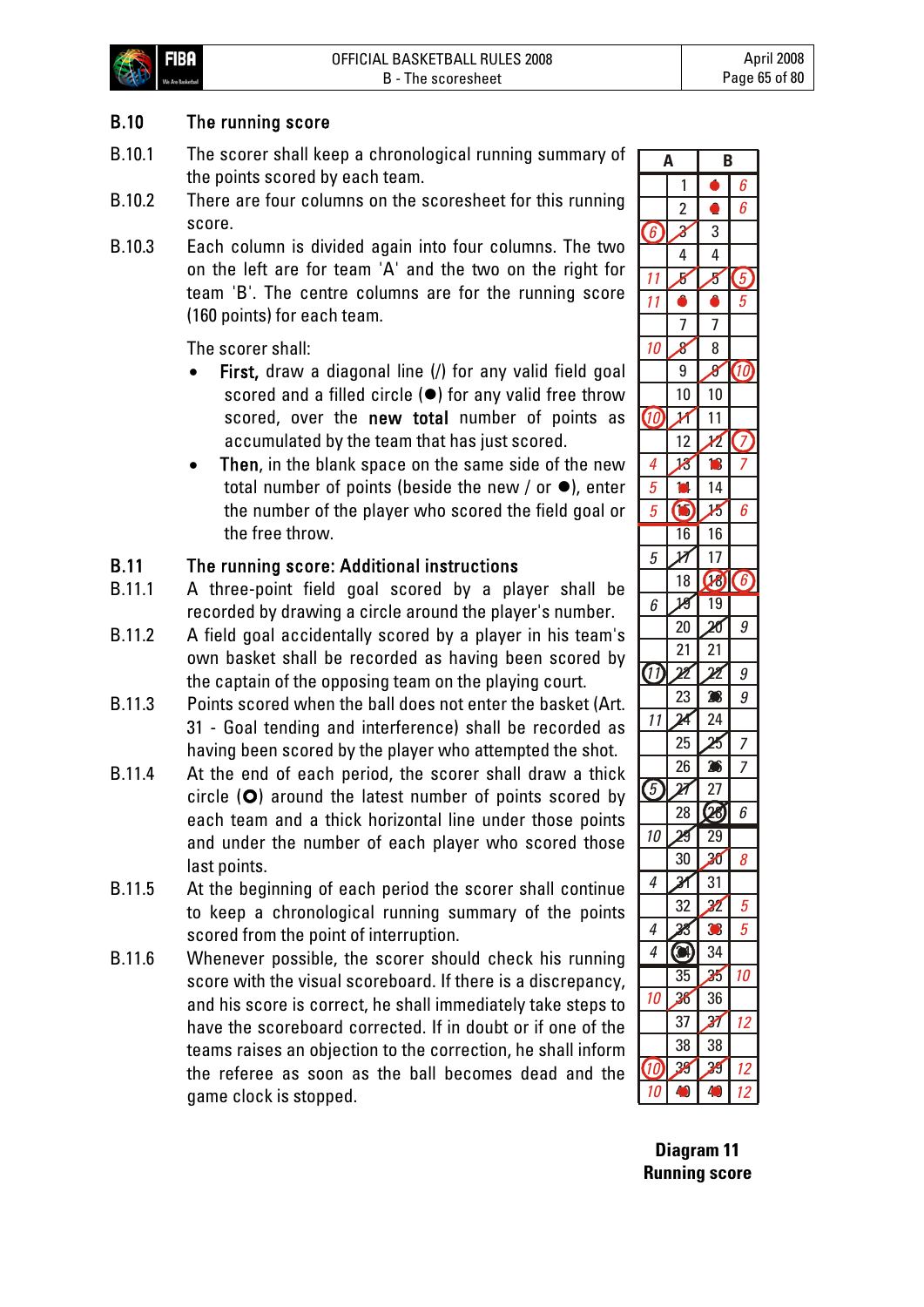## B.10 The running score

B.10.1 The scorer shall keep a chronological running summary of the points scored by each team.

B.10.2 There are four columns on the scoresheet for this running score.

B.10.3 Each column is divided again into four columns. The two on the left are for team 'A' and the two on the right for team 'B'. The centre columns are for the running score (160 points) for each team.

The scorer shall:

- **First,** draw a diagonal line (/) for any valid field goal scored and a filled circle (●) for any valid free throw scored, over the **new total** number of points as accumulated by the team that has just scored.
- **Then**, in the blank space on the same side of the new total number of points (beside the new / or ●), enter the number of the player who scored the field goal or the free throw.

## B.11 The running score: Additional instructions

B.11.1 A three-point field goal scored by a player shall be recorded by drawing a circle around the player's number.

B.11.2 A field goal accidentally scored by a player in his team's own basket shall be recorded as having been scored by the captain of the opposing team on the playing court.

B.11.3 Points scored when the ball does not enter the basket (Art. 31 - Goal tending and interference) shall be recorded as having been scored by the player who attempted the shot.

B.11.4 At the end of each period, the scorer shall draw a thick circle (**O**) around the latest number of points scored by each team and a thick horizontal line under those points and under the number of each player who scored those last points.

B.11.5 At the beginning of each period the scorer shall continue to keep a chronological running summary of the points scored from the point of interruption.

B.11.6 Whenever possible, the scorer should check his running score with the visual scoreboard. If there is a discrepancy, and his score is correct, he shall immediately take steps to have the scoreboard corrected. If in doubt or if one of the teams raises an objection to the correction, he shall inform the referee as soon as the ball becomes dead and the game clock is stopped.

| A | | B | |
|---|---|---|---|
| | 1 | ● | 6 |
| | 2 | ● | 6 |
| (6) | 3 / | 3 | |
| | 4 | 4 | |
| 11 | 5 / | 5 / | (5) |
| 11 | 6 ● | 6 ● | 5 |
| | 7 | 7 | |
| 10 | 8 / | 8 | |
| | 9 | 9 / | (10) |
| | 10 | 10 | |
| (10) | 11 / | 11 | |
| | 12 | 12 / | (7) |
| 4 | 13 / | 13 ● | 7 |
| 5 | 14 ● | 14 | |
| 5 | (15) ● | 15 / | 6 |
| | 16 | 16 | |
| 5 | 17 / | 17 | |
| | 18 | (18) / | (6) |
| 6 | 19 / | 19 | |
| | 20 | 20 / | 9 |
| | 21 | 21 | |
| (11) | 22 / | 22 / | 9 |
| | 23 | 23 ● | 9 |
| 11 | 24 / | 24 | |
| | 25 | 25 / | 7 |
| | 26 | 26 ● | 7 |
| (5) | 27 / | 27 | |
| | 28 | (28) / | 6 |
| 10 | 29 / | 29 | |
| | 30 | 30 / | 8 |
| 4 | 31 / | 31 | |
| | 32 | 32 / | 5 |
| 4 | 33 / | 33 ● | 5 |
| 4 | (34) ● | 34 | |
| | 35 | 35 / | 10 |
| 10 | 36 / | 36 | |
| | 37 | 37 / | 12 |
| | 38 | 38 | |
| (10) | 39 / | 39 / | 12 |
| 10 | 40 ● | 40 ● | 12 |

**Diagram 11**
**Running score**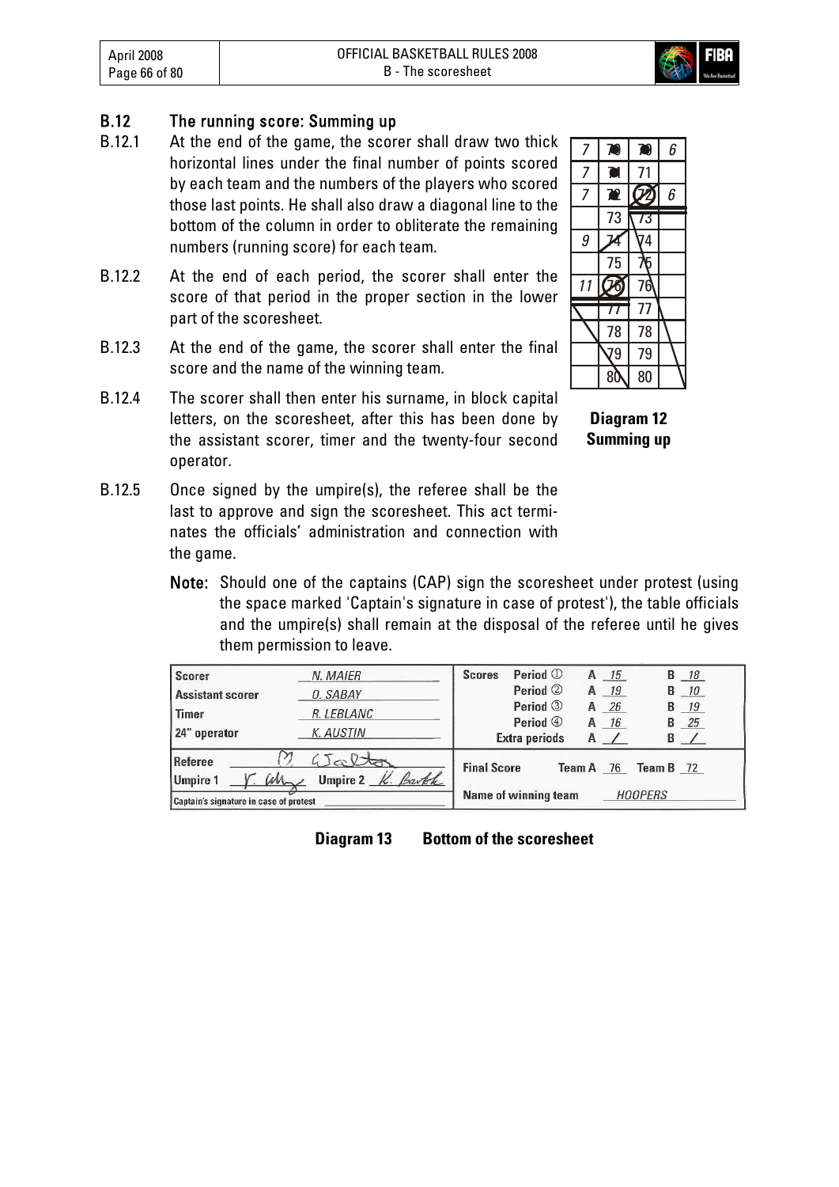## B.12 The running score: Summing up

B.12.1 At the end of the game, the scorer shall draw two thick horizontal lines under the final number of points scored by each team and the numbers of the players who scored those last points. He shall also draw a diagonal line to the bottom of the column in order to obliterate the remaining numbers (running score) for each team.

B.12.2 At the end of each period, the scorer shall enter the score of that period in the proper section in the lower part of the scoresheet.

B.12.3 At the end of the game, the scorer shall enter the final score and the name of the winning team.

B.12.4 The scorer shall then enter his surname, in block capital letters, on the scoresheet, after this has been done by the assistant scorer, timer and the twenty-four second operator.

B.12.5 Once signed by the umpire(s), the referee shall be the last to approve and sign the scoresheet. This act terminates the officials' administration and connection with the game.

**Note:** Should one of the captains (CAP) sign the scoresheet under protest (using the space marked 'Captain's signature in case of protest'), the table officials and the umpire(s) shall remain at the disposal of the referee until he gives them permission to leave.

| | | | |
|---|---|---|---|
| 7 | 70 | 70 | 6 |
| 7 | 71 | 71 | |
| 7 | 72 | 72 | 6 |
| | 73 | 73 | |
| 9 | 74 | 74 | |
| | 75 | 75 | |
| 11 | 76 | 76 | |
| | 77 | 77 | |
| | 78 | 78 | |
| | 79 | 79 | |
| | 80 | 80 | |

**Diagram 12 Summing up**

| | | Scores | |
|---|---|---|---|
| Scorer | N. MAIER | Period ① | A 15 B 18 |
| Assistant scorer | O. SABAY | Period ② | A 19 B 10 |
| Timer | R. LEBLANC | Period ③ | A 26 B 19 |
| 24" operator | K. AUSTIN | Period ④ | A 16 B 25 |
| | | Extra periods | A / B / |
| Referee | (signature) | Final Score | Team A 76 Team B 72 |
| Umpire 1 (signature) | Umpire 2 (signature) | Name of winning team | HOOPERS |
| Captain's signature in case of protest | | | |

**Diagram 13 Bottom of the scoresheet**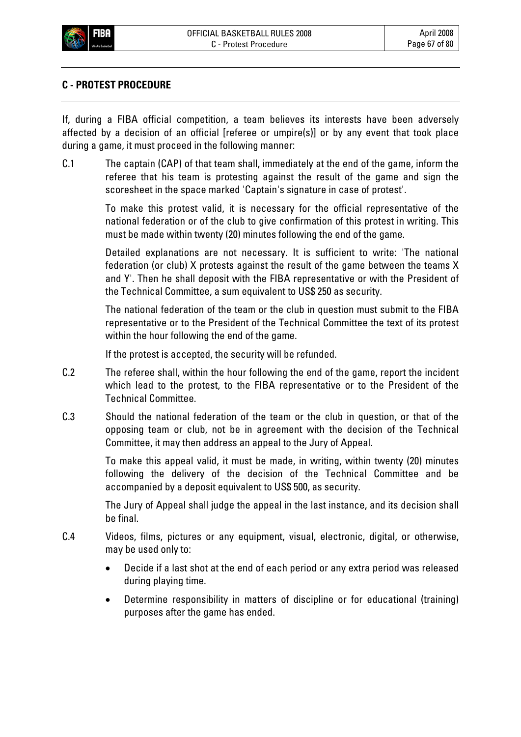## C - PROTEST PROCEDURE

If, during a FIBA official competition, a team believes its interests have been adversely affected by a decision of an official [referee or umpire(s)] or by any event that took place during a game, it must proceed in the following manner:

C.1 The captain (CAP) of that team shall, immediately at the end of the game, inform the referee that his team is protesting against the result of the game and sign the scoresheet in the space marked 'Captain's signature in case of protest'.

To make this protest valid, it is necessary for the official representative of the national federation or of the club to give confirmation of this protest in writing. This must be made within twenty (20) minutes following the end of the game.

Detailed explanations are not necessary. It is sufficient to write: 'The national federation (or club) X protests against the result of the game between the teams X and Y'. Then he shall deposit with the FIBA representative or with the President of the Technical Committee, a sum equivalent to US$ 250 as security.

The national federation of the team or the club in question must submit to the FIBA representative or to the President of the Technical Committee the text of its protest within the hour following the end of the game.

If the protest is accepted, the security will be refunded.

C.2 The referee shall, within the hour following the end of the game, report the incident which lead to the protest, to the FIBA representative or to the President of the Technical Committee.

C.3 Should the national federation of the team or the club in question, or that of the opposing team or club, not be in agreement with the decision of the Technical Committee, it may then address an appeal to the Jury of Appeal.

To make this appeal valid, it must be made, in writing, within twenty (20) minutes following the delivery of the decision of the Technical Committee and be accompanied by a deposit equivalent to US$ 500, as security.

The Jury of Appeal shall judge the appeal in the last instance, and its decision shall be final.

C.4 Videos, films, pictures or any equipment, visual, electronic, digital, or otherwise, may be used only to:

- Decide if a last shot at the end of each period or any extra period was released during playing time.
- Determine responsibility in matters of discipline or for educational (training) purposes after the game has ended.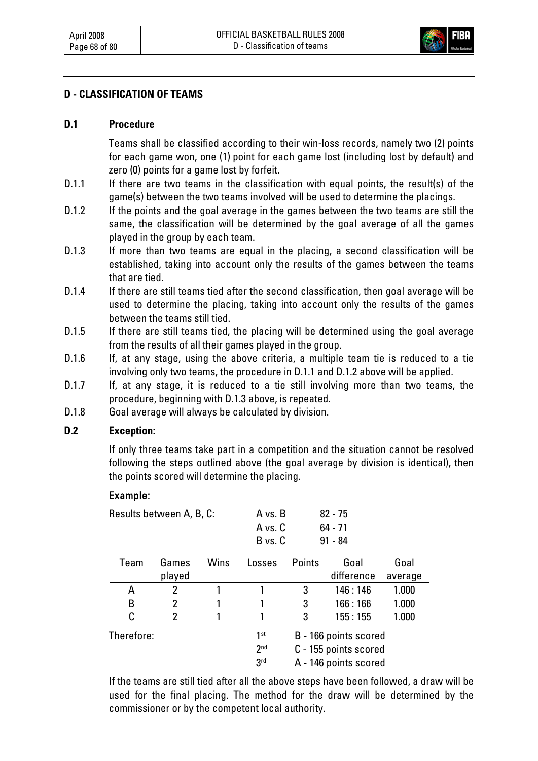## D - CLASSIFICATION OF TEAMS

### D.1 Procedure

Teams shall be classified according to their win-loss records, namely two (2) points for each game won, one (1) point for each game lost (including lost by default) and zero (0) points for a game lost by forfeit.

D.1.1 If there are two teams in the classification with equal points, the result(s) of the game(s) between the two teams involved will be used to determine the placings.

D.1.2 If the points and the goal average in the games between the two teams are still the same, the classification will be determined by the goal average of all the games played in the group by each team.

D.1.3 If more than two teams are equal in the placing, a second classification will be established, taking into account only the results of the games between the teams that are tied.

D.1.4 If there are still teams tied after the second classification, then goal average will be used to determine the placing, taking into account only the results of the games between the teams still tied.

D.1.5 If there are still teams tied, the placing will be determined using the goal average from the results of all their games played in the group.

D.1.6 If, at any stage, using the above criteria, a multiple team tie is reduced to a tie involving only two teams, the procedure in D.1.1 and D.1.2 above will be applied.

D.1.7 If, at any stage, it is reduced to a tie still involving more than two teams, the procedure, beginning with D.1.3 above, is repeated.

D.1.8 Goal average will always be calculated by division.

### D.2 Exception:

If only three teams take part in a competition and the situation cannot be resolved following the steps outlined above (the goal average by division is identical), then the points scored will determine the placing.

**Example:**

Results between A, B, C:

| | |
|---|---|
| A vs. B | 82 - 75 |
| A vs. C | 64 - 71 |
| B vs. C | 91 - 84 |

| Team | Games played | Wins | Losses | Points | Goal difference | Goal average |
|---|---|---|---|---|---|---|
| A | 2 | 1 | 1 | 3 | 146 : 146 | 1.000 |
| B | 2 | 1 | 1 | 3 | 166 : 166 | 1.000 |
| C | 2 | 1 | 1 | 3 | 155 : 155 | 1.000 |

Therefore:

1st B - 166 points scored
2nd C - 155 points scored
3rd A - 146 points scored

If the teams are still tied after all the above steps have been followed, a draw will be used for the final placing. The method for the draw will be determined by the commissioner or by the competent local authority.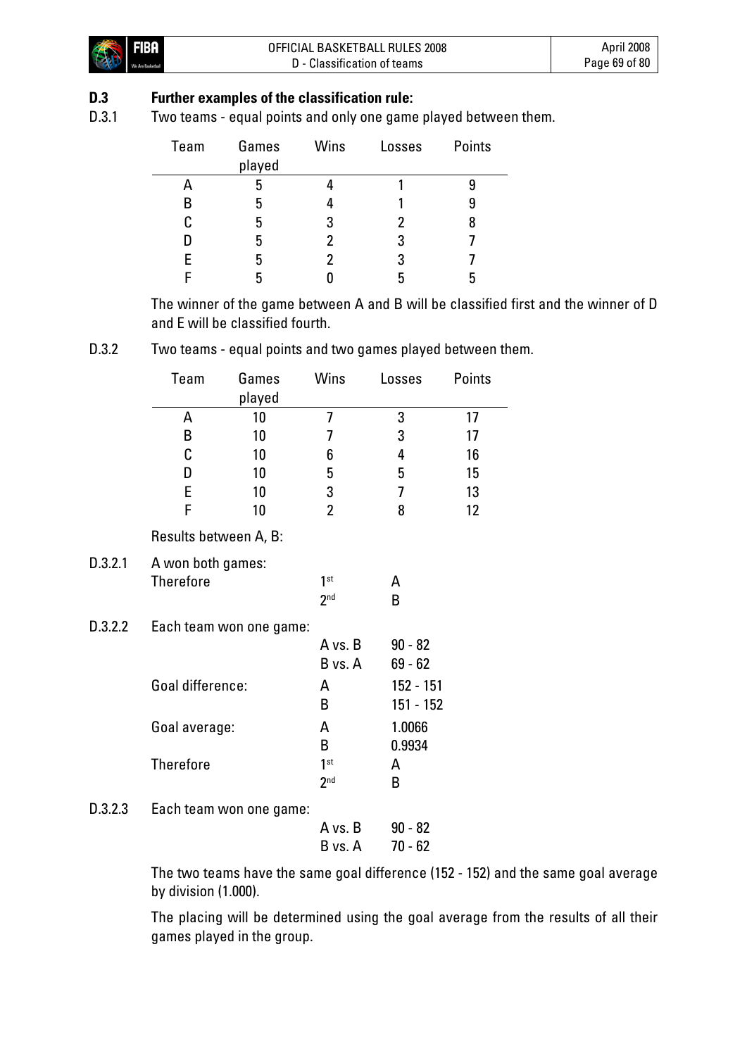## D.3 Further examples of the classification rule:

D.3.1 Two teams - equal points and only one game played between them.

| Team | Games played | Wins | Losses | Points |
|---|---|---|---|---|
| A | 5 | 4 | 1 | 9 |
| B | 5 | 4 | 1 | 9 |
| C | 5 | 3 | 2 | 8 |
| D | 5 | 2 | 3 | 7 |
| E | 5 | 2 | 3 | 7 |
| F | 5 | 0 | 5 | 5 |

The winner of the game between A and B will be classified first and the winner of D and E will be classified fourth.

D.3.2 Two teams - equal points and two games played between them.

| Team | Games played | Wins | Losses | Points |
|---|---|---|---|---|
| A | 10 | 7 | 3 | 17 |
| B | 10 | 7 | 3 | 17 |
| C | 10 | 6 | 4 | 16 |
| D | 10 | 5 | 5 | 15 |
| E | 10 | 3 | 7 | 13 |
| F | 10 | 2 | 8 | 12 |

Results between A, B:

D.3.2.1 A won both games:

| | | |
|---|---|---|
| Therefore | 1st | A |
| | 2nd | B |

D.3.2.2 Each team won one game:

| | | |
|---|---|---|
| | A vs. B | 90 - 82 |
| | B vs. A | 69 - 62 |
| Goal difference: | A | 152 - 151 |
| | B | 151 - 152 |
| Goal average: | A | 1.0066 |
| | B | 0.9934 |
| Therefore | 1st | A |
| | 2nd | B |

D.3.2.3 Each team won one game:

| | |
|---|---|
| A vs. B | 90 - 82 |
| B vs. A | 70 - 62 |

The two teams have the same goal difference (152 - 152) and the same goal average by division (1.000).

The placing will be determined using the goal average from the results of all their games played in the group.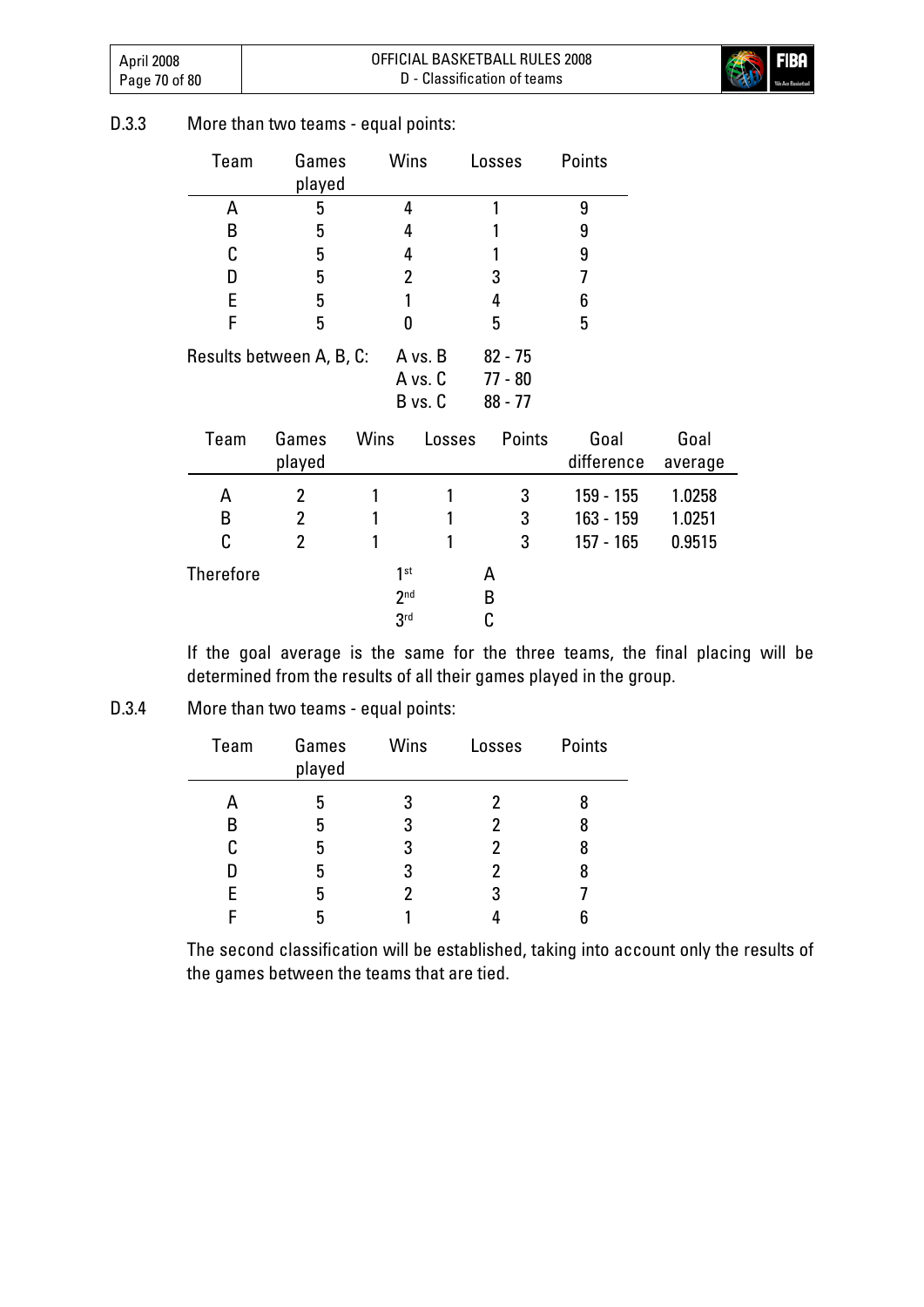D.3.3 More than two teams - equal points:

| Team | Games played | Wins | Losses | Points |
|---|---|---|---|---|
| A | 5 | 4 | 1 | 9 |
| B | 5 | 4 | 1 | 9 |
| C | 5 | 4 | 1 | 9 |
| D | 5 | 2 | 3 | 7 |
| E | 5 | 1 | 4 | 6 |
| F | 5 | 0 | 5 | 5 |

Results between A, B, C:

| | |
|---|---|
| A vs. B | 82 - 75 |
| A vs. C | 77 - 80 |
| B vs. C | 88 - 77 |

| Team | Games played | Wins | Losses | Points | Goal difference | Goal average |
|---|---|---|---|---|---|---|
| A | 2 | 1 | 1 | 3 | 159 - 155 | 1.0258 |
| B | 2 | 1 | 1 | 3 | 163 - 159 | 1.0251 |
| C | 2 | 1 | 1 | 3 | 157 - 165 | 0.9515 |

Therefore

| | |
|---|---|
| 1st | A |
| 2nd | B |
| 3rd | C |

If the goal average is the same for the three teams, the final placing will be determined from the results of all their games played in the group.

D.3.4 More than two teams - equal points:

| Team | Games played | Wins | Losses | Points |
|---|---|---|---|---|
| A | 5 | 3 | 2 | 8 |
| B | 5 | 3 | 2 | 8 |
| C | 5 | 3 | 2 | 8 |
| D | 5 | 3 | 2 | 8 |
| E | 5 | 2 | 3 | 7 |
| F | 5 | 1 | 4 | 6 |

The second classification will be established, taking into account only the results of the games between the teams that are tied.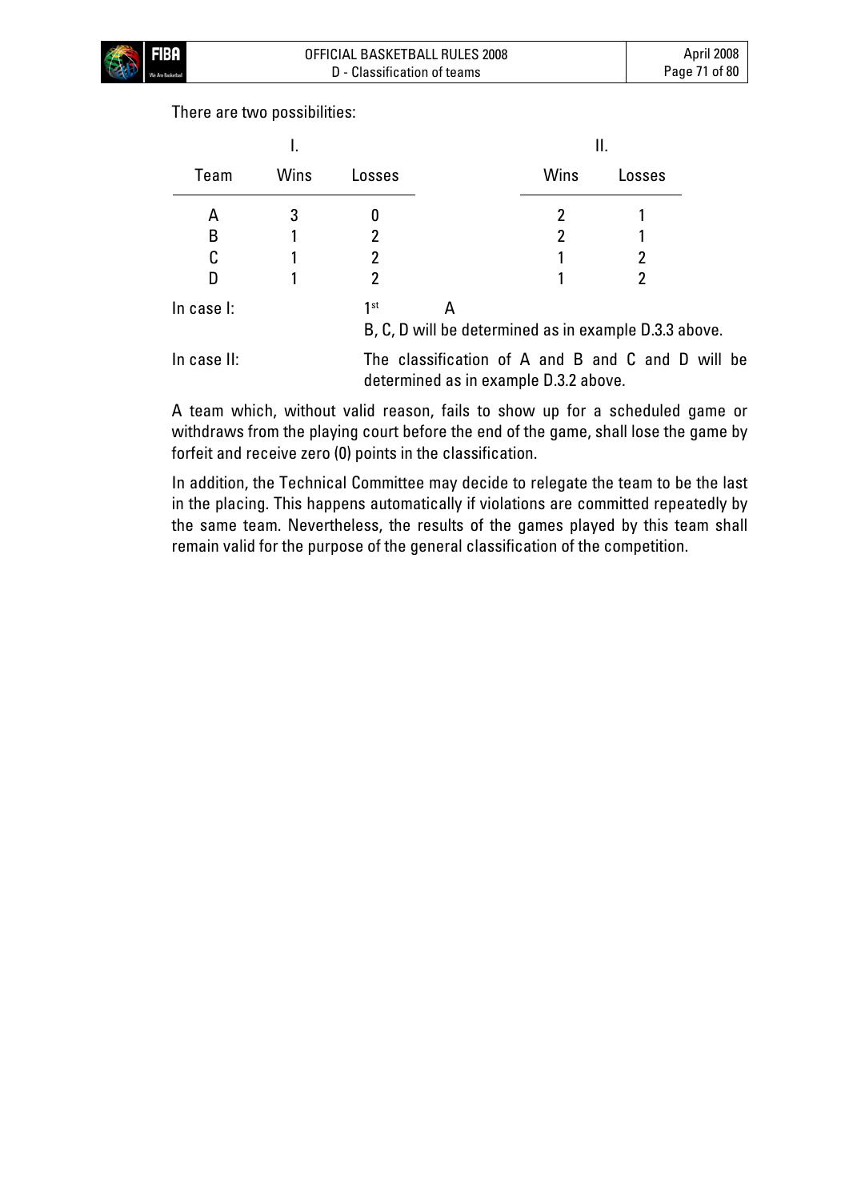There are two possibilities:

| | I. | | | II. | |
|---|---|---|---|---|---|
| Team | Wins | Losses | | Wins | Losses |
| A | 3 | 0 | | 2 | 1 |
| B | 1 | 2 | | 2 | 1 |
| C | 1 | 2 | | 1 | 2 |
| D | 1 | 2 | | 1 | 2 |

In case I: 1st A

B, C, D will be determined as in example D.3.3 above.

In case II: The classification of A and B and C and D will be determined as in example D.3.2 above.

A team which, without valid reason, fails to show up for a scheduled game or withdraws from the playing court before the end of the game, shall lose the game by forfeit and receive zero (0) points in the classification.

In addition, the Technical Committee may decide to relegate the team to be the last in the placing. This happens automatically if violations are committed repeatedly by the same team. Nevertheless, the results of the games played by this team shall remain valid for the purpose of the general classification of the competition.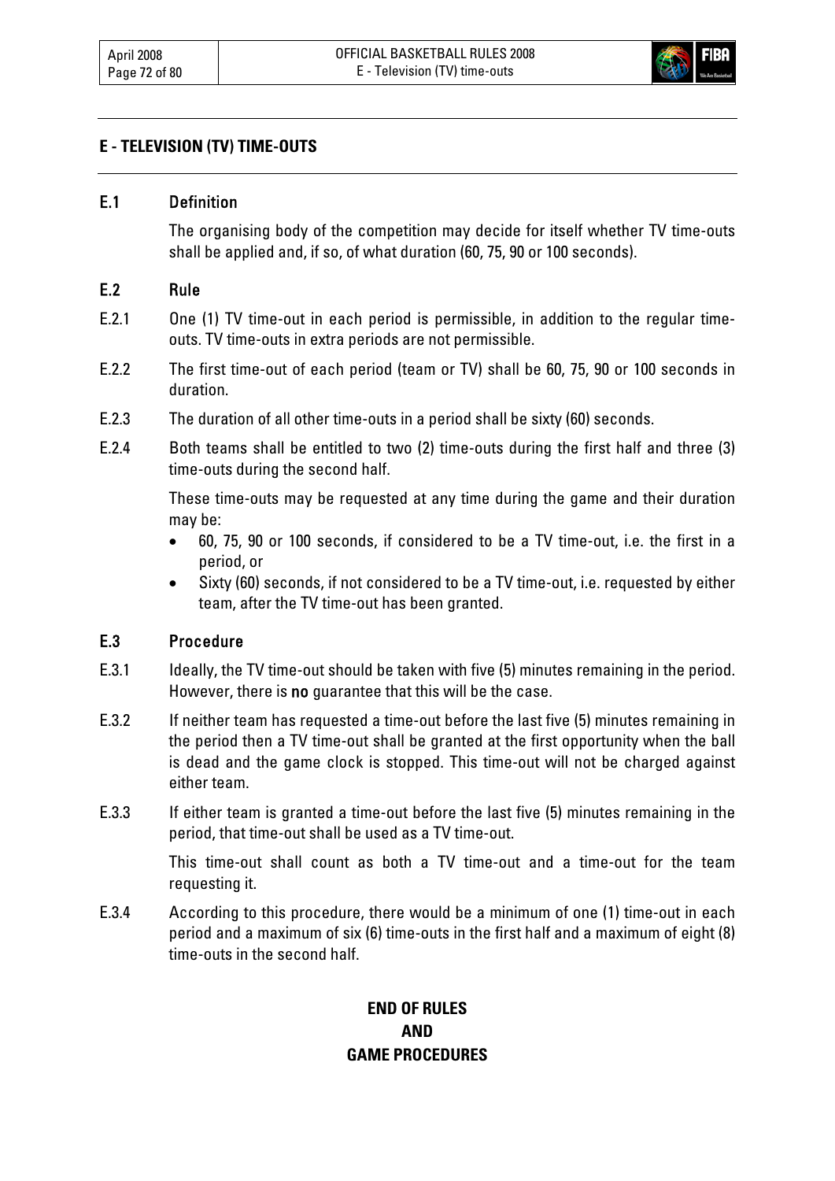## E - TELEVISION (TV) TIME-OUTS

### E.1 Definition

The organising body of the competition may decide for itself whether TV time-outs shall be applied and, if so, of what duration (60, 75, 90 or 100 seconds).

### E.2 Rule

E.2.1 One (1) TV time-out in each period is permissible, in addition to the regular time-outs. TV time-outs in extra periods are not permissible.

E.2.2 The first time-out of each period (team or TV) shall be 60, 75, 90 or 100 seconds in duration.

E.2.3 The duration of all other time-outs in a period shall be sixty (60) seconds.

E.2.4 Both teams shall be entitled to two (2) time-outs during the first half and three (3) time-outs during the second half.

These time-outs may be requested at any time during the game and their duration may be:

- 60, 75, 90 or 100 seconds, if considered to be a TV time-out, i.e. the first in a period, or
- Sixty (60) seconds, if not considered to be a TV time-out, i.e. requested by either team, after the TV time-out has been granted.

### E.3 Procedure

E.3.1 Ideally, the TV time-out should be taken with five (5) minutes remaining in the period. However, there is **no** guarantee that this will be the case.

E.3.2 If neither team has requested a time-out before the last five (5) minutes remaining in the period then a TV time-out shall be granted at the first opportunity when the ball is dead and the game clock is stopped. This time-out will not be charged against either team.

E.3.3 If either team is granted a time-out before the last five (5) minutes remaining in the period, that time-out shall be used as a TV time-out.

This time-out shall count as both a TV time-out and a time-out for the team requesting it.

E.3.4 According to this procedure, there would be a minimum of one (1) time-out in each period and a maximum of six (6) time-outs in the first half and a maximum of eight (8) time-outs in the second half.

**END OF RULES**
**AND**
**GAME PROCEDURES**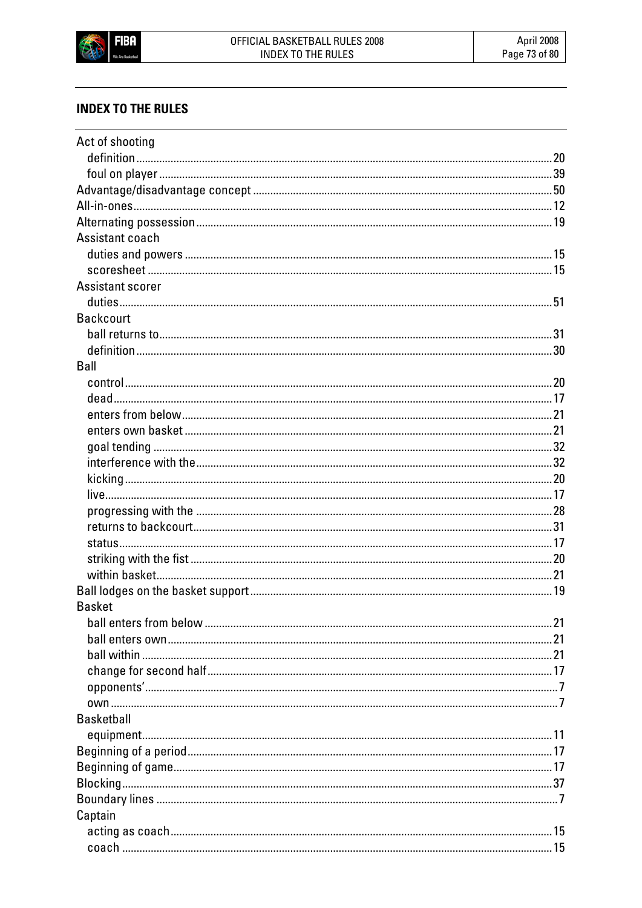## INDEX TO THE RULES

Act of shooting
- definition ........ 20
- foul on player ........ 39

Advantage/disadvantage concept ........ 50

All-in-ones ........ 12

Alternating possession ........ 19

Assistant coach
- duties and powers ........ 15
- scoresheet ........ 15

Assistant scorer
- duties ........ 51

Backcourt
- ball returns to ........ 31
- definition ........ 30

Ball
- control ........ 20
- dead ........ 17
- enters from below ........ 21
- enters own basket ........ 21
- goal tending ........ 32
- interference with the ........ 32
- kicking ........ 20
- live ........ 17
- progressing with the ........ 28
- returns to backcourt ........ 31
- status ........ 17
- striking with the fist ........ 20
- within basket ........ 21

Ball lodges on the basket support ........ 19

Basket
- ball enters from below ........ 21
- ball enters own ........ 21
- ball within ........ 21
- change for second half ........ 17
- opponents' ........ 7
- own ........ 7

Basketball
- equipment ........ 11

Beginning of a period ........ 17

Beginning of game ........ 17

Blocking ........ 37

Boundary lines ........ 7

Captain
- acting as coach ........ 15
- coach ........ 15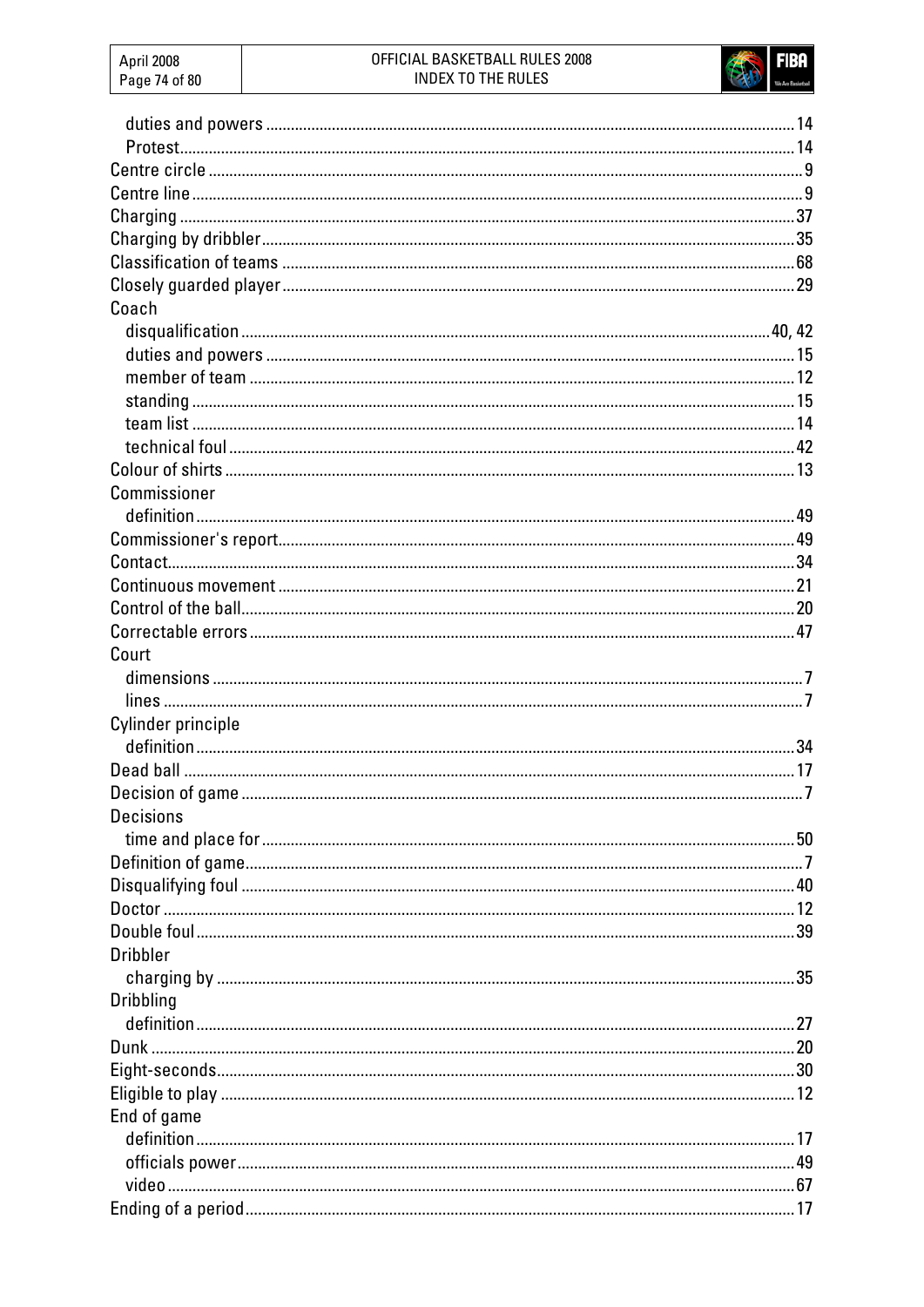- duties and powers ........ 14
- Protest ........ 14

Centre circle ........ 9

Centre line ........ 9

Charging ........ 37

Charging by dribbler ........ 35

Classification of teams ........ 68

Closely guarded player ........ 29

Coach

- disqualification ........ 40, 42
- duties and powers ........ 15
- member of team ........ 12
- standing ........ 15
- team list ........ 14
- technical foul ........ 42

Colour of shirts ........ 13

Commissioner

- definition ........ 49

Commissioner's report ........ 49

Contact ........ 34

Continuous movement ........ 21

Control of the ball ........ 20

Correctable errors ........ 47

Court

- dimensions ........ 7
- lines ........ 7

Cylinder principle

- definition ........ 34

Dead ball ........ 17

Decision of game ........ 7

Decisions

- time and place for ........ 50

Definition of game ........ 7

Disqualifying foul ........ 40

Doctor ........ 12

Double foul ........ 39

Dribbler

- charging by ........ 35

Dribbling

- definition ........ 27

Dunk ........ 20

Eight-seconds ........ 30

Eligible to play ........ 12

End of game

- definition ........ 17
- officials power ........ 49
- video ........ 67

Ending of a period ........ 17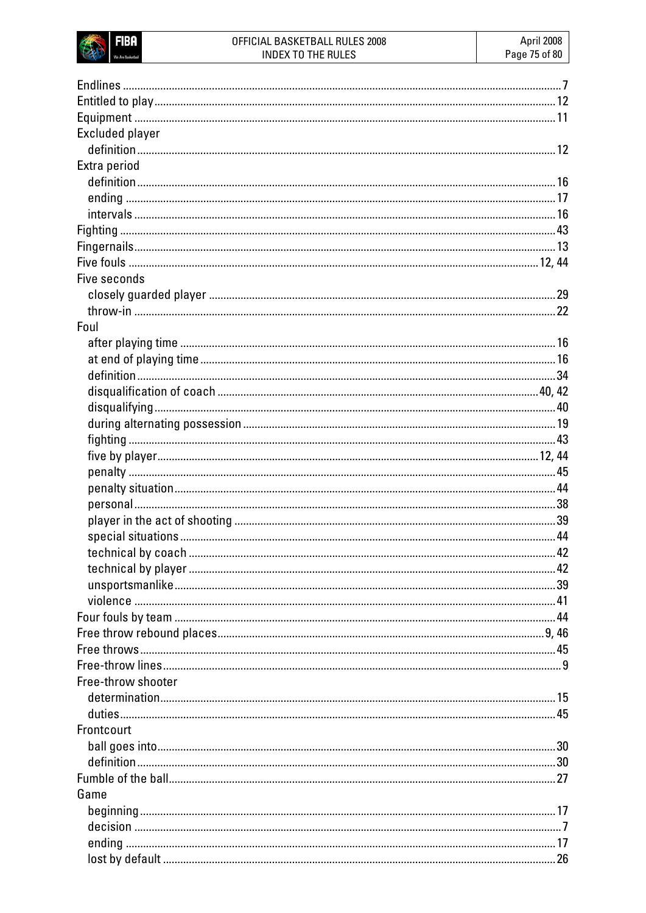Endlines ........................................................................................................................7
Entitled to play ..............................................................................................................12
Equipment .....................................................................................................................11
Excluded player
  definition .....................................................................................................................12
Extra period
  definition .....................................................................................................................16
  ending .........................................................................................................................17
  intervals ......................................................................................................................16
Fighting .........................................................................................................................43
Fingernails .....................................................................................................................13
Five fouls ................................................................................................................12, 44
Five seconds
  closely guarded player ...............................................................................................29
  throw-in ......................................................................................................................22
Foul
  after playing time .......................................................................................................16
  at end of playing time ................................................................................................16
  definition .....................................................................................................................34
  disqualification of coach .......................................................................................40, 42
  disqualifying ...............................................................................................................40
  during alternating possession ...................................................................................19
  fighting .......................................................................................................................43
  five by player ........................................................................................................12, 44
  penalty ........................................................................................................................45
  penalty situation ........................................................................................................44
  personal ......................................................................................................................38
  player in the act of shooting ......................................................................................39
  special situations .......................................................................................................44
  technical by coach .....................................................................................................42
  technical by player .....................................................................................................42
  unsportsmanlike .........................................................................................................39
  violence ......................................................................................................................41
Four fouls by team .......................................................................................................44
Free throw rebound places ......................................................................................9, 46
Free throws ...................................................................................................................45
Free-throw lines ..............................................................................................................9
Free-throw shooter
  determination ..............................................................................................................15
  duties ..........................................................................................................................45
Frontcourt
  ball goes into ..............................................................................................................30
  definition .....................................................................................................................30
Fumble of the ball ........................................................................................................27
Game
  beginning ....................................................................................................................17
  decision .........................................................................................................................7
  ending .........................................................................................................................17
  lost by default .............................................................................................................26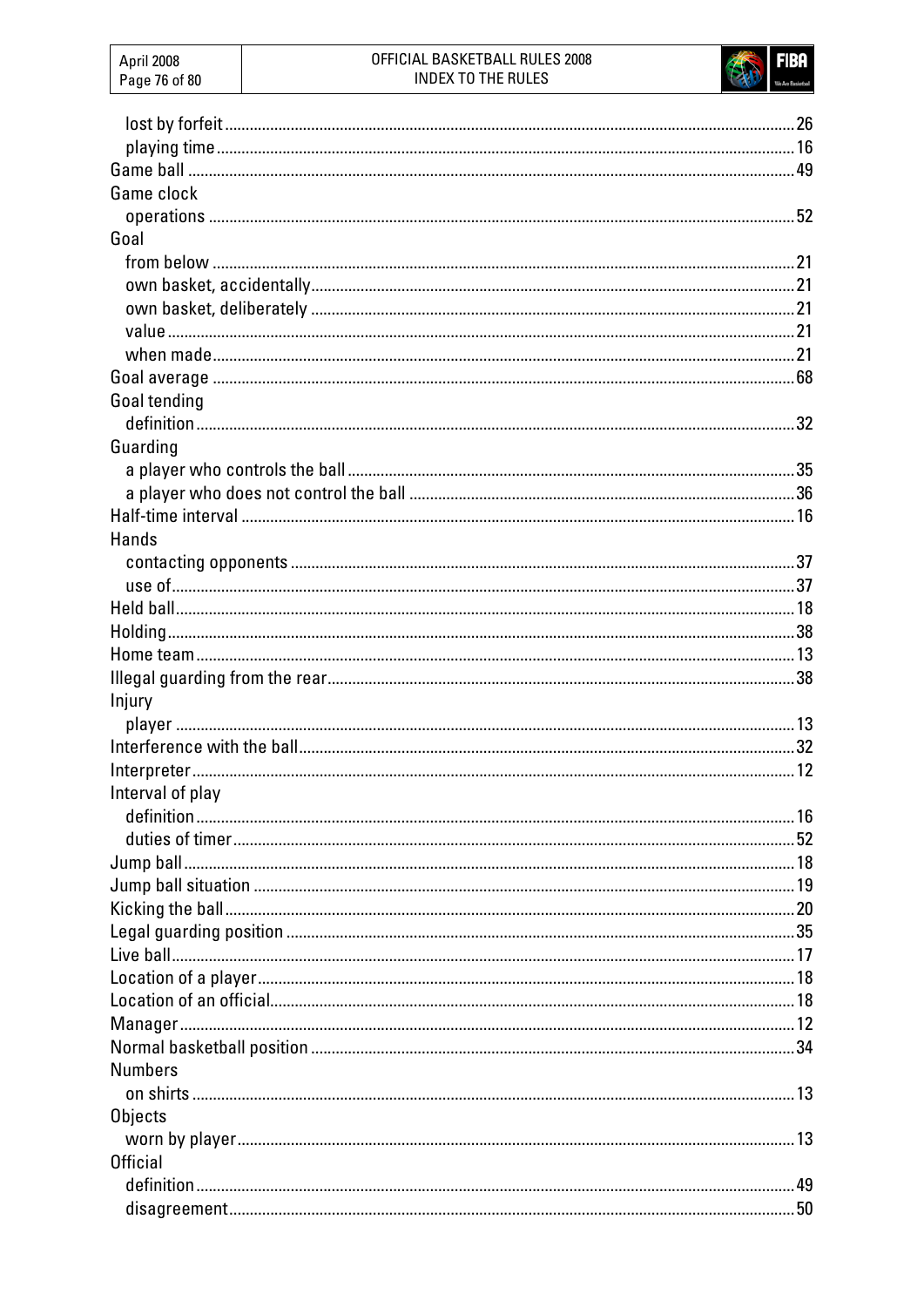lost by forfeit ........ 26
playing time ........ 16

Game ball ........ 49

Game clock
operations ........ 52

Goal
from below ........ 21
own basket, accidentally ........ 21
own basket, deliberately ........ 21
value ........ 21
when made ........ 21

Goal average ........ 68

Goal tending
definition ........ 32

Guarding
a player who controls the ball ........ 35
a player who does not control the ball ........ 36

Half-time interval ........ 16

Hands
contacting opponents ........ 37
use of ........ 37

Held ball ........ 18

Holding ........ 38

Home team ........ 13

Illegal guarding from the rear ........ 38

Injury
player ........ 13

Interference with the ball ........ 32

Interpreter ........ 12

Interval of play
definition ........ 16
duties of timer ........ 52

Jump ball ........ 18

Jump ball situation ........ 19

Kicking the ball ........ 20

Legal guarding position ........ 35

Live ball ........ 17

Location of a player ........ 18

Location of an official ........ 18

Manager ........ 12

Normal basketball position ........ 34

Numbers
on shirts ........ 13

Objects
worn by player ........ 13

Official
definition ........ 49
disagreement ........ 50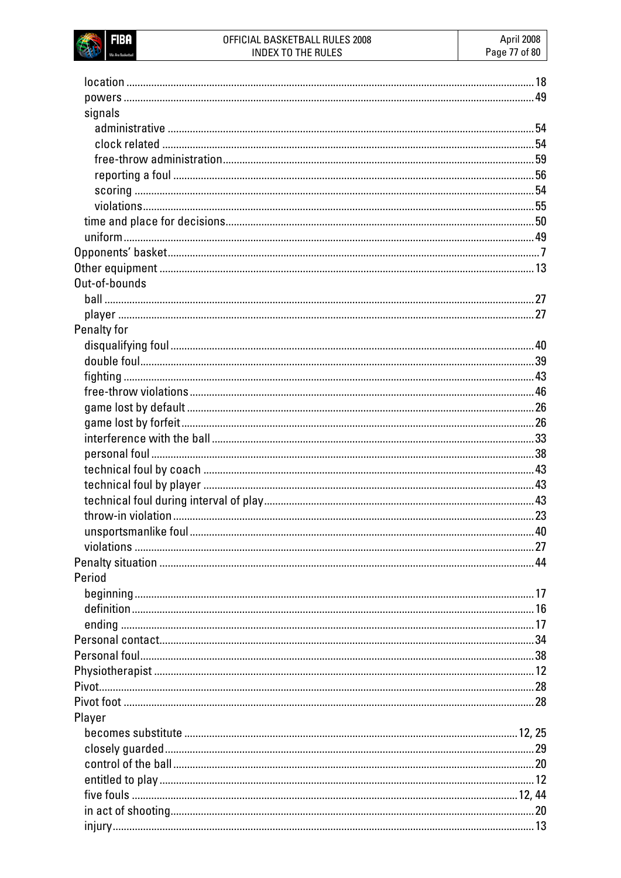- location ... 18
- powers ... 49
- signals
  - administrative ... 54
  - clock related ... 54
  - free-throw administration ... 59
  - reporting a foul ... 56
  - scoring ... 54
  - violations ... 55
- time and place for decisions ... 50
- uniform ... 49

Opponents' basket ... 7

Other equipment ... 13

Out-of-bounds
- ball ... 27
- player ... 27

Penalty for
- disqualifying foul ... 40
- double foul ... 39
- fighting ... 43
- free-throw violations ... 46
- game lost by default ... 26
- game lost by forfeit ... 26
- interference with the ball ... 33
- personal foul ... 38
- technical foul by coach ... 43
- technical foul by player ... 43
- technical foul during interval of play ... 43
- throw-in violation ... 23
- unsportsmanlike foul ... 40
- violations ... 27

Penalty situation ... 44

Period
- beginning ... 17
- definition ... 16
- ending ... 17

Personal contact ... 34

Personal foul ... 38

Physiotherapist ... 12

Pivot ... 28

Pivot foot ... 28

Player
- becomes substitute ... 12, 25
- closely guarded ... 29
- control of the ball ... 20
- entitled to play ... 12
- five fouls ... 12, 44
- in act of shooting ... 20
- injury ... 13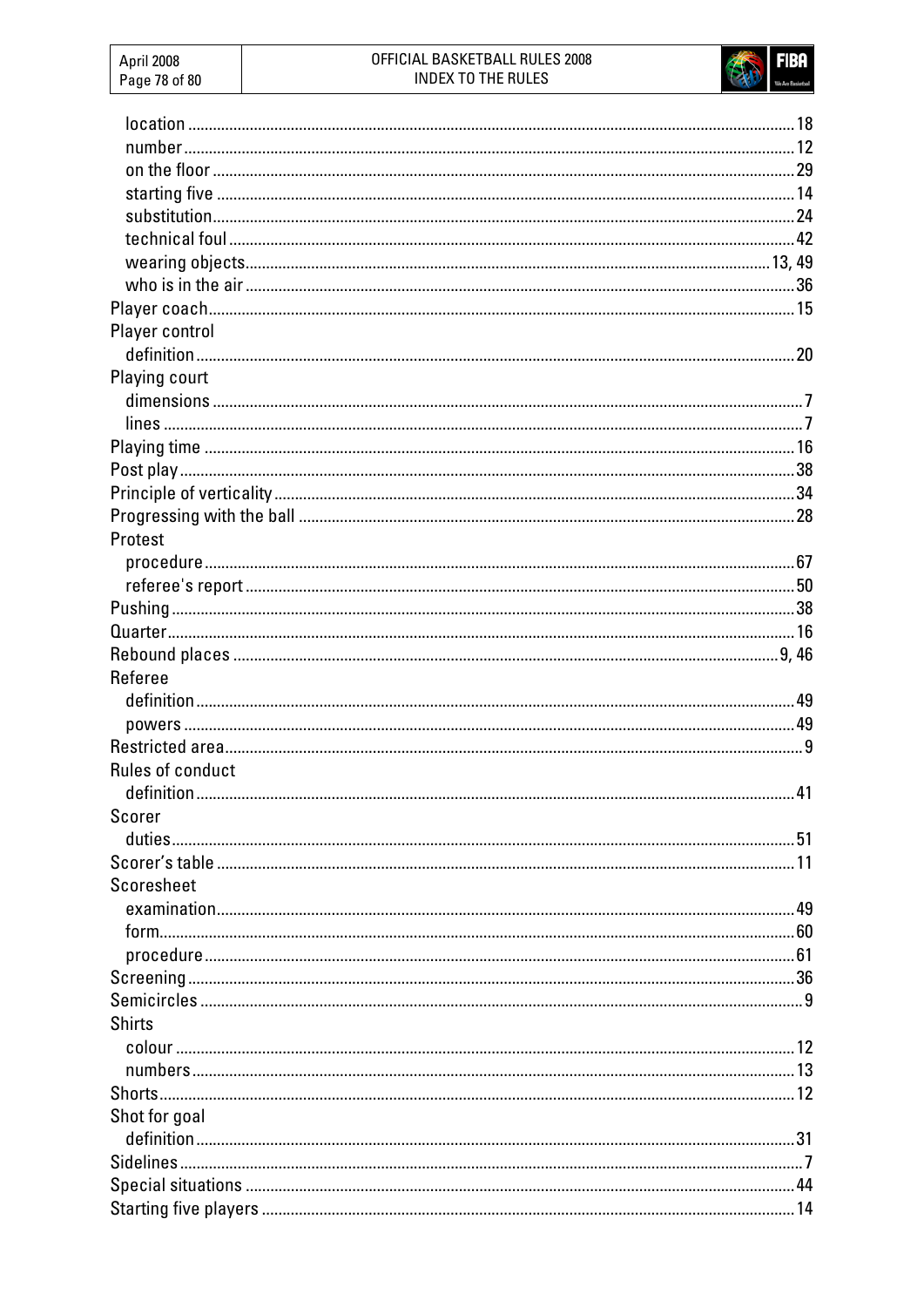location ........ 18
number ........ 12
on the floor ........ 29
starting five ........ 14
substitution ........ 24
technical foul ........ 42
wearing objects ........ 13, 49
who is in the air ........ 36

Player coach ........ 15

Player control
- definition ........ 20

Playing court
- dimensions ........ 7
- lines ........ 7

Playing time ........ 16

Post play ........ 38

Principle of verticality ........ 34

Progressing with the ball ........ 28

Protest
- procedure ........ 67
- referee's report ........ 50

Pushing ........ 38

Quarter ........ 16

Rebound places ........ 9, 46

Referee
- definition ........ 49
- powers ........ 49

Restricted area ........ 9

Rules of conduct
- definition ........ 41

Scorer
- duties ........ 51

Scorer’s table ........ 11

Scoresheet
- examination ........ 49
- form ........ 60
- procedure ........ 61

Screening ........ 36

Semicircles ........ 9

Shirts
- colour ........ 12
- numbers ........ 13

Shorts ........ 12

Shot for goal
- definition ........ 31

Sidelines ........ 7

Special situations ........ 44

Starting five players ........ 14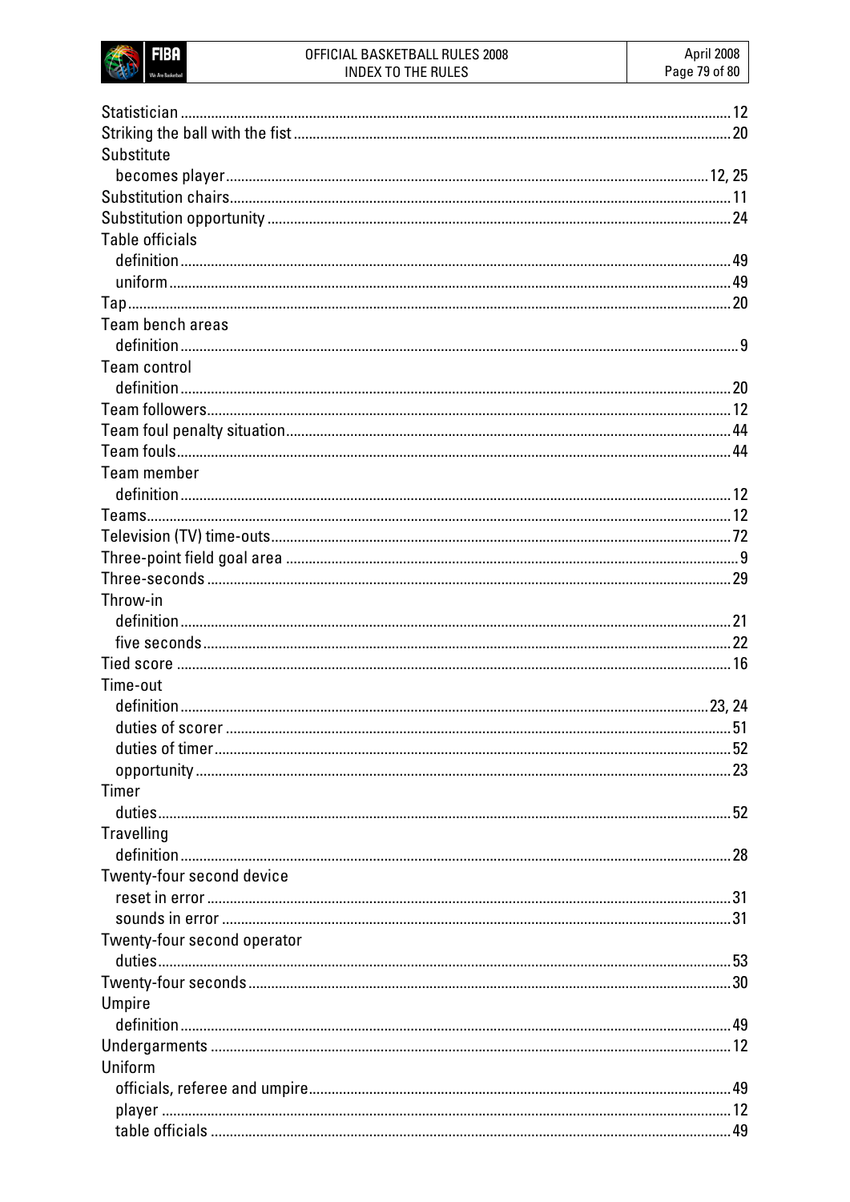Statistician ........................................................................................................................... 12
Striking the ball with the fist ................................................................................................. 20
Substitute
  becomes player ............................................................................................................. 12, 25
Substitution chairs.................................................................................................................. 11
Substitution opportunity ......................................................................................................... 24
Table officials
  definition ................................................................................................................................ 49
  uniform ................................................................................................................................... 49
Tap .............................................................................................................................................. 20
Team bench areas
  definition .................................................................................................................................. 9
Team control
  definition ................................................................................................................................ 20
Team followers.......................................................................................................................... 12
Team foul penalty situation..................................................................................................... 44
Team fouls................................................................................................................................. 44
Team member
  definition ................................................................................................................................ 12
Teams......................................................................................................................................... 12
Television (TV) time-outs......................................................................................................... 72
Three-point field goal area ........................................................................................................ 9
Three-seconds .......................................................................................................................... 29
Throw-in
  definition ................................................................................................................................ 21
  five seconds ........................................................................................................................... 22
Tied score .................................................................................................................................. 16
Time-out
  definition ........................................................................................................................... 23, 24
  duties of scorer ...................................................................................................................... 51
  duties of timer ........................................................................................................................ 52
  opportunity ............................................................................................................................. 23
Timer
  duties ....................................................................................................................................... 52
Travelling
  definition ................................................................................................................................ 28
Twenty-four second device
  reset in error ........................................................................................................................... 31
  sounds in error ....................................................................................................................... 31
Twenty-four second operator
  duties ....................................................................................................................................... 53
Twenty-four seconds ............................................................................................................... 30
Umpire
  definition ................................................................................................................................ 49
Undergarments ......................................................................................................................... 12
Uniform
  officials, referee and umpire ................................................................................................ 49
  player ...................................................................................................................................... 12
  table officials .......................................................................................................................... 49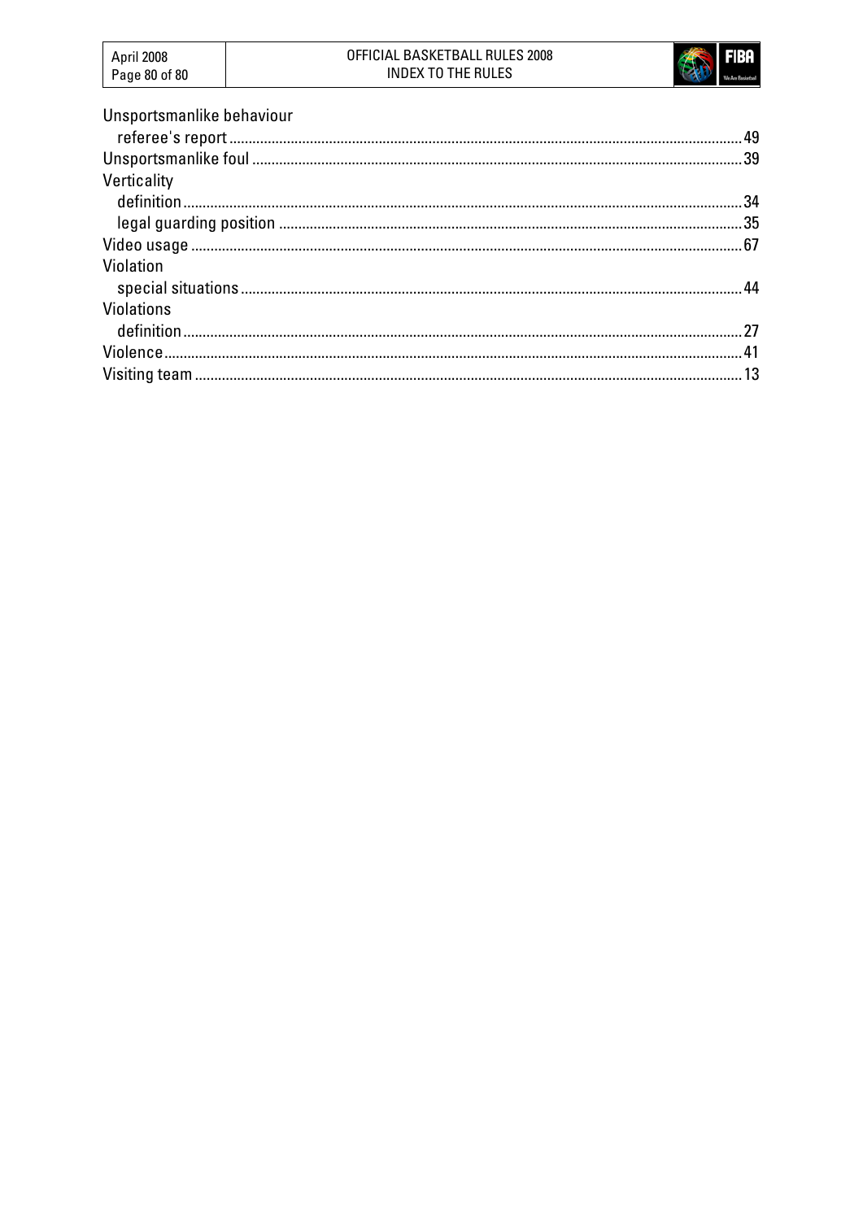Unsportsmanlike behaviour
- referee's report ........ 49

Unsportsmanlike foul ........ 39

Verticality
- definition ........ 34
- legal guarding position ........ 35

Video usage ........ 67

Violation
- special situations ........ 44

Violations
- definition ........ 27

Violence ........ 41

Visiting team ........ 13